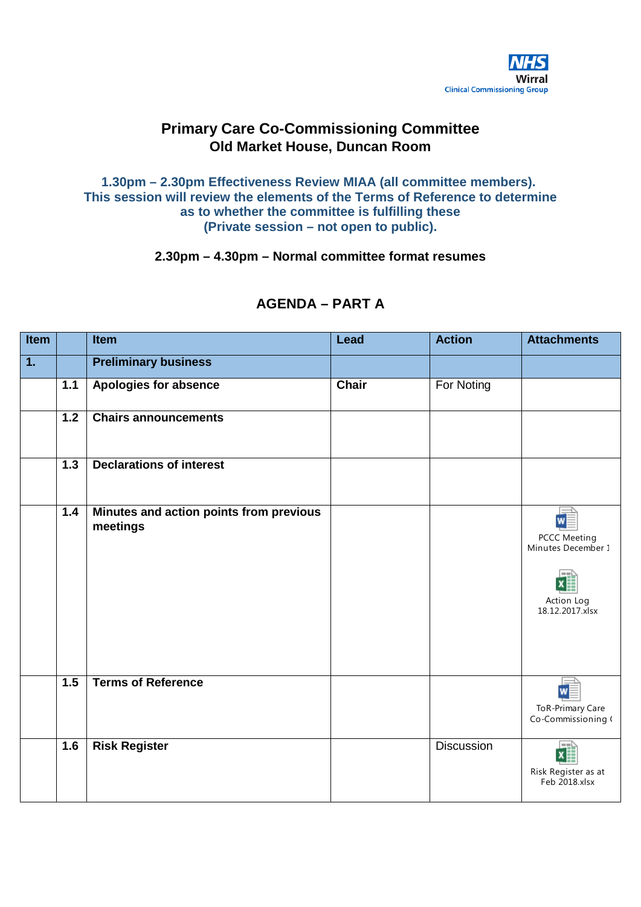NHS
Wirral
Clinical Commissioning Group

# Primary Care Co-Commissioning Committee

## Old Market House, Duncan Room

**1.30pm – 2.30pm Effectiveness Review MIAA (all committee members). This session will review the elements of the Terms of Reference to determine as to whether the committee is fulfilling these (Private session – not open to public).**

**2.30pm – 4.30pm – Normal committee format resumes**

## AGENDA – PART A

| Item | | Item | Lead | Action | Attachments |
|---|---|---|---|---|---|
| **1.** | | **Preliminary business** | | | |
| | **1.1** | **Apologies for absence** | **Chair** | For Noting | |
| | **1.2** | **Chairs announcements** | | | |
| | **1.3** | **Declarations of interest** | | | |
| | **1.4** | **Minutes and action points from previous meetings** | | | PCCC Meeting Minutes December 1<br>Action Log 18.12.2017.xlsx |
| | **1.5** | **Terms of Reference** | | | ToR-Primary Care Co-Commissioning ( |
| | **1.6** | **Risk Register** | | Discussion | Risk Register as at Feb 2018.xlsx |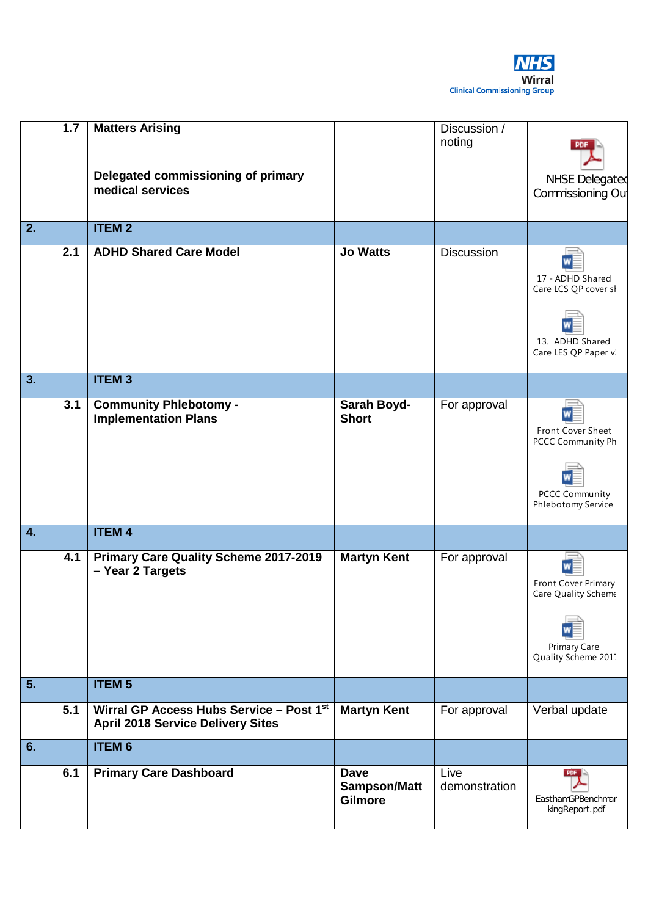| | | | | | |
|---|---|---|---|---|---|
| | 1.7 | **Matters Arising**<br><br>**Delegated commissioning of primary medical services** | | Discussion / noting | NHSE Delegated Commissioning Out |
| **2.** | | **ITEM 2** | | | |
| | **2.1** | **ADHD Shared Care Model** | **Jo Watts** | Discussion | 17 - ADHD Shared Care LCS QP cover sl<br><br>13. ADHD Shared Care LES QP Paper v. |
| **3.** | | **ITEM 3** | | | |
| | **3.1** | **Community Phlebotomy - Implementation Plans** | **Sarah Boyd-Short** | For approval | Front Cover Sheet PCCC Community Ph<br><br>PCCC Community Phlebotomy Service |
| **4.** | | **ITEM 4** | | | |
| | **4.1** | **Primary Care Quality Scheme 2017-2019 – Year 2 Targets** | **Martyn Kent** | For approval | Front Cover Primary Care Quality Scheme<br><br>Primary Care Quality Scheme 201 |
| **5.** | | **ITEM 5** | | | |
| | **5.1** | **Wirral GP Access Hubs Service – Post 1st April 2018 Service Delivery Sites** | **Martyn Kent** | For approval | Verbal update |
| **6.** | | **ITEM 6** | | | |
| | **6.1** | **Primary Care Dashboard** | **Dave Sampson/Matt Gilmore** | Live demonstration | EasthamGPBenchmarkingReport.pdf |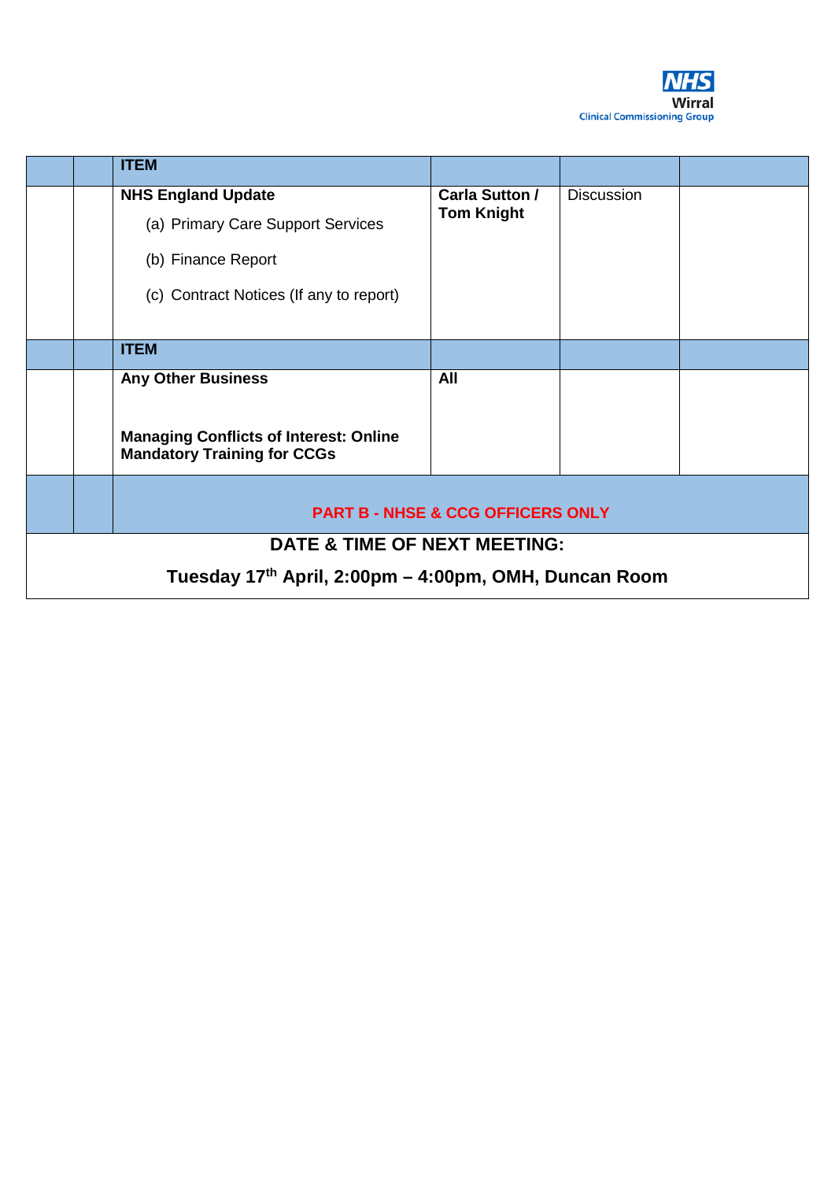| | | ITEM | | | |
|---|---|---|---|---|---|
| | | **NHS England Update**<br>(a) Primary Care Support Services<br>(b) Finance Report<br>(c) Contract Notices (If any to report) | **Carla Sutton / Tom Knight** | Discussion | |
| | | **ITEM** | | | |
| | | **Any Other Business**<br><br>**Managing Conflicts of Interest: Online Mandatory Training for CCGs** | **All** | | |
| | | **PART B - NHSE & CCG OFFICERS ONLY** | | | |

**DATE & TIME OF NEXT MEETING:**

**Tuesday 17th April, 2:00pm – 4:00pm, OMH, Duncan Room**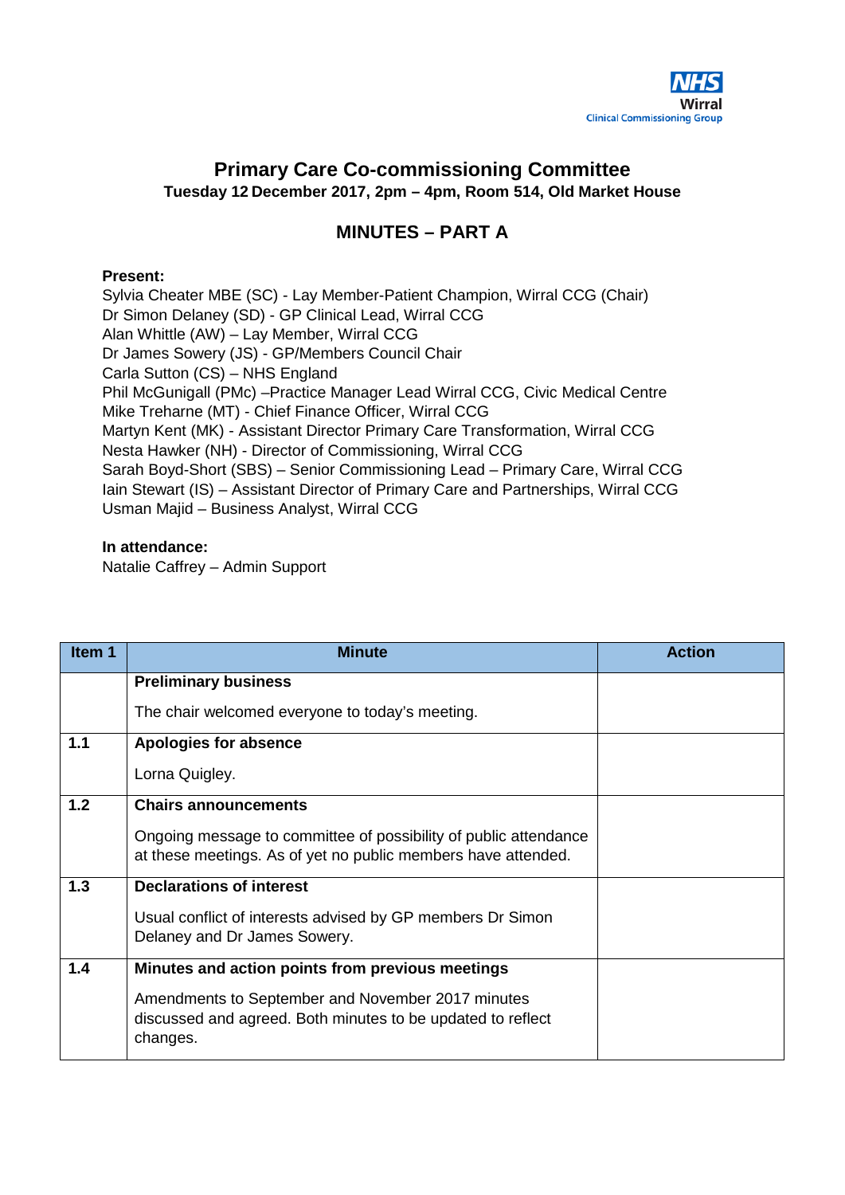NHS
Wirral
Clinical Commissioning Group

# Primary Care Co-commissioning Committee

**Tuesday 12 December 2017, 2pm – 4pm, Room 514, Old Market House**

## MINUTES – PART A

**Present:**
Sylvia Cheater MBE (SC) - Lay Member-Patient Champion, Wirral CCG (Chair)
Dr Simon Delaney (SD) - GP Clinical Lead, Wirral CCG
Alan Whittle (AW) – Lay Member, Wirral CCG
Dr James Sowery (JS) - GP/Members Council Chair
Carla Sutton (CS) – NHS England
Phil McGunigall (PMc) –Practice Manager Lead Wirral CCG, Civic Medical Centre
Mike Treharne (MT) - Chief Finance Officer, Wirral CCG
Martyn Kent (MK) - Assistant Director Primary Care Transformation, Wirral CCG
Nesta Hawker (NH) - Director of Commissioning, Wirral CCG
Sarah Boyd-Short (SBS) – Senior Commissioning Lead – Primary Care, Wirral CCG
Iain Stewart (IS) – Assistant Director of Primary Care and Partnerships, Wirral CCG
Usman Majid – Business Analyst, Wirral CCG

**In attendance:**
Natalie Caffrey – Admin Support

| Item 1 | Minute | Action |
|---|---|---|
| | **Preliminary business**<br><br>The chair welcomed everyone to today's meeting. | |
| **1.1** | **Apologies for absence**<br><br>Lorna Quigley. | |
| **1.2** | **Chairs announcements**<br><br>Ongoing message to committee of possibility of public attendance at these meetings. As of yet no public members have attended. | |
| **1.3** | **Declarations of interest**<br><br>Usual conflict of interests advised by GP members Dr Simon Delaney and Dr James Sowery. | |
| **1.4** | **Minutes and action points from previous meetings**<br><br>Amendments to September and November 2017 minutes discussed and agreed. Both minutes to be updated to reflect changes. | |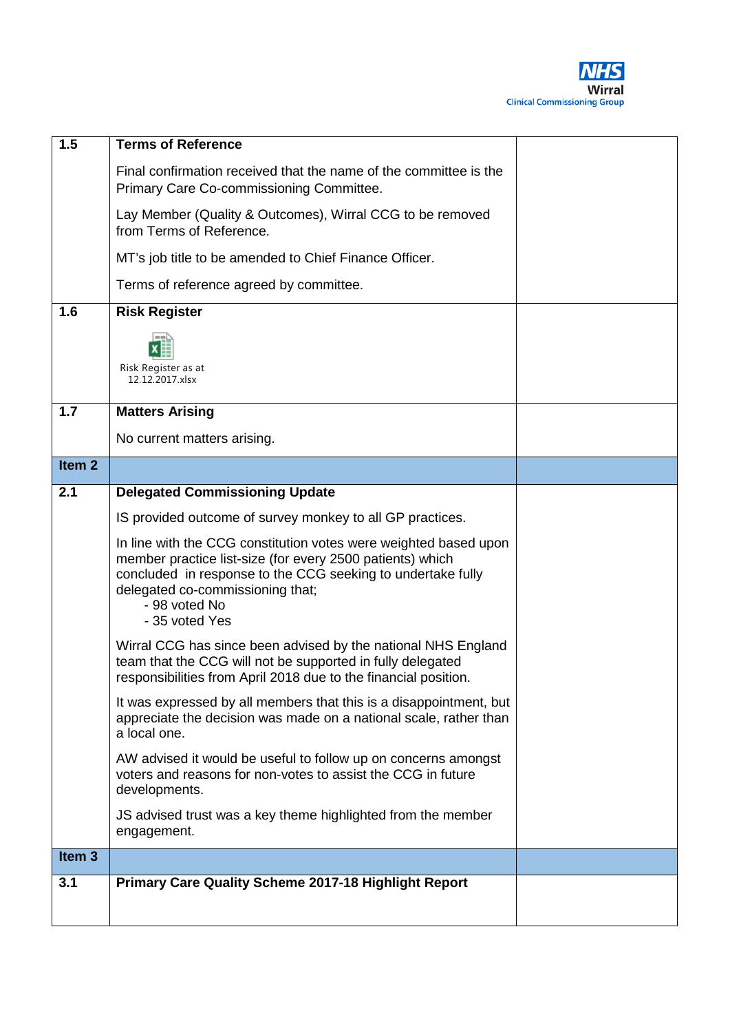| 1.5 | **Terms of Reference**<br><br>Final confirmation received that the name of the committee is the Primary Care Co-commissioning Committee.<br><br>Lay Member (Quality & Outcomes), Wirral CCG to be removed from Terms of Reference.<br><br>MT's job title to be amended to Chief Finance Officer.<br><br>Terms of reference agreed by committee. | |
|---|---|---|
| 1.6 | **Risk Register**<br><br>Risk Register as at 12.12.2017.xlsx | |
| 1.7 | **Matters Arising**<br><br>No current matters arising. | |
| **Item 2** | | |
| 2.1 | **Delegated Commissioning Update**<br><br>IS provided outcome of survey monkey to all GP practices.<br><br>In line with the CCG constitution votes were weighted based upon member practice list-size (for every 2500 patients) which concluded in response to the CCG seeking to undertake fully delegated co-commissioning that;<br>- 98 voted No<br>- 35 voted Yes<br><br>Wirral CCG has since been advised by the national NHS England team that the CCG will not be supported in fully delegated responsibilities from April 2018 due to the financial position.<br><br>It was expressed by all members that this is a disappointment, but appreciate the decision was made on a national scale, rather than a local one.<br><br>AW advised it would be useful to follow up on concerns amongst voters and reasons for non-votes to assist the CCG in future developments.<br><br>JS advised trust was a key theme highlighted from the member engagement. | |
| **Item 3** | | |
| 3.1 | **Primary Care Quality Scheme 2017-18 Highlight Report** | |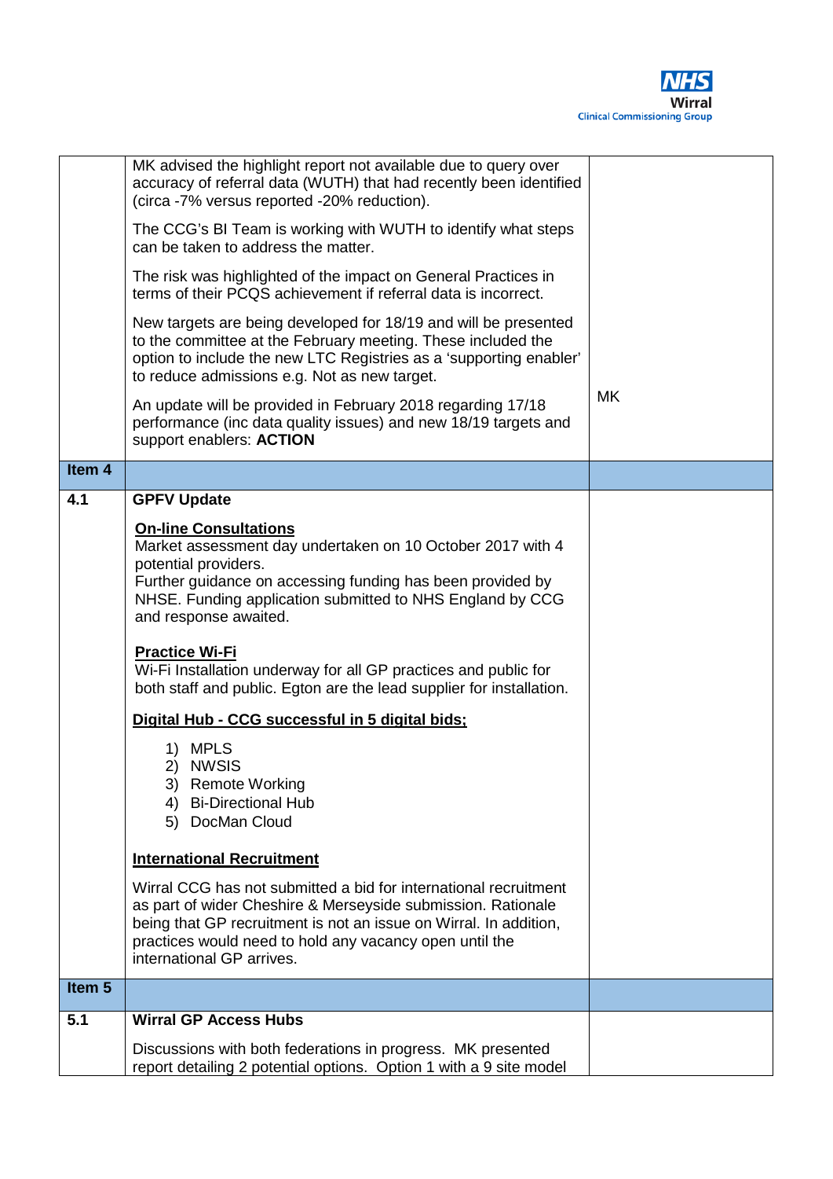| | | |
|---|---|---|
| | MK advised the highlight report not available due to query over accuracy of referral data (WUTH) that had recently been identified (circa -7% versus reported -20% reduction).<br><br>The CCG's BI Team is working with WUTH to identify what steps can be taken to address the matter.<br><br>The risk was highlighted of the impact on General Practices in terms of their PCQS achievement if referral data is incorrect.<br><br>New targets are being developed for 18/19 and will be presented to the committee at the February meeting. These included the option to include the new LTC Registries as a 'supporting enabler' to reduce admissions e.g. Not as new target.<br><br>An update will be provided in February 2018 regarding 17/18 performance (inc data quality issues) and new 18/19 targets and support enablers: **ACTION** | MK |
| **Item 4** | | |
| **4.1** | **GPFV Update**<br><br>**On-line Consultations**<br>Market assessment day undertaken on 10 October 2017 with 4 potential providers.<br>Further guidance on accessing funding has been provided by NHSE. Funding application submitted to NHS England by CCG and response awaited.<br><br>**Practice Wi-Fi**<br>Wi-Fi Installation underway for all GP practices and public for both staff and public. Egton are the lead supplier for installation.<br><br>**Digital Hub - CCG successful in 5 digital bids;**<br><br>1) MPLS<br>2) NWSIS<br>3) Remote Working<br>4) Bi-Directional Hub<br>5) DocMan Cloud<br><br>**International Recruitment**<br><br>Wirral CCG has not submitted a bid for international recruitment as part of wider Cheshire & Merseyside submission. Rationale being that GP recruitment is not an issue on Wirral. In addition, practices would need to hold any vacancy open until the international GP arrives. | |
| **Item 5** | | |
| **5.1** | **Wirral GP Access Hubs**<br><br>Discussions with both federations in progress. MK presented report detailing 2 potential options. Option 1 with a 9 site model | |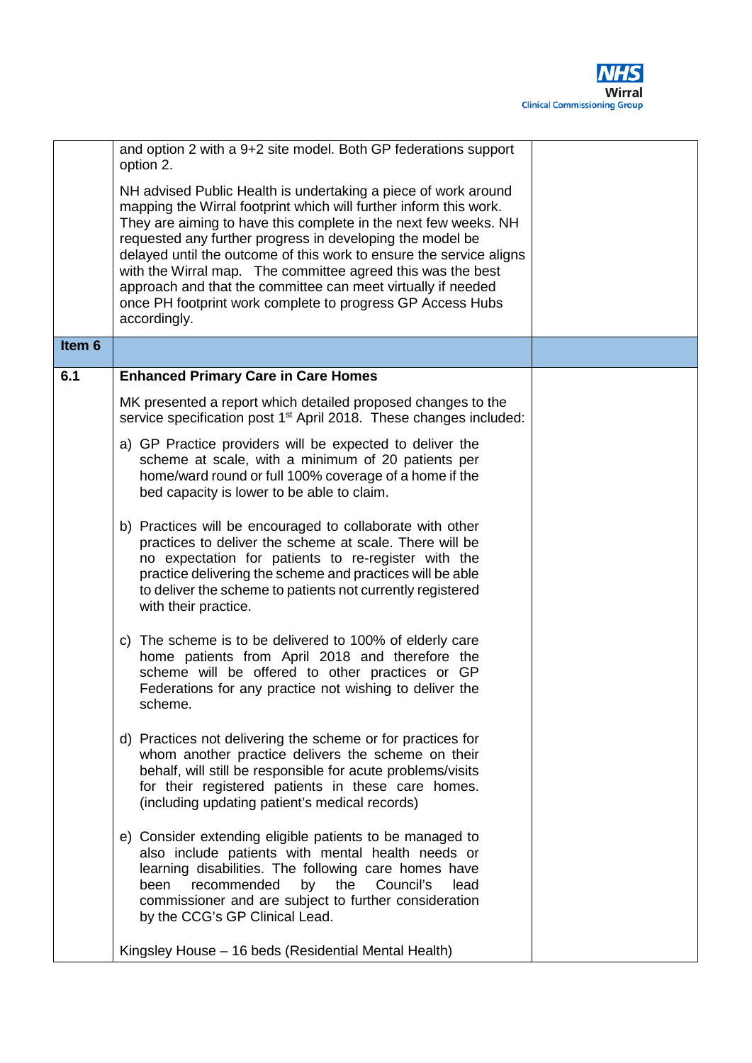| | | |
|---|---|---|
| | and option 2 with a 9+2 site model. Both GP federations support option 2.<br><br>NH advised Public Health is undertaking a piece of work around mapping the Wirral footprint which will further inform this work. They are aiming to have this complete in the next few weeks. NH requested any further progress in developing the model be delayed until the outcome of this work to ensure the service aligns with the Wirral map. The committee agreed this was the best approach and that the committee can meet virtually if needed once PH footprint work complete to progress GP Access Hubs accordingly. | |
| **Item 6** | | |
| **6.1** | **Enhanced Primary Care in Care Homes**<br><br>MK presented a report which detailed proposed changes to the service specification post 1st April 2018. These changes included:<br><br>a) GP Practice providers will be expected to deliver the scheme at scale, with a minimum of 20 patients per home/ward round or full 100% coverage of a home if the bed capacity is lower to be able to claim.<br><br>b) Practices will be encouraged to collaborate with other practices to deliver the scheme at scale. There will be no expectation for patients to re-register with the practice delivering the scheme and practices will be able to deliver the scheme to patients not currently registered with their practice.<br><br>c) The scheme is to be delivered to 100% of elderly care home patients from April 2018 and therefore the scheme will be offered to other practices or GP Federations for any practice not wishing to deliver the scheme.<br><br>d) Practices not delivering the scheme or for practices for whom another practice delivers the scheme on their behalf, will still be responsible for acute problems/visits for their registered patients in these care homes. (including updating patient's medical records)<br><br>e) Consider extending eligible patients to be managed to also include patients with mental health needs or learning disabilities. The following care homes have been recommended by the Council's lead commissioner and are subject to further consideration by the CCG's GP Clinical Lead.<br><br>Kingsley House – 16 beds (Residential Mental Health) | |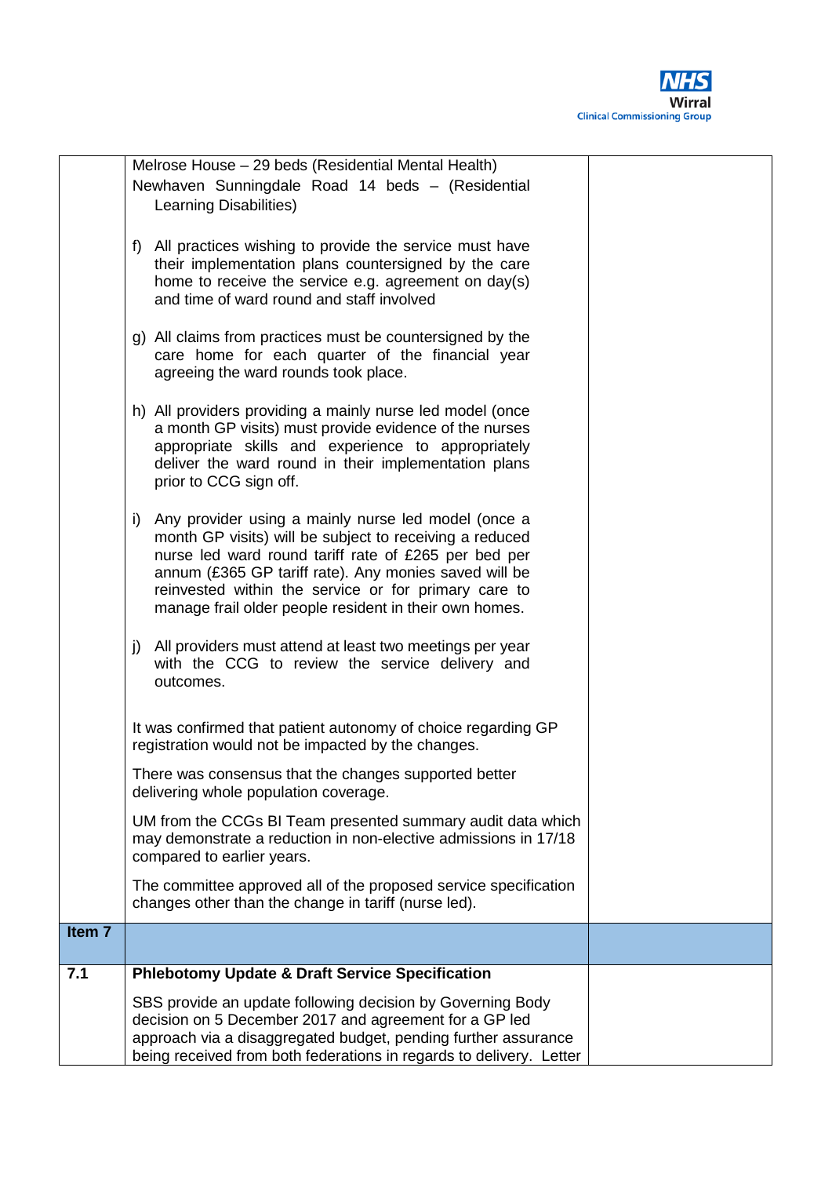| | | |
|---|---|---|
| | Melrose House – 29 beds (Residential Mental Health)<br>Newhaven Sunningdale Road 14 beds – (Residential Learning Disabilities)<br><br>f) All practices wishing to provide the service must have their implementation plans countersigned by the care home to receive the service e.g. agreement on day(s) and time of ward round and staff involved<br><br>g) All claims from practices must be countersigned by the care home for each quarter of the financial year agreeing the ward rounds took place.<br><br>h) All providers providing a mainly nurse led model (once a month GP visits) must provide evidence of the nurses appropriate skills and experience to appropriately deliver the ward round in their implementation plans prior to CCG sign off.<br><br>i) Any provider using a mainly nurse led model (once a month GP visits) will be subject to receiving a reduced nurse led ward round tariff rate of £265 per bed per annum (£365 GP tariff rate). Any monies saved will be reinvested within the service or for primary care to manage frail older people resident in their own homes.<br><br>j) All providers must attend at least two meetings per year with the CCG to review the service delivery and outcomes.<br><br>It was confirmed that patient autonomy of choice regarding GP registration would not be impacted by the changes.<br><br>There was consensus that the changes supported better delivering whole population coverage.<br><br>UM from the CCGs BI Team presented summary audit data which may demonstrate a reduction in non-elective admissions in 17/18 compared to earlier years.<br><br>The committee approved all of the proposed service specification changes other than the change in tariff (nurse led). | |
| **Item 7** | | |
| **7.1** | **Phlebotomy Update & Draft Service Specification**<br><br>SBS provide an update following decision by Governing Body decision on 5 December 2017 and agreement for a GP led approach via a disaggregated budget, pending further assurance being received from both federations in regards to delivery. Letter | |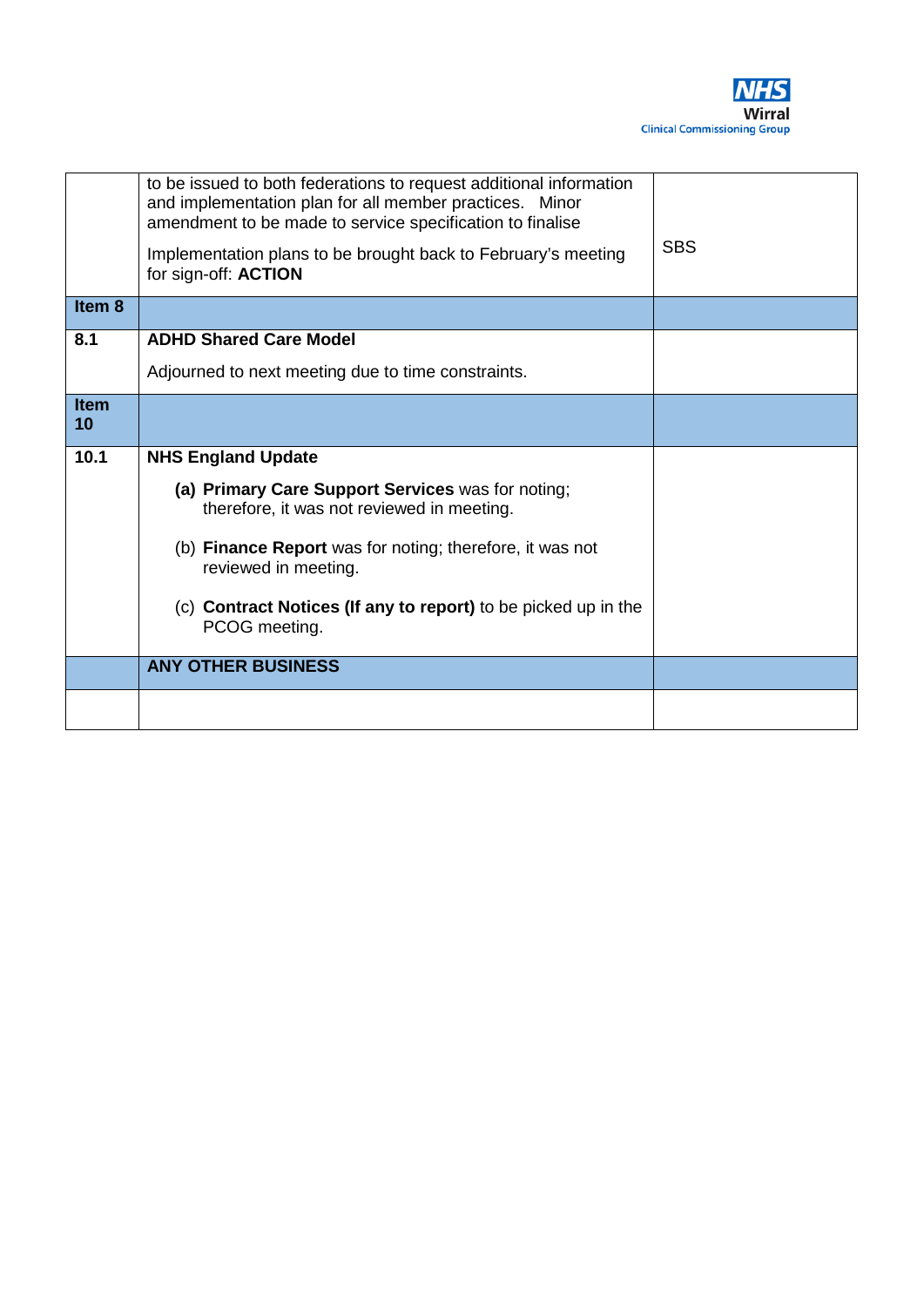| | | |
|---|---|---|
| | to be issued to both federations to request additional information and implementation plan for all member practices. Minor amendment to be made to service specification to finalise<br><br>Implementation plans to be brought back to February's meeting for sign-off: **ACTION** | SBS |
| **Item 8** | | |
| **8.1** | **ADHD Shared Care Model**<br><br>Adjourned to next meeting due to time constraints. | |
| **Item 10** | | |
| **10.1** | **NHS England Update**<br><br>**(a) Primary Care Support Services** was for noting; therefore, it was not reviewed in meeting.<br><br>(b) **Finance Report** was for noting; therefore, it was not reviewed in meeting.<br><br>(c) **Contract Notices (If any to report)** to be picked up in the PCOG meeting. | |
| | **ANY OTHER BUSINESS** | |
| | | |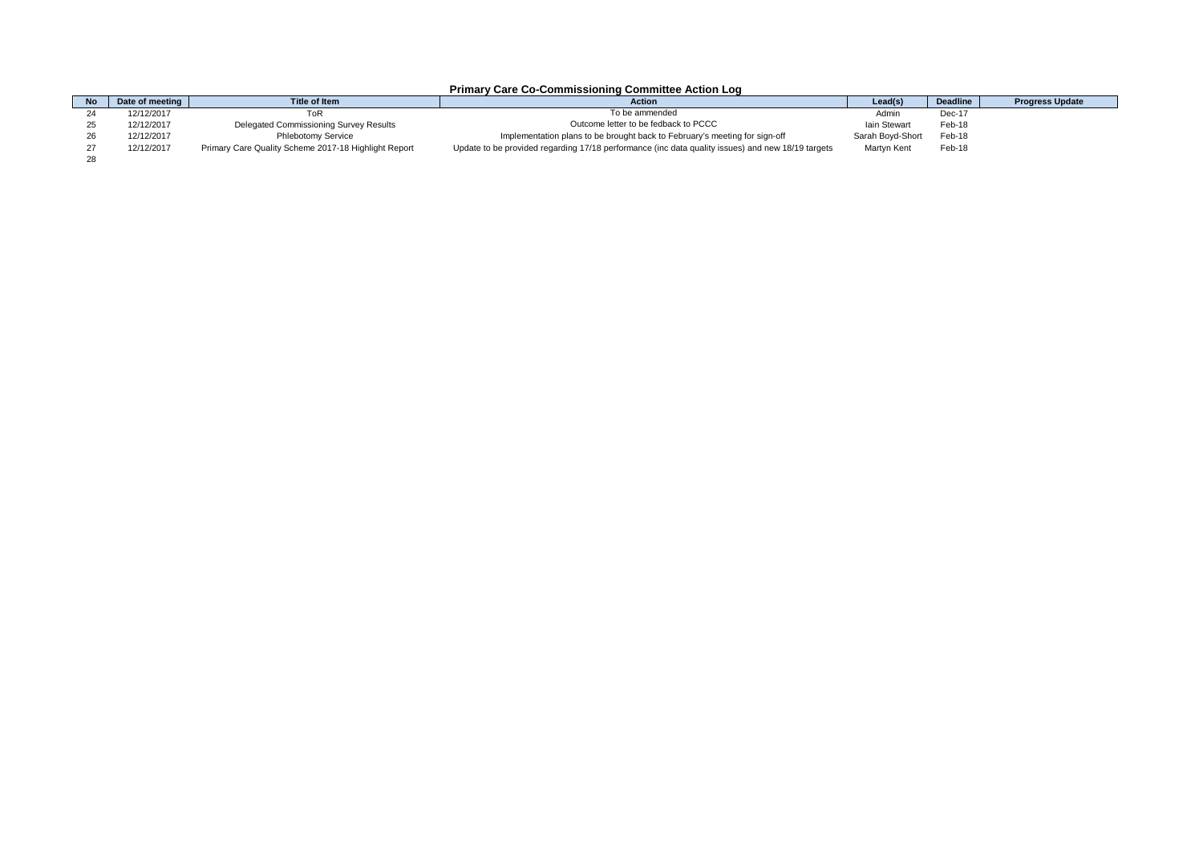## Primary Care Co-Commissioning Committee Action Log

| No | Date of meeting | Title of Item | Action | Lead(s) | Deadline | Progress Update |
|---|---|---|---|---|---|---|
| 24 | 12/12/2017 | ToR | To be ammended | Admin | Dec-17 | |
| 25 | 12/12/2017 | Delegated Commissioning Survey Results | Outcome letter to be fedback to PCCC | Iain Stewart | Feb-18 | |
| 26 | 12/12/2017 | Phlebotomy Service | Implementation plans to be brought back to February's meeting for sign-off | Sarah Boyd-Short | Feb-18 | |
| 27 | 12/12/2017 | Primary Care Quality Scheme 2017-18 Highlight Report | Update to be provided regarding 17/18 performance (inc data quality issues) and new 18/19 targets | Martyn Kent | Feb-18 | |
| 28 | | | | | | |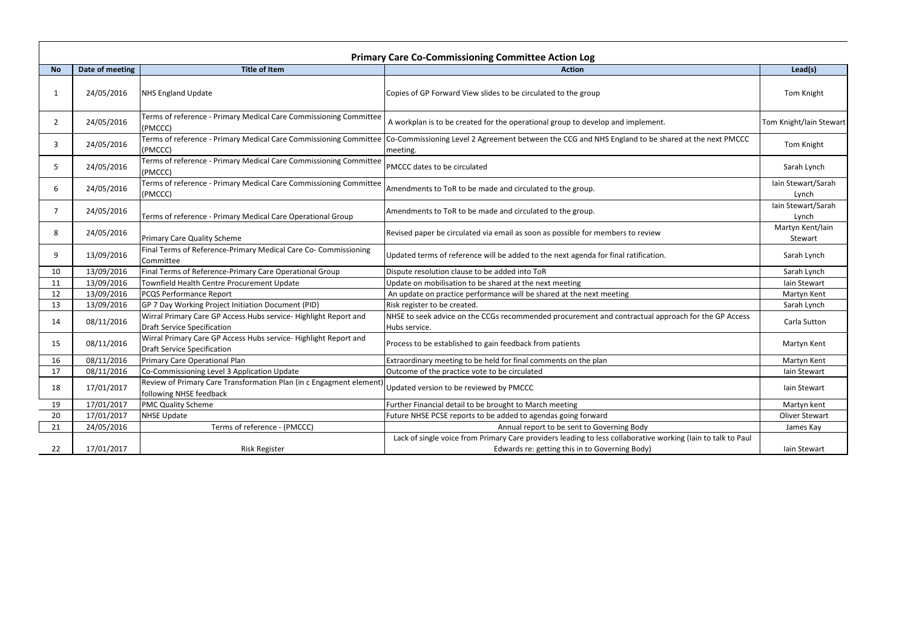## Primary Care Co-Commissioning Committee Action Log

| No | Date of meeting | Title of Item | Action | Lead(s) |
|---|---|---|---|---|
| 1 | 24/05/2016 | NHS England Update | Copies of GP Forward View slides to be circulated to the group | Tom Knight |
| 2 | 24/05/2016 | Terms of reference - Primary Medical Care Commissioning Committee (PMCCC) | A workplan is to be created for the operational group to develop and implement. | Tom Knight/Iain Stewart |
| 3 | 24/05/2016 | Terms of reference - Primary Medical Care Commissioning Committee (PMCCC) | Co-Commissioning Level 2 Agreement between the CCG and NHS England to be shared at the next PMCCC meeting. | Tom Knight |
| 5 | 24/05/2016 | Terms of reference - Primary Medical Care Commissioning Committee (PMCCC) | PMCCC dates to be circulated | Sarah Lynch |
| 6 | 24/05/2016 | Terms of reference - Primary Medical Care Commissioning Committee (PMCCC) | Amendments to ToR to be made and circulated to the group. | Iain Stewart/Sarah Lynch |
| 7 | 24/05/2016 | Terms of reference - Primary Medical Care Operational Group | Amendments to ToR to be made and circulated to the group. | Iain Stewart/Sarah Lynch |
| 8 | 24/05/2016 | Primary Care Quality Scheme | Revised paper be circulated via email as soon as possible for members to review | Martyn Kent/Iain Stewart |
| 9 | 13/09/2016 | Final Terms of Reference-Primary Medical Care Co- Commissioning Committee | Updated terms of reference will be added to the next agenda for final ratification. | Sarah Lynch |
| 10 | 13/09/2016 | Final Terms of Reference-Primary Care Operational Group | Dispute resolution clause to be added into ToR | Sarah Lynch |
| 11 | 13/09/2016 | Townfield Health Centre Procurement Update | Update on mobilisation to be shared at the next meeting | Iain Stewart |
| 12 | 13/09/2016 | PCQS Performance Report | An update on practice performance will be shared at the next meeting | Martyn Kent |
| 13 | 13/09/2016 | GP 7 Day Working Project Initiation Document (PID) | Risk register to be created. | Sarah Lynch |
| 14 | 08/11/2016 | Wirral Primary Care GP Access Hubs service- Highlight Report and Draft Service Specification | NHSE to seek advice on the CCGs recommended procurement and contractual approach for the GP Access Hubs service. | Carla Sutton |
| 15 | 08/11/2016 | Wirral Primary Care GP Access Hubs service- Highlight Report and Draft Service Specification | Process to be established to gain feedback from patients | Martyn Kent |
| 16 | 08/11/2016 | Primary Care Operational Plan | Extraordinary meeting to be held for final comments on the plan | Martyn Kent |
| 17 | 08/11/2016 | Co-Commissioning Level 3 Application Update | Outcome of the practice vote to be circulated | Iain Stewart |
| 18 | 17/01/2017 | Review of Primary Care Transformation Plan (in c Engagment element) following NHSE feedback | Updated version to be reviewed by PMCCC | Iain Stewart |
| 19 | 17/01/2017 | PMC Quality Scheme | Further Financial detail to be brought to March meeting | Martyn kent |
| 20 | 17/01/2017 | NHSE Update | Future NHSE PCSE reports to be added to agendas going forward | Oliver Stewart |
| 21 | 24/05/2016 | Terms of reference - (PMCCC) | Annual report to be sent to Governing Body | James Kay |
| 22 | 17/01/2017 | Risk Register | Lack of single voice from Primary Care providers leading to less collaborative working (Iain to talk to Paul Edwards re: getting this in to Governing Body) | Iain Stewart |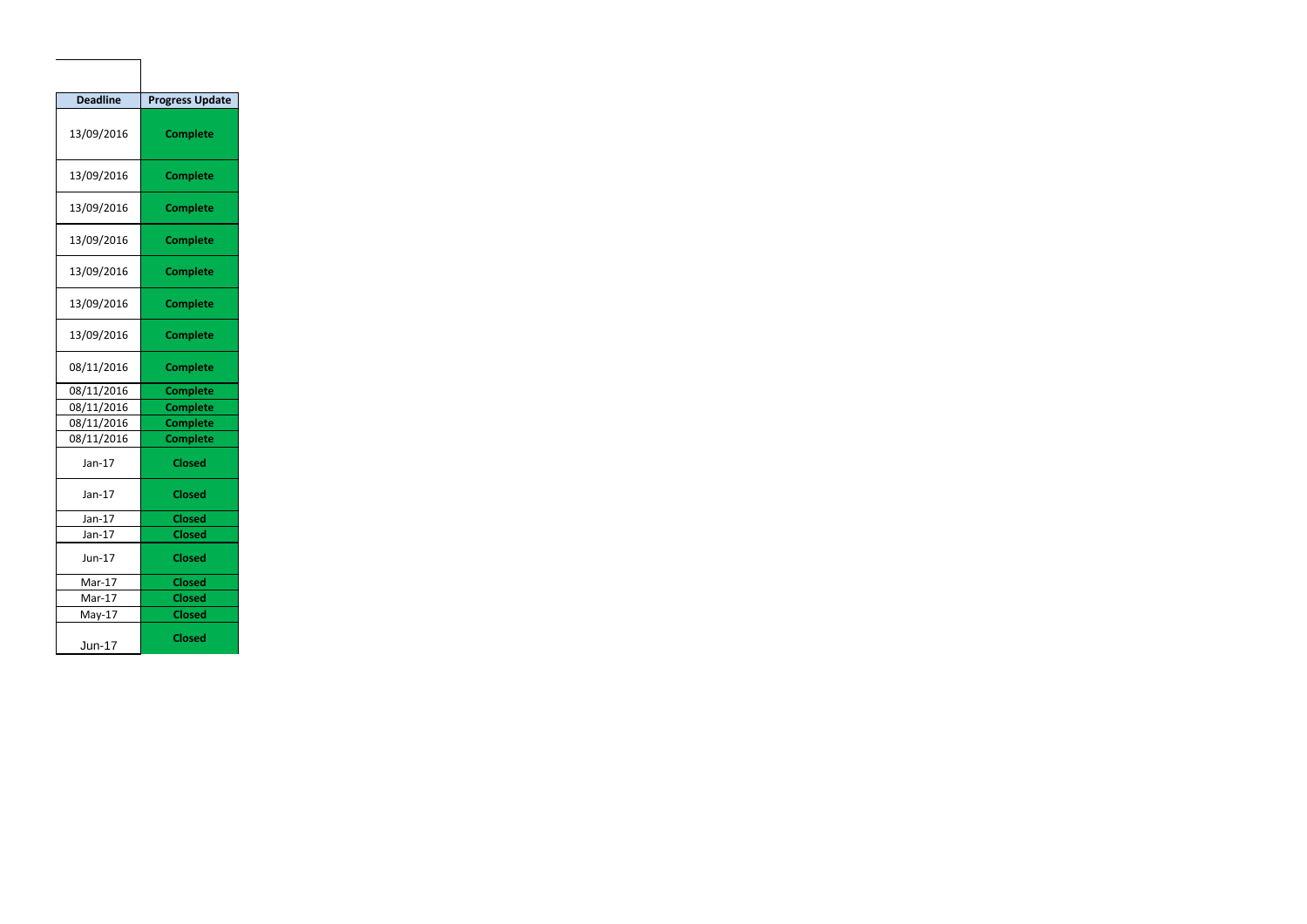| Deadline | Progress Update |
|---|---|
| 13/09/2016 | **Complete** |
| 13/09/2016 | **Complete** |
| 13/09/2016 | **Complete** |
| 13/09/2016 | **Complete** |
| 13/09/2016 | **Complete** |
| 13/09/2016 | **Complete** |
| 13/09/2016 | **Complete** |
| 08/11/2016 | **Complete** |
| 08/11/2016 | **Complete** |
| 08/11/2016 | **Complete** |
| 08/11/2016 | **Complete** |
| 08/11/2016 | **Complete** |
| Jan-17 | **Closed** |
| Jan-17 | **Closed** |
| Jan-17 | **Closed** |
| Jan-17 | **Closed** |
| Jun-17 | **Closed** |
| Mar-17 | **Closed** |
| Mar-17 | **Closed** |
| May-17 | **Closed** |
| Jun-17 | **Closed** |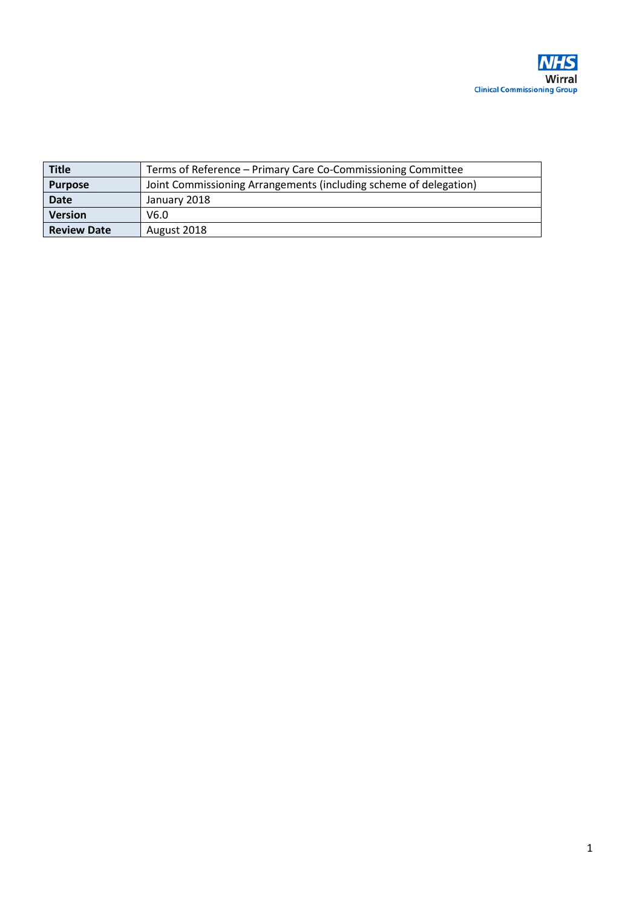NHS
Wirral
Clinical Commissioning Group

| Title | Terms of Reference – Primary Care Co-Commissioning Committee |
|---|---|
| Purpose | Joint Commissioning Arrangements (including scheme of delegation) |
| Date | January 2018 |
| Version | V6.0 |
| Review Date | August 2018 |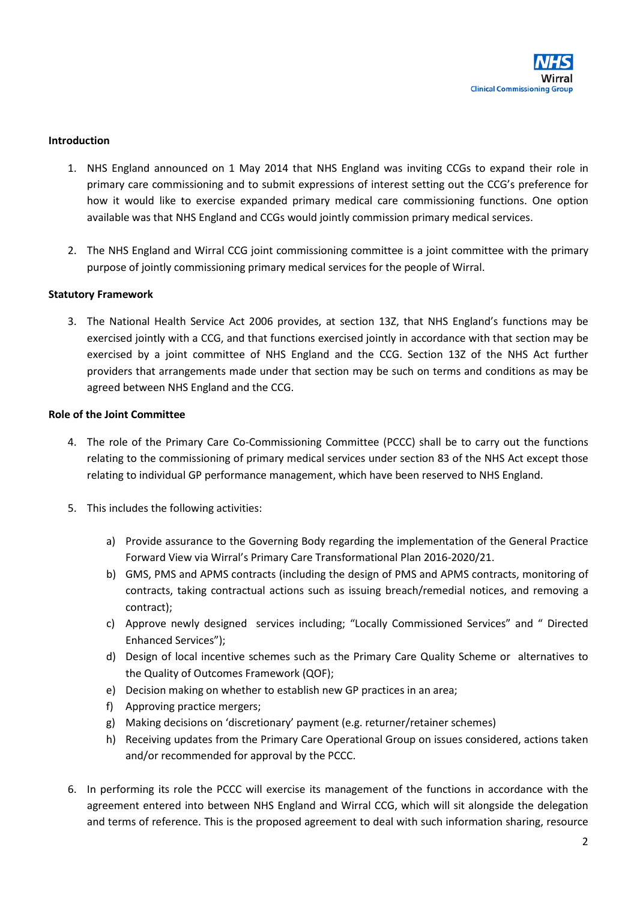**Introduction**

1. NHS England announced on 1 May 2014 that NHS England was inviting CCGs to expand their role in primary care commissioning and to submit expressions of interest setting out the CCG's preference for how it would like to exercise expanded primary medical care commissioning functions. One option available was that NHS England and CCGs would jointly commission primary medical services.

2. The NHS England and Wirral CCG joint commissioning committee is a joint committee with the primary purpose of jointly commissioning primary medical services for the people of Wirral.

**Statutory Framework**

3. The National Health Service Act 2006 provides, at section 13Z, that NHS England's functions may be exercised jointly with a CCG, and that functions exercised jointly in accordance with that section may be exercised by a joint committee of NHS England and the CCG. Section 13Z of the NHS Act further providers that arrangements made under that section may be such on terms and conditions as may be agreed between NHS England and the CCG.

**Role of the Joint Committee**

4. The role of the Primary Care Co-Commissioning Committee (PCCC) shall be to carry out the functions relating to the commissioning of primary medical services under section 83 of the NHS Act except those relating to individual GP performance management, which have been reserved to NHS England.

5. This includes the following activities:

   a) Provide assurance to the Governing Body regarding the implementation of the General Practice Forward View via Wirral's Primary Care Transformational Plan 2016-2020/21.
   b) GMS, PMS and APMS contracts (including the design of PMS and APMS contracts, monitoring of contracts, taking contractual actions such as issuing breach/remedial notices, and removing a contract);
   c) Approve newly designed services including; "Locally Commissioned Services" and " Directed Enhanced Services");
   d) Design of local incentive schemes such as the Primary Care Quality Scheme or alternatives to the Quality of Outcomes Framework (QOF);
   e) Decision making on whether to establish new GP practices in an area;
   f) Approving practice mergers;
   g) Making decisions on 'discretionary' payment (e.g. returner/retainer schemes)
   h) Receiving updates from the Primary Care Operational Group on issues considered, actions taken and/or recommended for approval by the PCCC.

6. In performing its role the PCCC will exercise its management of the functions in accordance with the agreement entered into between NHS England and Wirral CCG, which will sit alongside the delegation and terms of reference. This is the proposed agreement to deal with such information sharing, resource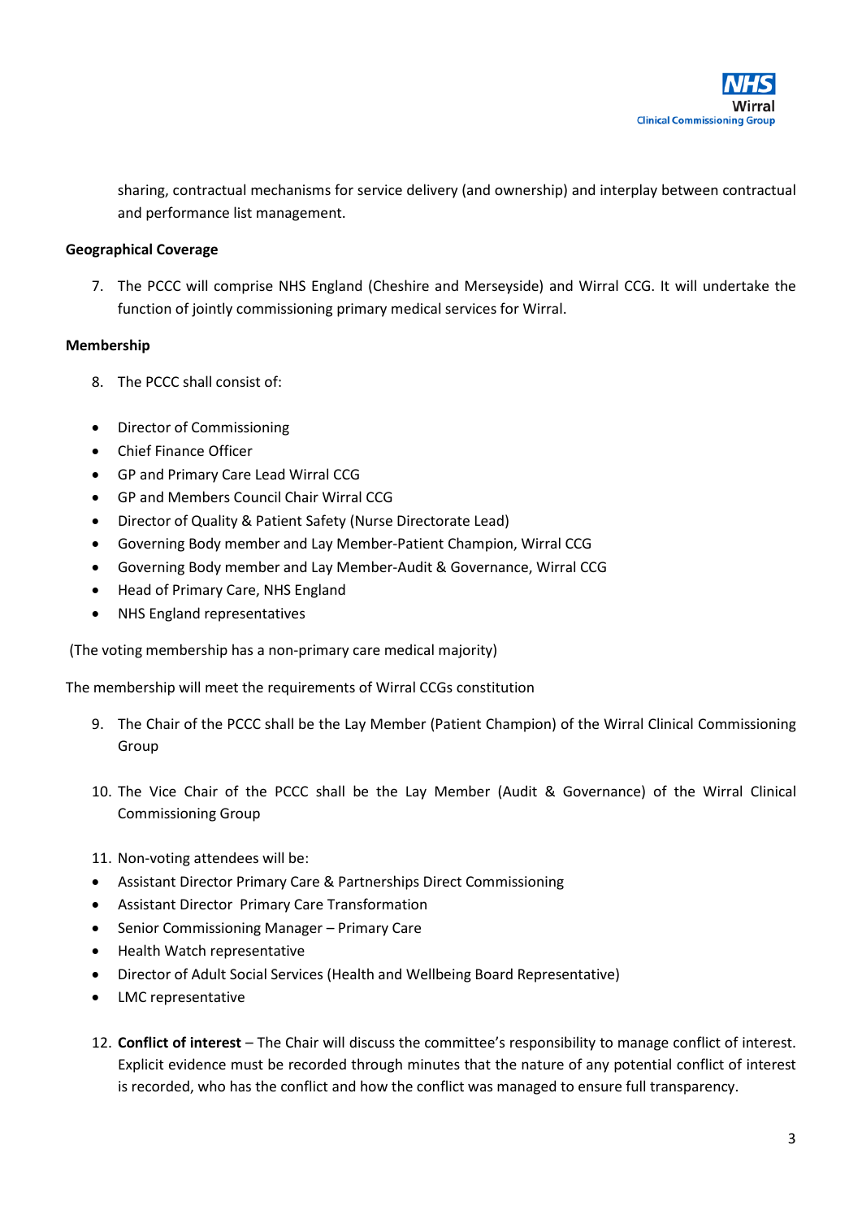sharing, contractual mechanisms for service delivery (and ownership) and interplay between contractual and performance list management.

**Geographical Coverage**

7. The PCCC will comprise NHS England (Cheshire and Merseyside) and Wirral CCG. It will undertake the function of jointly commissioning primary medical services for Wirral.

**Membership**

8. The PCCC shall consist of:

- Director of Commissioning
- Chief Finance Officer
- GP and Primary Care Lead Wirral CCG
- GP and Members Council Chair Wirral CCG
- Director of Quality & Patient Safety (Nurse Directorate Lead)
- Governing Body member and Lay Member-Patient Champion, Wirral CCG
- Governing Body member and Lay Member-Audit & Governance, Wirral CCG
- Head of Primary Care, NHS England
- NHS England representatives

(The voting membership has a non-primary care medical majority)

The membership will meet the requirements of Wirral CCGs constitution

9. The Chair of the PCCC shall be the Lay Member (Patient Champion) of the Wirral Clinical Commissioning Group

10. The Vice Chair of the PCCC shall be the Lay Member (Audit & Governance) of the Wirral Clinical Commissioning Group

11. Non-voting attendees will be:

- Assistant Director Primary Care & Partnerships Direct Commissioning
- Assistant Director Primary Care Transformation
- Senior Commissioning Manager – Primary Care
- Health Watch representative
- Director of Adult Social Services (Health and Wellbeing Board Representative)
- LMC representative

12. **Conflict of interest** – The Chair will discuss the committee's responsibility to manage conflict of interest. Explicit evidence must be recorded through minutes that the nature of any potential conflict of interest is recorded, who has the conflict and how the conflict was managed to ensure full transparency.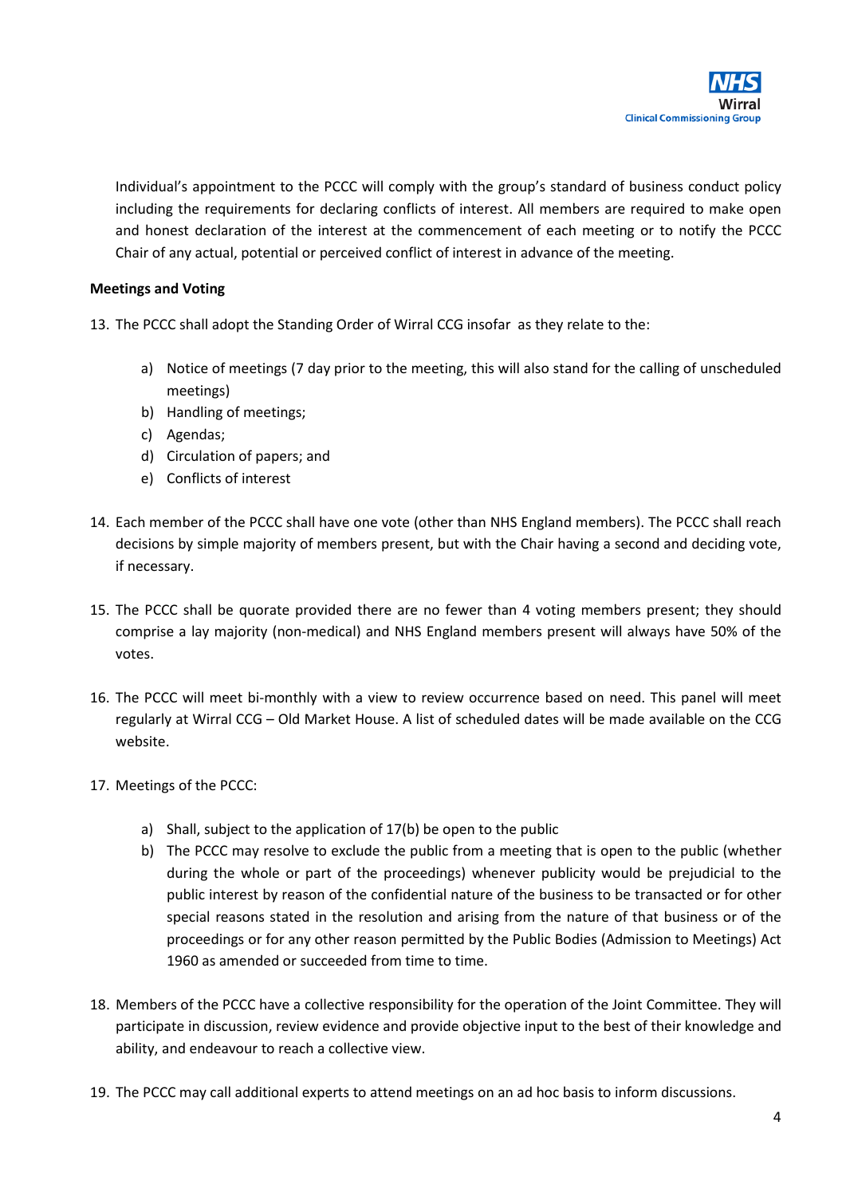Individual's appointment to the PCCC will comply with the group's standard of business conduct policy including the requirements for declaring conflicts of interest. All members are required to make open and honest declaration of the interest at the commencement of each meeting or to notify the PCCC Chair of any actual, potential or perceived conflict of interest in advance of the meeting.

**Meetings and Voting**

13. The PCCC shall adopt the Standing Order of Wirral CCG insofar as they relate to the:

    a) Notice of meetings (7 day prior to the meeting, this will also stand for the calling of unscheduled meetings)
    b) Handling of meetings;
    c) Agendas;
    d) Circulation of papers; and
    e) Conflicts of interest

14. Each member of the PCCC shall have one vote (other than NHS England members). The PCCC shall reach decisions by simple majority of members present, but with the Chair having a second and deciding vote, if necessary.

15. The PCCC shall be quorate provided there are no fewer than 4 voting members present; they should comprise a lay majority (non-medical) and NHS England members present will always have 50% of the votes.

16. The PCCC will meet bi-monthly with a view to review occurrence based on need. This panel will meet regularly at Wirral CCG – Old Market House. A list of scheduled dates will be made available on the CCG website.

17. Meetings of the PCCC:

    a) Shall, subject to the application of 17(b) be open to the public
    b) The PCCC may resolve to exclude the public from a meeting that is open to the public (whether during the whole or part of the proceedings) whenever publicity would be prejudicial to the public interest by reason of the confidential nature of the business to be transacted or for other special reasons stated in the resolution and arising from the nature of that business or of the proceedings or for any other reason permitted by the Public Bodies (Admission to Meetings) Act 1960 as amended or succeeded from time to time.

18. Members of the PCCC have a collective responsibility for the operation of the Joint Committee. They will participate in discussion, review evidence and provide objective input to the best of their knowledge and ability, and endeavour to reach a collective view.

19. The PCCC may call additional experts to attend meetings on an ad hoc basis to inform discussions.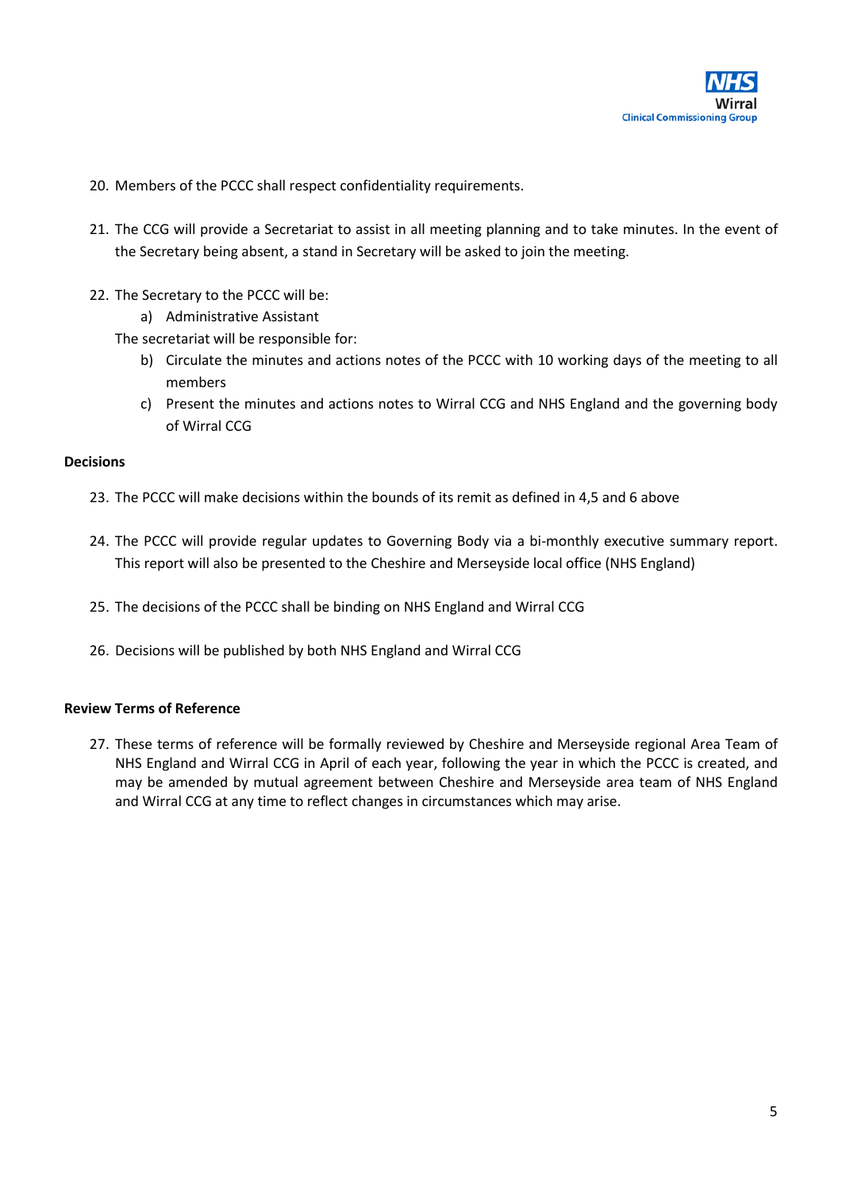20. Members of the PCCC shall respect confidentiality requirements.

21. The CCG will provide a Secretariat to assist in all meeting planning and to take minutes. In the event of the Secretary being absent, a stand in Secretary will be asked to join the meeting.

22. The Secretary to the PCCC will be:
    a) Administrative Assistant

    The secretariat will be responsible for:

    b) Circulate the minutes and actions notes of the PCCC with 10 working days of the meeting to all members
    c) Present the minutes and actions notes to Wirral CCG and NHS England and the governing body of Wirral CCG

**Decisions**

23. The PCCC will make decisions within the bounds of its remit as defined in 4,5 and 6 above

24. The PCCC will provide regular updates to Governing Body via a bi-monthly executive summary report. This report will also be presented to the Cheshire and Merseyside local office (NHS England)

25. The decisions of the PCCC shall be binding on NHS England and Wirral CCG

26. Decisions will be published by both NHS England and Wirral CCG

**Review Terms of Reference**

27. These terms of reference will be formally reviewed by Cheshire and Merseyside regional Area Team of NHS England and Wirral CCG in April of each year, following the year in which the PCCC is created, and may be amended by mutual agreement between Cheshire and Merseyside area team of NHS England and Wirral CCG at any time to reflect changes in circumstances which may arise.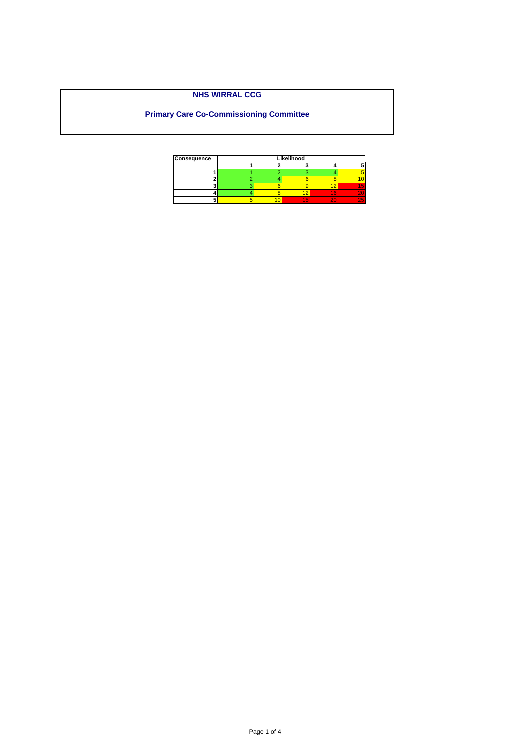**NHS WIRRAL CCG**

**Primary Care Co-Commissioning Committee**

| Consequence | Likelihood | | | | |
|---|---|---|---|---|---|
| | 1 | 2 | 3 | 4 | 5 |
| 1 | 1 | 2 | 3 | 4 | 5 |
| 2 | 2 | 4 | 6 | 8 | 10 |
| 3 | 3 | 6 | 9 | 12 | 15 |
| 4 | 4 | 8 | 12 | 16 | 20 |
| 5 | 5 | 10 | 15 | 20 | 25 |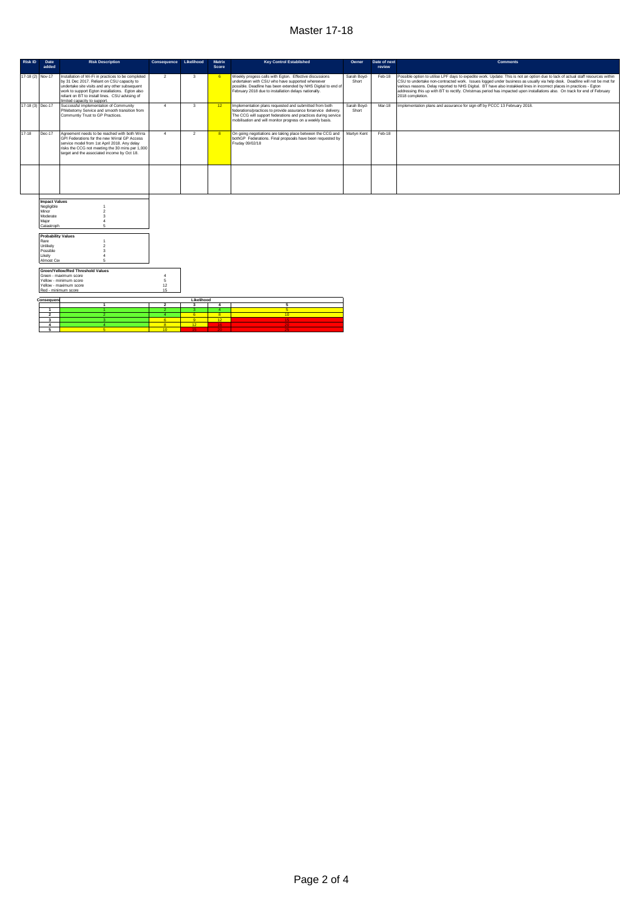# Master 17-18

| Risk ID | Date added | Risk Description | Consequence | Likelihood | Matrix Score | Key Control Established | Owner | Date of next review | Comments |
|---|---|---|---|---|---|---|---|---|---|
| 17-18 (2) | Nov-17 | Installation of Wi-Fi in practices to be completed by 31 Dec 2017. Reliant on CSU capacity to undertake site visits and any other subsequent work to support Egton installations. Egton also reliant on BT to install lines. CSU advising of limited capacity to support. | 2 | 3 | 6 | Weekly progess calls with Egton. Effective discussions undertaken with CSU who have supported whereever possible. Deadline has been extended by NHS Digital to end of February 2018 due to installation delays nationally. | Sarah Boyd-Short | Feb-18 | Possible option to utilise LPF days to expedite work. Update: This is not an option due to lack of actual staff resources within CSU to undertake non-contracted work. Issues logged under business as usually via help desk. Deadline will not be met for various reasons. Delay reported to NHS Digital. BT have also instakked lines in incorrect places in practices - Egton addressing this up with BT to rectify. Christmas period has impacted upon installations also. On track for end of February 2018 completion. |
| 17-18 (3) | Dec-17 | Successful implementation of Community Phlebotomy Service and smooth transition from Community Trust to GP Practices. | 4 | 3 | 12 | Implementation plans requested and submitted from both federations/practices to provide assurance forservice delivery. The CCG will support federations and practices during service mobilisation and will monitor progress on a weekly basis. | Sarah Boyd-Short | Mar-18 | Implementation plans and assurance for sign-off by PCCC 13 February 2018. |
| 17-18 | Dec-17 | Agreement needs to be reached with both Wirra GPI Federations for the new Wirral GP Access service model from 1st April 2018. Any delay risks the CCG not meeting the 30 mins per 1,000 target and the associated income by Oct 18. | 4 | 2 | 8 | On going negotiations are taking place between the CCG and bothGP Federations. Final propsoals have been requested by Fruday 09/02/18 | Martyn Kent | Feb-18 | |
| | | | | | | | | | |

| Impact Values | |
|---|---|
| Negligible | 1 |
| Minor | 2 |
| Moderate | 3 |
| Major | 4 |
| Catastroph | 5 |

| Probability Values | |
|---|---|
| Rare | 1 |
| Unlikely | 2 |
| Possible | 3 |
| Likely | 4 |
| Almost Ce | 5 |

| Green/Yellow/Red Threshold Values | |
|---|---|
| Green - maximum score | 4 |
| Yellow - minimum score | 5 |
| Yellow - maximum score | 12 |
| Red - minimum score | 15 |

| Consequence | Likelihood 1 | 2 | 3 | 4 | 5 |
|---|---|---|---|---|---|
| 1 | 1 | 2 | 3 | 4 | 5 |
| 2 | 2 | 4 | 6 | 8 | 10 |
| 3 | 3 | 6 | 9 | 12 | 15 |
| 4 | 4 | 8 | 12 | 16 | 20 |
| 5 | 5 | 10 | 15 | 20 | 25 |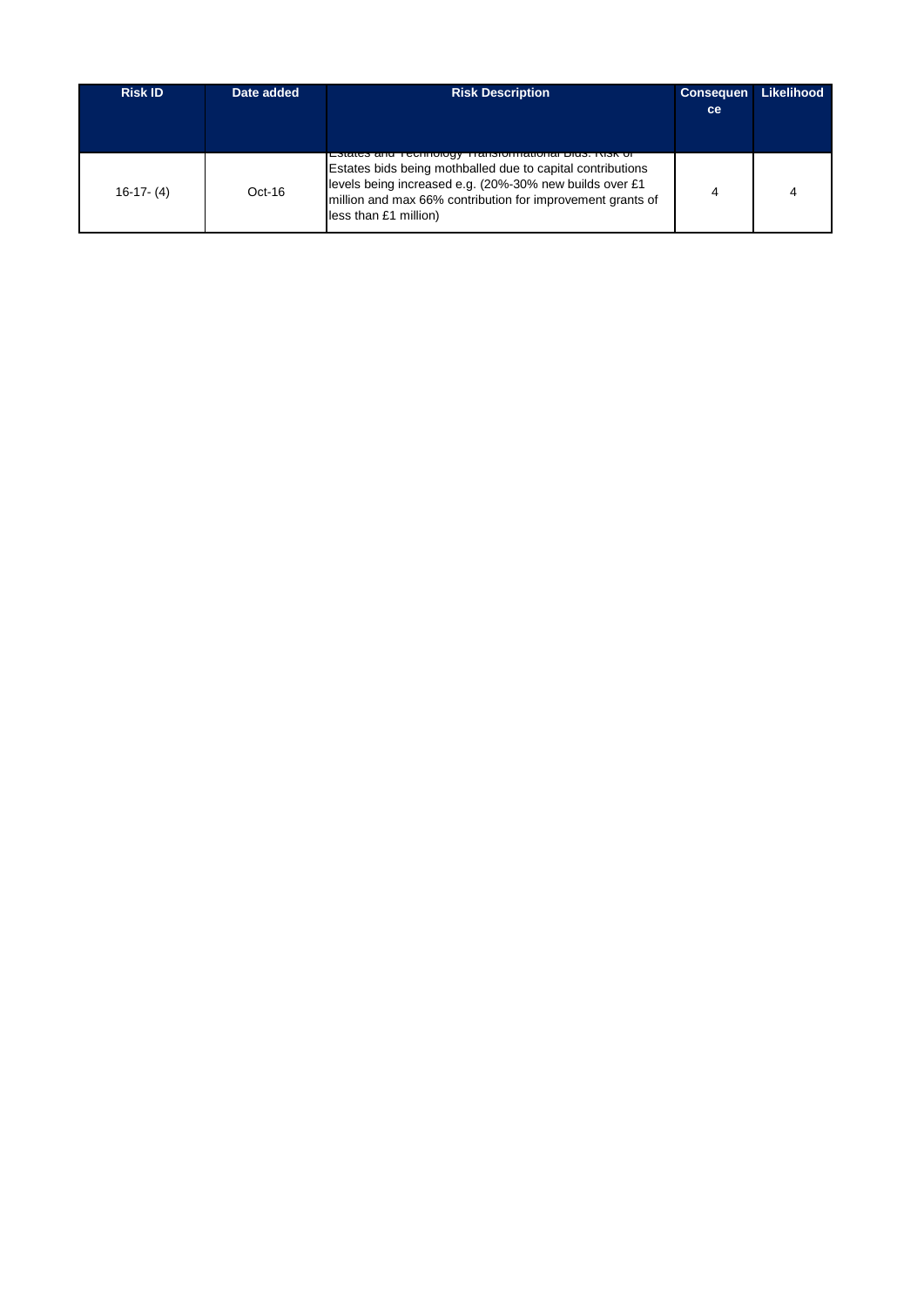| Risk ID | Date added | Risk Description | Consequence | Likelihood |
|---|---|---|---|---|
| 16-17- (4) | Oct-16 | Estates and Technology Transformational Bids: Risk of Estates bids being mothballed due to capital contributions levels being increased e.g. (20%-30% new builds over £1 million and max 66% contribution for improvement grants of less than £1 million) | 4 | 4 |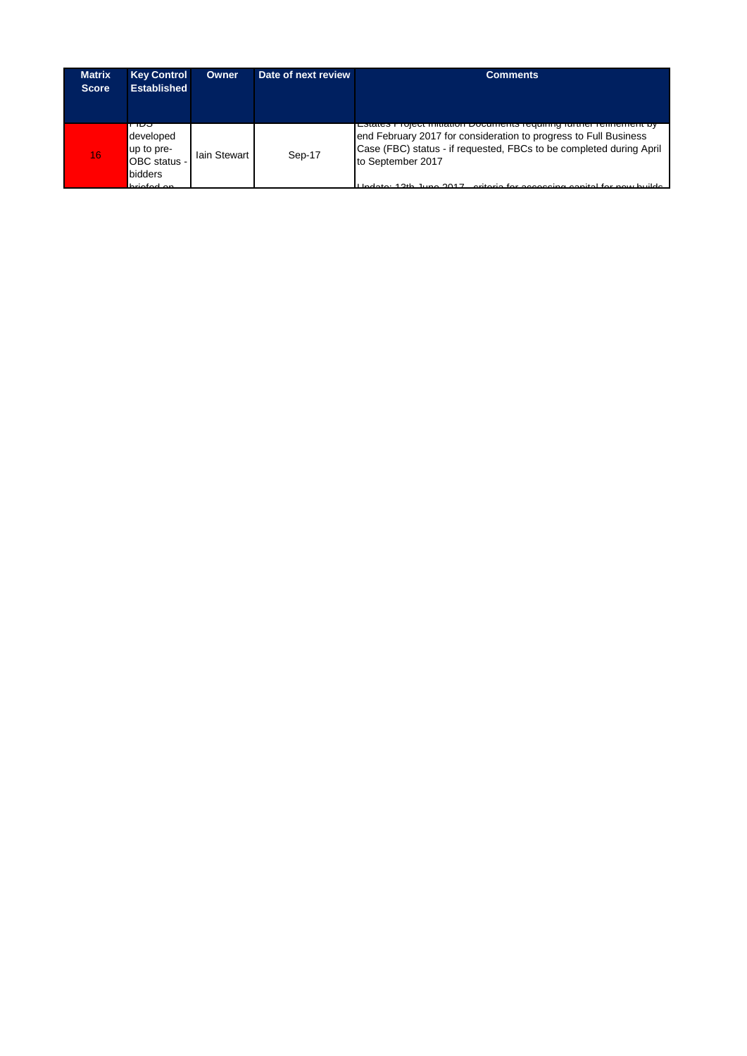| Matrix Score | Key Control Established | Owner | Date of next review | Comments |
|---|---|---|---|---|
| 16 | PIDs developed up to pre-OBC status - bidders briefed on | Iain Stewart | Sep-17 | Estates Project Initiation Documents requiring further refinement by end February 2017 for consideration to progress to Full Business Case (FBC) status - if requested, FBCs to be completed during April to September 2017<br><br>Update: 12th June 2017 - criteria for accessing capital for new builds |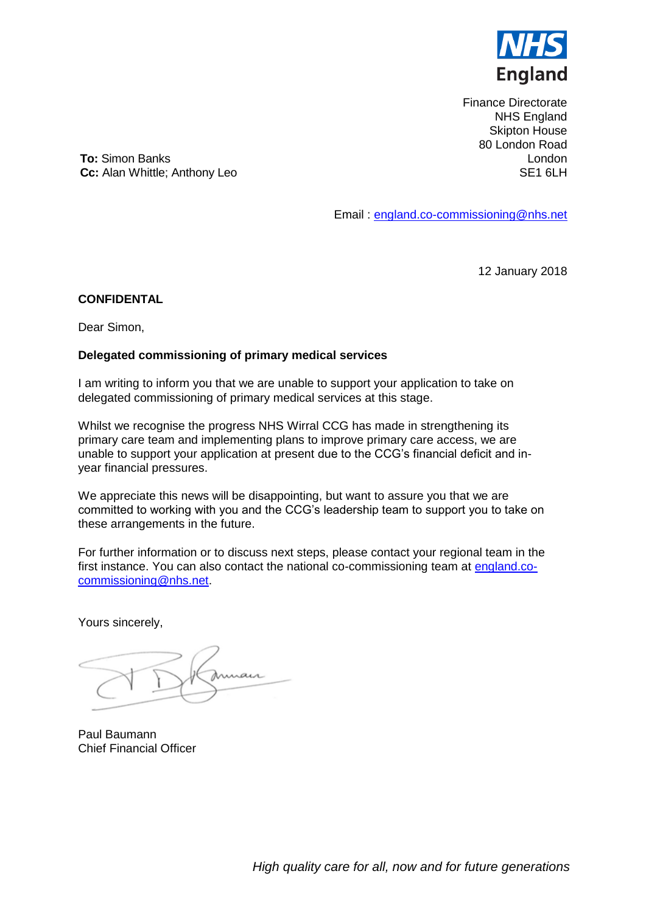NHS England

Finance Directorate
NHS England
Skipton House
80 London Road
London
SE1 6LH

**To:** Simon Banks
**Cc:** Alan Whittle; Anthony Leo

Email : england.co-commissioning@nhs.net

12 January 2018

**CONFIDENTAL**

Dear Simon,

**Delegated commissioning of primary medical services**

I am writing to inform you that we are unable to support your application to take on delegated commissioning of primary medical services at this stage.

Whilst we recognise the progress NHS Wirral CCG has made in strengthening its primary care team and implementing plans to improve primary care access, we are unable to support your application at present due to the CCG's financial deficit and in-year financial pressures.

We appreciate this news will be disappointing, but want to assure you that we are committed to working with you and the CCG's leadership team to support you to take on these arrangements in the future.

For further information or to discuss next steps, please contact your regional team in the first instance. You can also contact the national co-commissioning team at england.co-commissioning@nhs.net.

Yours sincerely,

Paul Baumann
Chief Financial Officer

*High quality care for all, now and for future generations*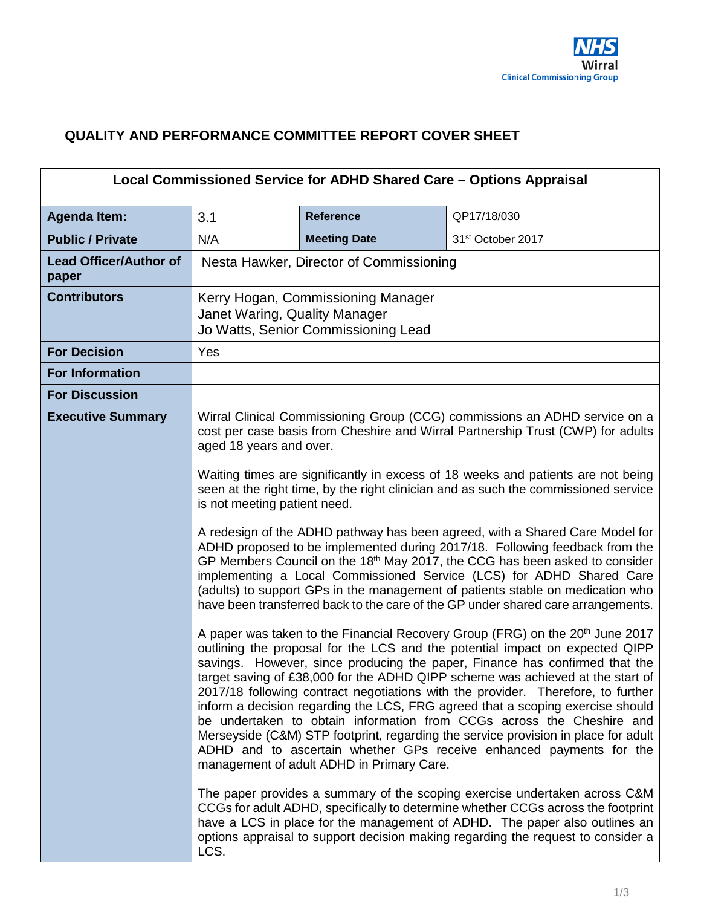NHS Wirral Clinical Commissioning Group

## QUALITY AND PERFORMANCE COMMITTEE REPORT COVER SHEET

| Local Commissioned Service for ADHD Shared Care – Options Appraisal | | | |
|---|---|---|---|
| **Agenda Item:** | 3.1 | **Reference** | QP17/18/030 |
| **Public / Private** | N/A | **Meeting Date** | 31st October 2017 |
| **Lead Officer/Author of paper** | Nesta Hawker, Director of Commissioning | | |
| **Contributors** | Kerry Hogan, Commissioning Manager<br>Janet Waring, Quality Manager<br>Jo Watts, Senior Commissioning Lead | | |
| **For Decision** | Yes | | |
| **For Information** | | | |
| **For Discussion** | | | |
| **Executive Summary** | Wirral Clinical Commissioning Group (CCG) commissions an ADHD service on a cost per case basis from Cheshire and Wirral Partnership Trust (CWP) for adults aged 18 years and over.<br><br>Waiting times are significantly in excess of 18 weeks and patients are not being seen at the right time, by the right clinician and as such the commissioned service is not meeting patient need.<br><br>A redesign of the ADHD pathway has been agreed, with a Shared Care Model for ADHD proposed to be implemented during 2017/18. Following feedback from the GP Members Council on the 18th May 2017, the CCG has been asked to consider implementing a Local Commissioned Service (LCS) for ADHD Shared Care (adults) to support GPs in the management of patients stable on medication who have been transferred back to the care of the GP under shared care arrangements.<br><br>A paper was taken to the Financial Recovery Group (FRG) on the 20th June 2017 outlining the proposal for the LCS and the potential impact on expected QIPP savings. However, since producing the paper, Finance has confirmed that the target saving of £38,000 for the ADHD QIPP scheme was achieved at the start of 2017/18 following contract negotiations with the provider. Therefore, to further inform a decision regarding the LCS, FRG agreed that a scoping exercise should be undertaken to obtain information from CCGs across the Cheshire and Merseyside (C&M) STP footprint, regarding the service provision in place for adult ADHD and to ascertain whether GPs receive enhanced payments for the management of adult ADHD in Primary Care.<br><br>The paper provides a summary of the scoping exercise undertaken across C&M CCGs for adult ADHD, specifically to determine whether CCGs across the footprint have a LCS in place for the management of ADHD. The paper also outlines an options appraisal to support decision making regarding the request to consider a LCS. | | |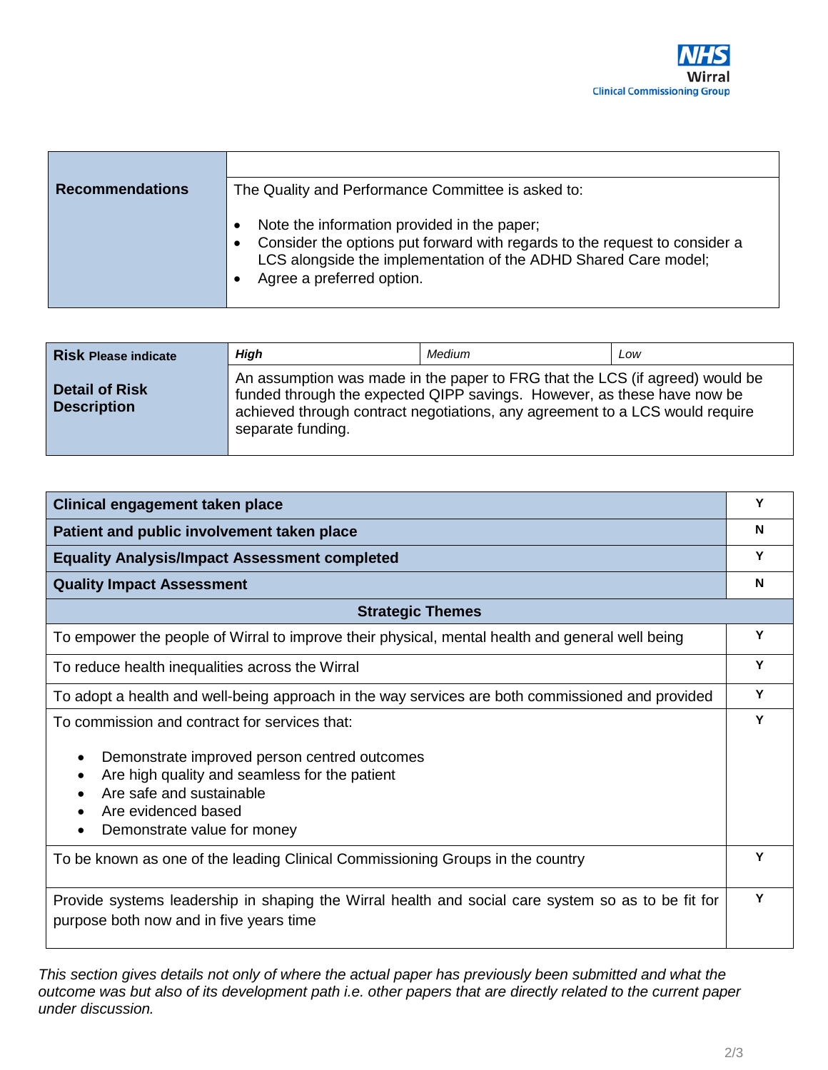NHS Wirral Clinical Commissioning Group

| Recommendations | |
|---|---|
| | The Quality and Performance Committee is asked to:<br><br>• Note the information provided in the paper;<br>• Consider the options put forward with regards to the request to consider a LCS alongside the implementation of the ADHD Shared Care model;<br>• Agree a preferred option. |

| **Risk** Please indicate | *High* | *Medium* | *Low* |
|---|---|---|---|
| **Detail of Risk Description** | An assumption was made in the paper to FRG that the LCS (if agreed) would be funded through the expected QIPP savings. However, as these have now be achieved through contract negotiations, any agreement to a LCS would require separate funding. | | |

| **Clinical engagement taken place** | **Y** |
|---|---|
| **Patient and public involvement taken place** | **N** |
| **Equality Analysis/Impact Assessment completed** | **Y** |
| **Quality Impact Assessment** | **N** |
| **Strategic Themes** | |
| To empower the people of Wirral to improve their physical, mental health and general well being | **Y** |
| To reduce health inequalities across the Wirral | **Y** |
| To adopt a health and well-being approach in the way services are both commissioned and provided | **Y** |
| To commission and contract for services that:<br><br>• Demonstrate improved person centred outcomes<br>• Are high quality and seamless for the patient<br>• Are safe and sustainable<br>• Are evidenced based<br>• Demonstrate value for money | **Y** |
| To be known as one of the leading Clinical Commissioning Groups in the country | **Y** |
| Provide systems leadership in shaping the Wirral health and social care system so as to be fit for purpose both now and in five years time | **Y** |

*This section gives details not only of where the actual paper has previously been submitted and what the outcome was but also of its development path i.e. other papers that are directly related to the current paper under discussion.*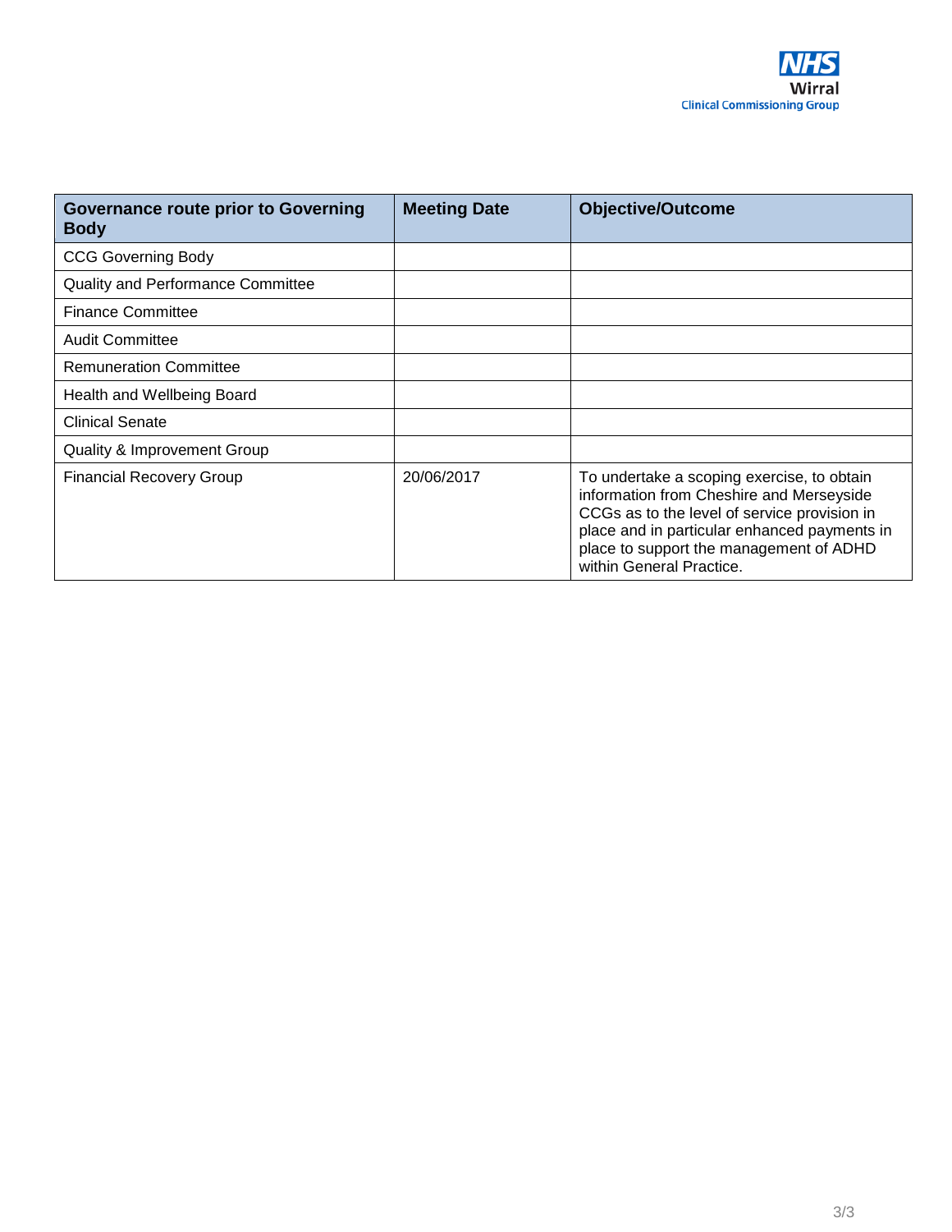| Governance route prior to Governing Body | Meeting Date | Objective/Outcome |
|---|---|---|
| CCG Governing Body | | |
| Quality and Performance Committee | | |
| Finance Committee | | |
| Audit Committee | | |
| Remuneration Committee | | |
| Health and Wellbeing Board | | |
| Clinical Senate | | |
| Quality & Improvement Group | | |
| Financial Recovery Group | 20/06/2017 | To undertake a scoping exercise, to obtain information from Cheshire and Merseyside CCGs as to the level of service provision in place and in particular enhanced payments in place to support the management of ADHD within General Practice. |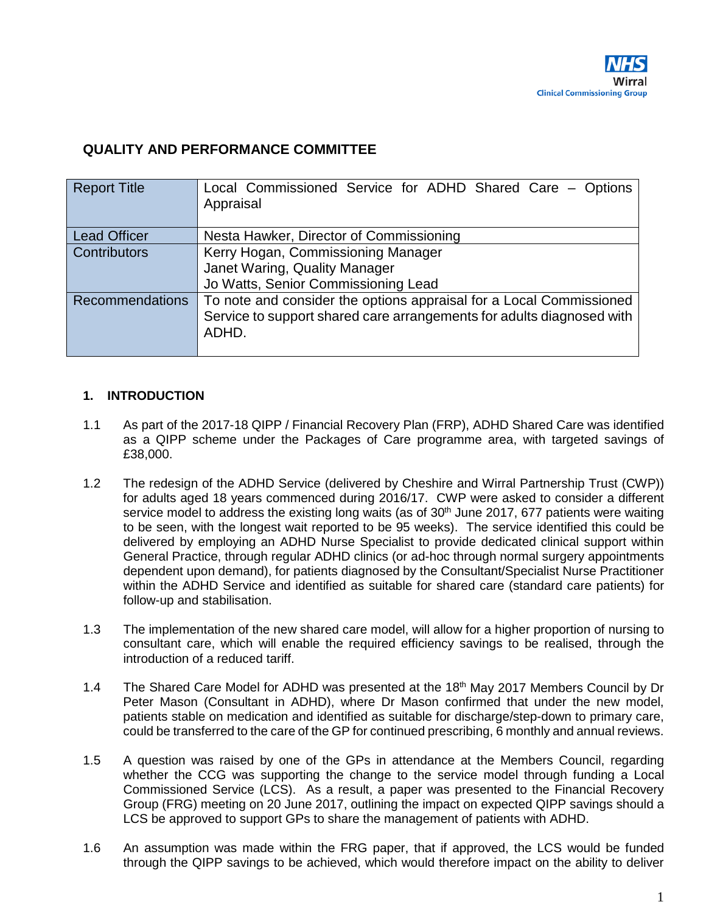# QUALITY AND PERFORMANCE COMMITTEE

| Report Title | Local Commissioned Service for ADHD Shared Care – Options Appraisal |
|---|---|
| Lead Officer | Nesta Hawker, Director of Commissioning |
| Contributors | Kerry Hogan, Commissioning Manager<br>Janet Waring, Quality Manager<br>Jo Watts, Senior Commissioning Lead |
| Recommendations | To note and consider the options appraisal for a Local Commissioned Service to support shared care arrangements for adults diagnosed with ADHD. |

## 1. INTRODUCTION

1.1 As part of the 2017-18 QIPP / Financial Recovery Plan (FRP), ADHD Shared Care was identified as a QIPP scheme under the Packages of Care programme area, with targeted savings of £38,000.

1.2 The redesign of the ADHD Service (delivered by Cheshire and Wirral Partnership Trust (CWP)) for adults aged 18 years commenced during 2016/17. CWP were asked to consider a different service model to address the existing long waits (as of 30th June 2017, 677 patients were waiting to be seen, with the longest wait reported to be 95 weeks). The service identified this could be delivered by employing an ADHD Nurse Specialist to provide dedicated clinical support within General Practice, through regular ADHD clinics (or ad-hoc through normal surgery appointments dependent upon demand), for patients diagnosed by the Consultant/Specialist Nurse Practitioner within the ADHD Service and identified as suitable for shared care (standard care patients) for follow-up and stabilisation.

1.3 The implementation of the new shared care model, will allow for a higher proportion of nursing to consultant care, which will enable the required efficiency savings to be realised, through the introduction of a reduced tariff.

1.4 The Shared Care Model for ADHD was presented at the 18th May 2017 Members Council by Dr Peter Mason (Consultant in ADHD), where Dr Mason confirmed that under the new model, patients stable on medication and identified as suitable for discharge/step-down to primary care, could be transferred to the care of the GP for continued prescribing, 6 monthly and annual reviews.

1.5 A question was raised by one of the GPs in attendance at the Members Council, regarding whether the CCG was supporting the change to the service model through funding a Local Commissioned Service (LCS). As a result, a paper was presented to the Financial Recovery Group (FRG) meeting on 20 June 2017, outlining the impact on expected QIPP savings should a LCS be approved to support GPs to share the management of patients with ADHD.

1.6 An assumption was made within the FRG paper, that if approved, the LCS would be funded through the QIPP savings to be achieved, which would therefore impact on the ability to deliver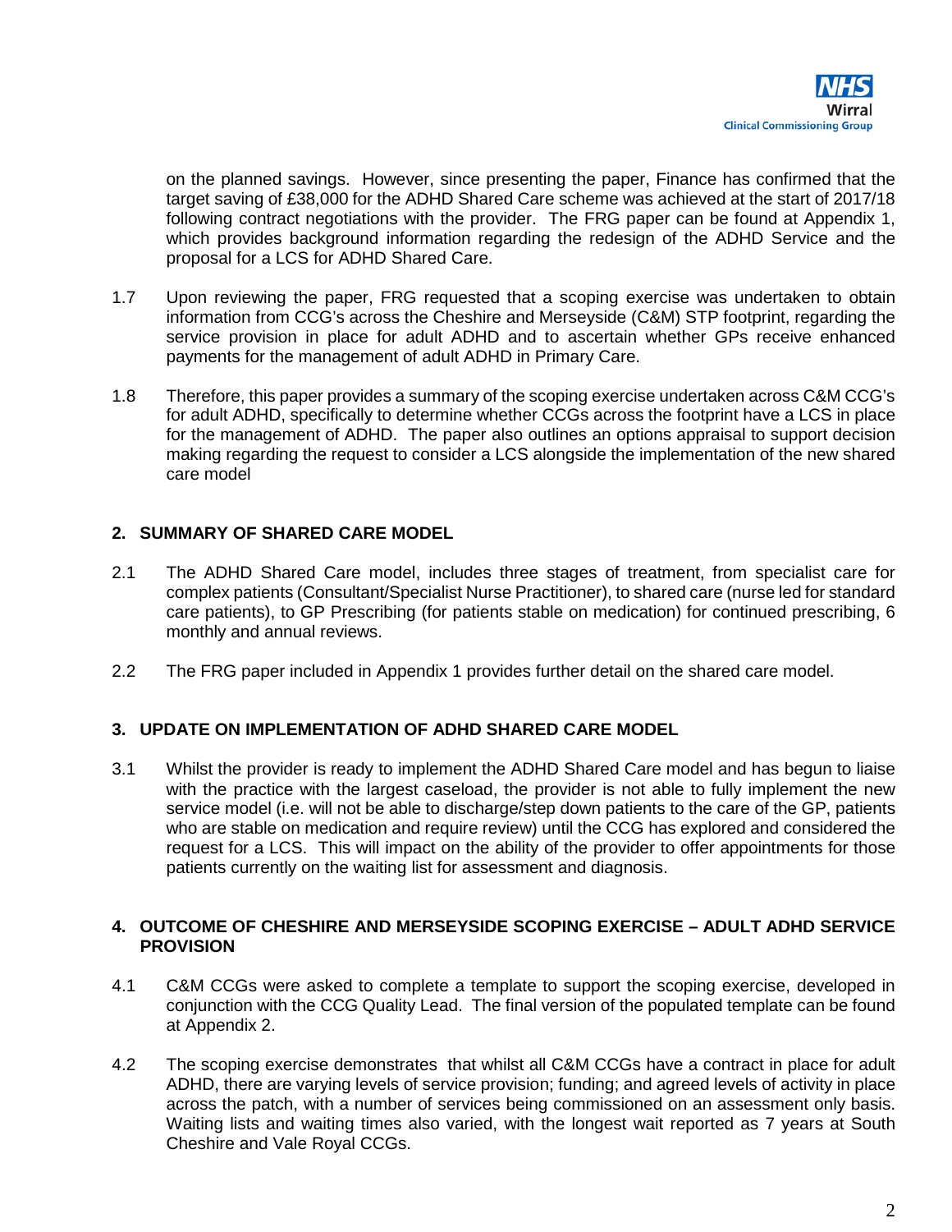on the planned savings. However, since presenting the paper, Finance has confirmed that the target saving of £38,000 for the ADHD Shared Care scheme was achieved at the start of 2017/18 following contract negotiations with the provider. The FRG paper can be found at Appendix 1, which provides background information regarding the redesign of the ADHD Service and the proposal for a LCS for ADHD Shared Care.

1.7 Upon reviewing the paper, FRG requested that a scoping exercise was undertaken to obtain information from CCG's across the Cheshire and Merseyside (C&M) STP footprint, regarding the service provision in place for adult ADHD and to ascertain whether GPs receive enhanced payments for the management of adult ADHD in Primary Care.

1.8 Therefore, this paper provides a summary of the scoping exercise undertaken across C&M CCG's for adult ADHD, specifically to determine whether CCGs across the footprint have a LCS in place for the management of ADHD. The paper also outlines an options appraisal to support decision making regarding the request to consider a LCS alongside the implementation of the new shared care model

## 2. SUMMARY OF SHARED CARE MODEL

2.1 The ADHD Shared Care model, includes three stages of treatment, from specialist care for complex patients (Consultant/Specialist Nurse Practitioner), to shared care (nurse led for standard care patients), to GP Prescribing (for patients stable on medication) for continued prescribing, 6 monthly and annual reviews.

2.2 The FRG paper included in Appendix 1 provides further detail on the shared care model.

## 3. UPDATE ON IMPLEMENTATION OF ADHD SHARED CARE MODEL

3.1 Whilst the provider is ready to implement the ADHD Shared Care model and has begun to liaise with the practice with the largest caseload, the provider is not able to fully implement the new service model (i.e. will not be able to discharge/step down patients to the care of the GP, patients who are stable on medication and require review) until the CCG has explored and considered the request for a LCS. This will impact on the ability of the provider to offer appointments for those patients currently on the waiting list for assessment and diagnosis.

## 4. OUTCOME OF CHESHIRE AND MERSEYSIDE SCOPING EXERCISE – ADULT ADHD SERVICE PROVISION

4.1 C&M CCGs were asked to complete a template to support the scoping exercise, developed in conjunction with the CCG Quality Lead. The final version of the populated template can be found at Appendix 2.

4.2 The scoping exercise demonstrates that whilst all C&M CCGs have a contract in place for adult ADHD, there are varying levels of service provision; funding; and agreed levels of activity in place across the patch, with a number of services being commissioned on an assessment only basis. Waiting lists and waiting times also varied, with the longest wait reported as 7 years at South Cheshire and Vale Royal CCGs.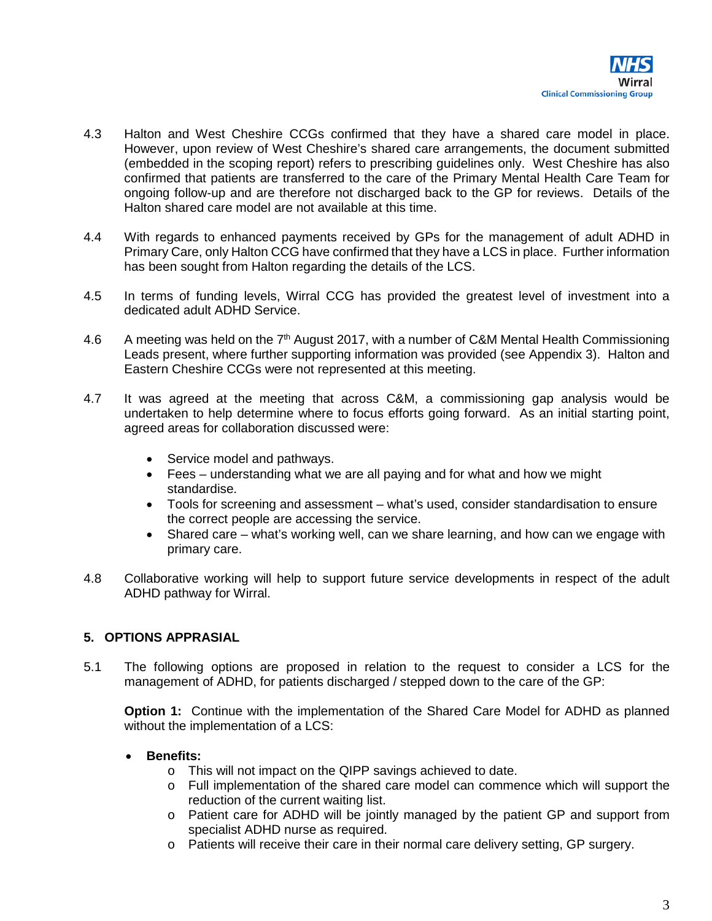4.3 Halton and West Cheshire CCGs confirmed that they have a shared care model in place. However, upon review of West Cheshire's shared care arrangements, the document submitted (embedded in the scoping report) refers to prescribing guidelines only. West Cheshire has also confirmed that patients are transferred to the care of the Primary Mental Health Care Team for ongoing follow-up and are therefore not discharged back to the GP for reviews. Details of the Halton shared care model are not available at this time.

4.4 With regards to enhanced payments received by GPs for the management of adult ADHD in Primary Care, only Halton CCG have confirmed that they have a LCS in place. Further information has been sought from Halton regarding the details of the LCS.

4.5 In terms of funding levels, Wirral CCG has provided the greatest level of investment into a dedicated adult ADHD Service.

4.6 A meeting was held on the 7th August 2017, with a number of C&M Mental Health Commissioning Leads present, where further supporting information was provided (see Appendix 3). Halton and Eastern Cheshire CCGs were not represented at this meeting.

4.7 It was agreed at the meeting that across C&M, a commissioning gap analysis would be undertaken to help determine where to focus efforts going forward. As an initial starting point, agreed areas for collaboration discussed were:

- Service model and pathways.
- Fees – understanding what we are all paying and for what and how we might standardise.
- Tools for screening and assessment – what's used, consider standardisation to ensure the correct people are accessing the service.
- Shared care – what's working well, can we share learning, and how can we engage with primary care.

4.8 Collaborative working will help to support future service developments in respect of the adult ADHD pathway for Wirral.

## 5. OPTIONS APPRASIAL

5.1 The following options are proposed in relation to the request to consider a LCS for the management of ADHD, for patients discharged / stepped down to the care of the GP:

**Option 1:** Continue with the implementation of the Shared Care Model for ADHD as planned without the implementation of a LCS:

- **Benefits:**
  - This will not impact on the QIPP savings achieved to date.
  - Full implementation of the shared care model can commence which will support the reduction of the current waiting list.
  - Patient care for ADHD will be jointly managed by the patient GP and support from specialist ADHD nurse as required.
  - Patients will receive their care in their normal care delivery setting, GP surgery.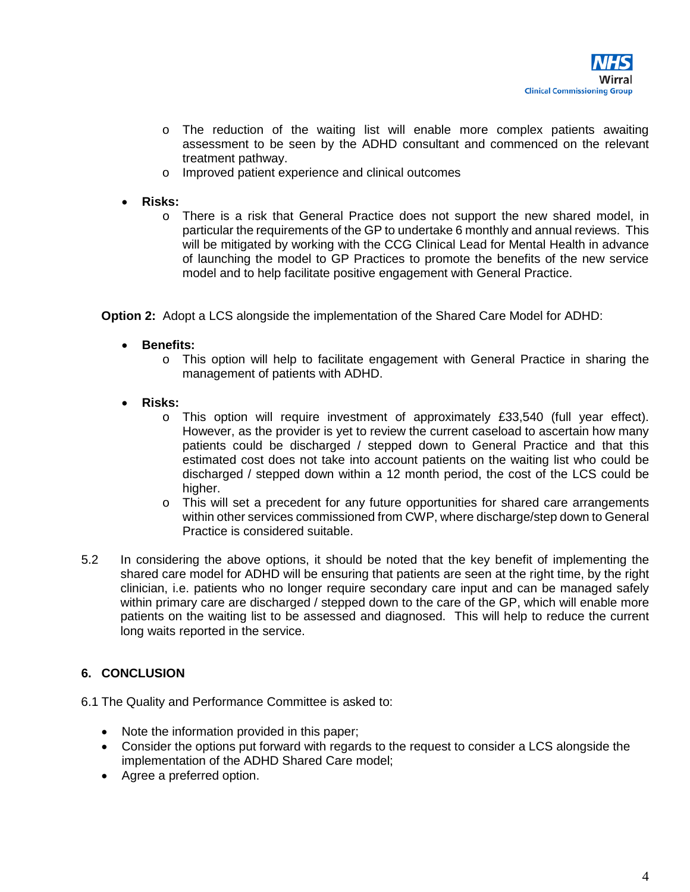- The reduction of the waiting list will enable more complex patients awaiting assessment to be seen by the ADHD consultant and commenced on the relevant treatment pathway.
- Improved patient experience and clinical outcomes

- **Risks:**
  - There is a risk that General Practice does not support the new shared model, in particular the requirements of the GP to undertake 6 monthly and annual reviews. This will be mitigated by working with the CCG Clinical Lead for Mental Health in advance of launching the model to GP Practices to promote the benefits of the new service model and to help facilitate positive engagement with General Practice.

**Option 2:** Adopt a LCS alongside the implementation of the Shared Care Model for ADHD:

- **Benefits:**
  - This option will help to facilitate engagement with General Practice in sharing the management of patients with ADHD.

- **Risks:**
  - This option will require investment of approximately £33,540 (full year effect). However, as the provider is yet to review the current caseload to ascertain how many patients could be discharged / stepped down to General Practice and that this estimated cost does not take into account patients on the waiting list who could be discharged / stepped down within a 12 month period, the cost of the LCS could be higher.
  - This will set a precedent for any future opportunities for shared care arrangements within other services commissioned from CWP, where discharge/step down to General Practice is considered suitable.

5.2 In considering the above options, it should be noted that the key benefit of implementing the shared care model for ADHD will be ensuring that patients are seen at the right time, by the right clinician, i.e. patients who no longer require secondary care input and can be managed safely within primary care are discharged / stepped down to the care of the GP, which will enable more patients on the waiting list to be assessed and diagnosed. This will help to reduce the current long waits reported in the service.

## 6. CONCLUSION

6.1 The Quality and Performance Committee is asked to:

- Note the information provided in this paper;
- Consider the options put forward with regards to the request to consider a LCS alongside the implementation of the ADHD Shared Care model;
- Agree a preferred option.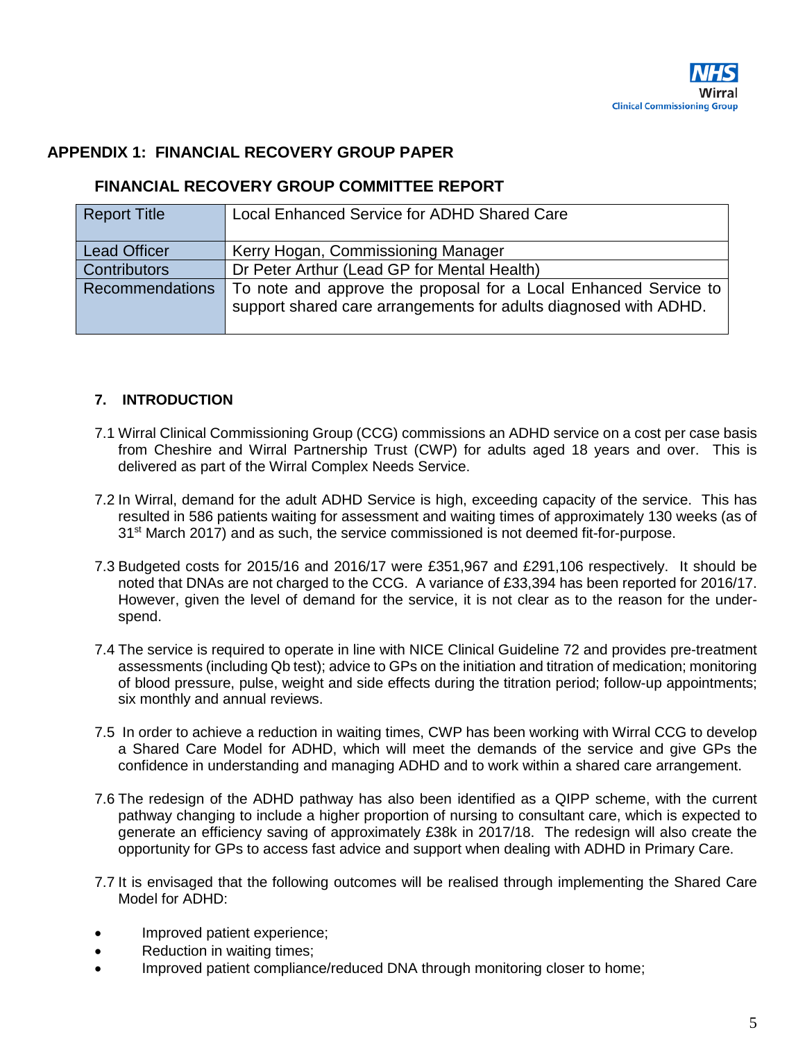## APPENDIX 1: FINANCIAL RECOVERY GROUP PAPER

### FINANCIAL RECOVERY GROUP COMMITTEE REPORT

| Report Title | Local Enhanced Service for ADHD Shared Care |
|---|---|
| Lead Officer | Kerry Hogan, Commissioning Manager |
| Contributors | Dr Peter Arthur (Lead GP for Mental Health) |
| Recommendations | To note and approve the proposal for a Local Enhanced Service to support shared care arrangements for adults diagnosed with ADHD. |

### 7. INTRODUCTION

7.1 Wirral Clinical Commissioning Group (CCG) commissions an ADHD service on a cost per case basis from Cheshire and Wirral Partnership Trust (CWP) for adults aged 18 years and over. This is delivered as part of the Wirral Complex Needs Service.

7.2 In Wirral, demand for the adult ADHD Service is high, exceeding capacity of the service. This has resulted in 586 patients waiting for assessment and waiting times of approximately 130 weeks (as of 31st March 2017) and as such, the service commissioned is not deemed fit-for-purpose.

7.3 Budgeted costs for 2015/16 and 2016/17 were £351,967 and £291,106 respectively. It should be noted that DNAs are not charged to the CCG. A variance of £33,394 has been reported for 2016/17. However, given the level of demand for the service, it is not clear as to the reason for the under-spend.

7.4 The service is required to operate in line with NICE Clinical Guideline 72 and provides pre-treatment assessments (including Qb test); advice to GPs on the initiation and titration of medication; monitoring of blood pressure, pulse, weight and side effects during the titration period; follow-up appointments; six monthly and annual reviews.

7.5 In order to achieve a reduction in waiting times, CWP has been working with Wirral CCG to develop a Shared Care Model for ADHD, which will meet the demands of the service and give GPs the confidence in understanding and managing ADHD and to work within a shared care arrangement.

7.6 The redesign of the ADHD pathway has also been identified as a QIPP scheme, with the current pathway changing to include a higher proportion of nursing to consultant care, which is expected to generate an efficiency saving of approximately £38k in 2017/18. The redesign will also create the opportunity for GPs to access fast advice and support when dealing with ADHD in Primary Care.

7.7 It is envisaged that the following outcomes will be realised through implementing the Shared Care Model for ADHD:

- Improved patient experience;
- Reduction in waiting times;
- Improved patient compliance/reduced DNA through monitoring closer to home;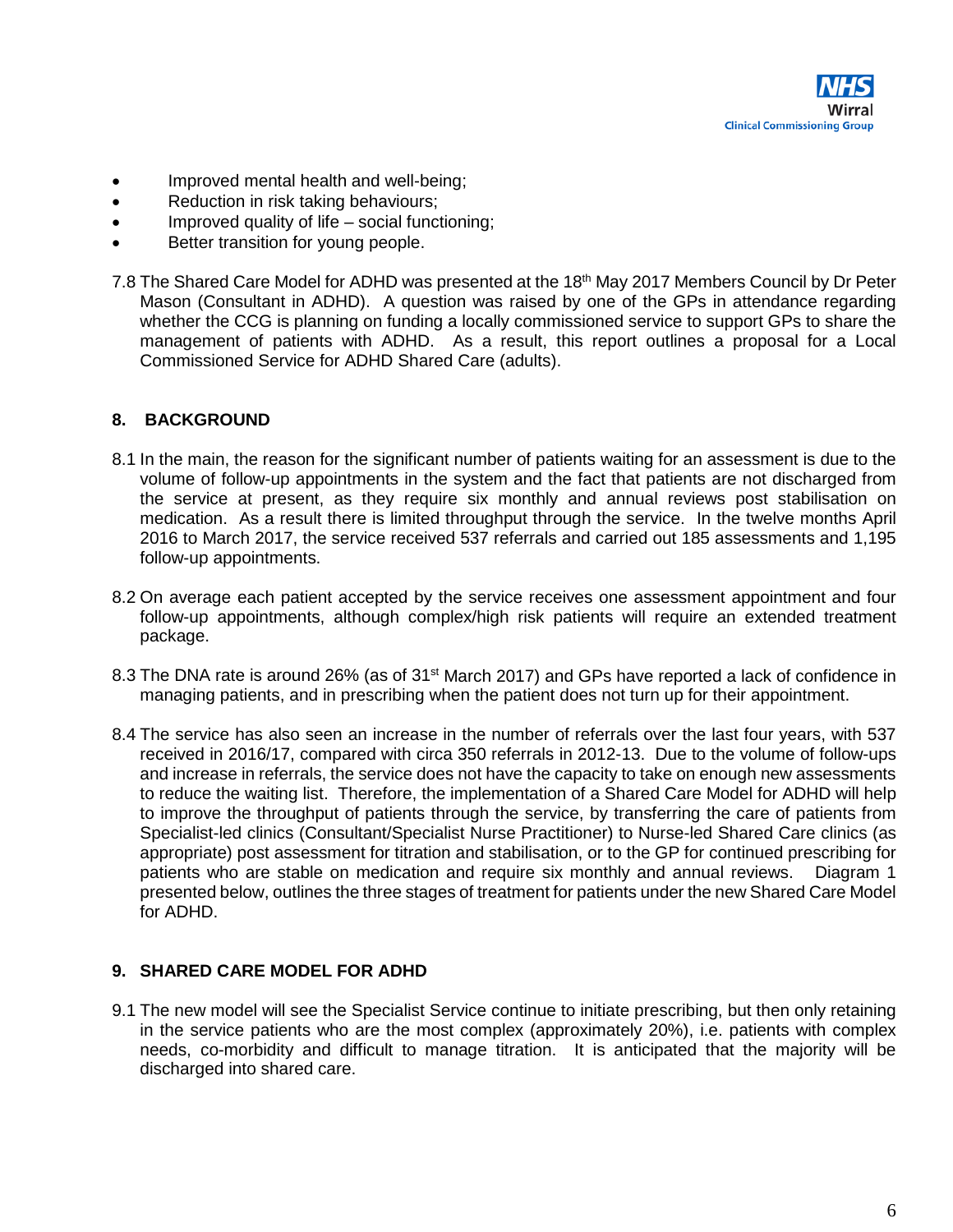- Improved mental health and well-being;
- Reduction in risk taking behaviours;
- Improved quality of life – social functioning;
- Better transition for young people.

7.8 The Shared Care Model for ADHD was presented at the 18th May 2017 Members Council by Dr Peter Mason (Consultant in ADHD). A question was raised by one of the GPs in attendance regarding whether the CCG is planning on funding a locally commissioned service to support GPs to share the management of patients with ADHD. As a result, this report outlines a proposal for a Local Commissioned Service for ADHD Shared Care (adults).

## 8. BACKGROUND

8.1 In the main, the reason for the significant number of patients waiting for an assessment is due to the volume of follow-up appointments in the system and the fact that patients are not discharged from the service at present, as they require six monthly and annual reviews post stabilisation on medication. As a result there is limited throughput through the service. In the twelve months April 2016 to March 2017, the service received 537 referrals and carried out 185 assessments and 1,195 follow-up appointments.

8.2 On average each patient accepted by the service receives one assessment appointment and four follow-up appointments, although complex/high risk patients will require an extended treatment package.

8.3 The DNA rate is around 26% (as of 31st March 2017) and GPs have reported a lack of confidence in managing patients, and in prescribing when the patient does not turn up for their appointment.

8.4 The service has also seen an increase in the number of referrals over the last four years, with 537 received in 2016/17, compared with circa 350 referrals in 2012-13. Due to the volume of follow-ups and increase in referrals, the service does not have the capacity to take on enough new assessments to reduce the waiting list. Therefore, the implementation of a Shared Care Model for ADHD will help to improve the throughput of patients through the service, by transferring the care of patients from Specialist-led clinics (Consultant/Specialist Nurse Practitioner) to Nurse-led Shared Care clinics (as appropriate) post assessment for titration and stabilisation, or to the GP for continued prescribing for patients who are stable on medication and require six monthly and annual reviews. Diagram 1 presented below, outlines the three stages of treatment for patients under the new Shared Care Model for ADHD.

## 9. SHARED CARE MODEL FOR ADHD

9.1 The new model will see the Specialist Service continue to initiate prescribing, but then only retaining in the service patients who are the most complex (approximately 20%), i.e. patients with complex needs, co-morbidity and difficult to manage titration. It is anticipated that the majority will be discharged into shared care.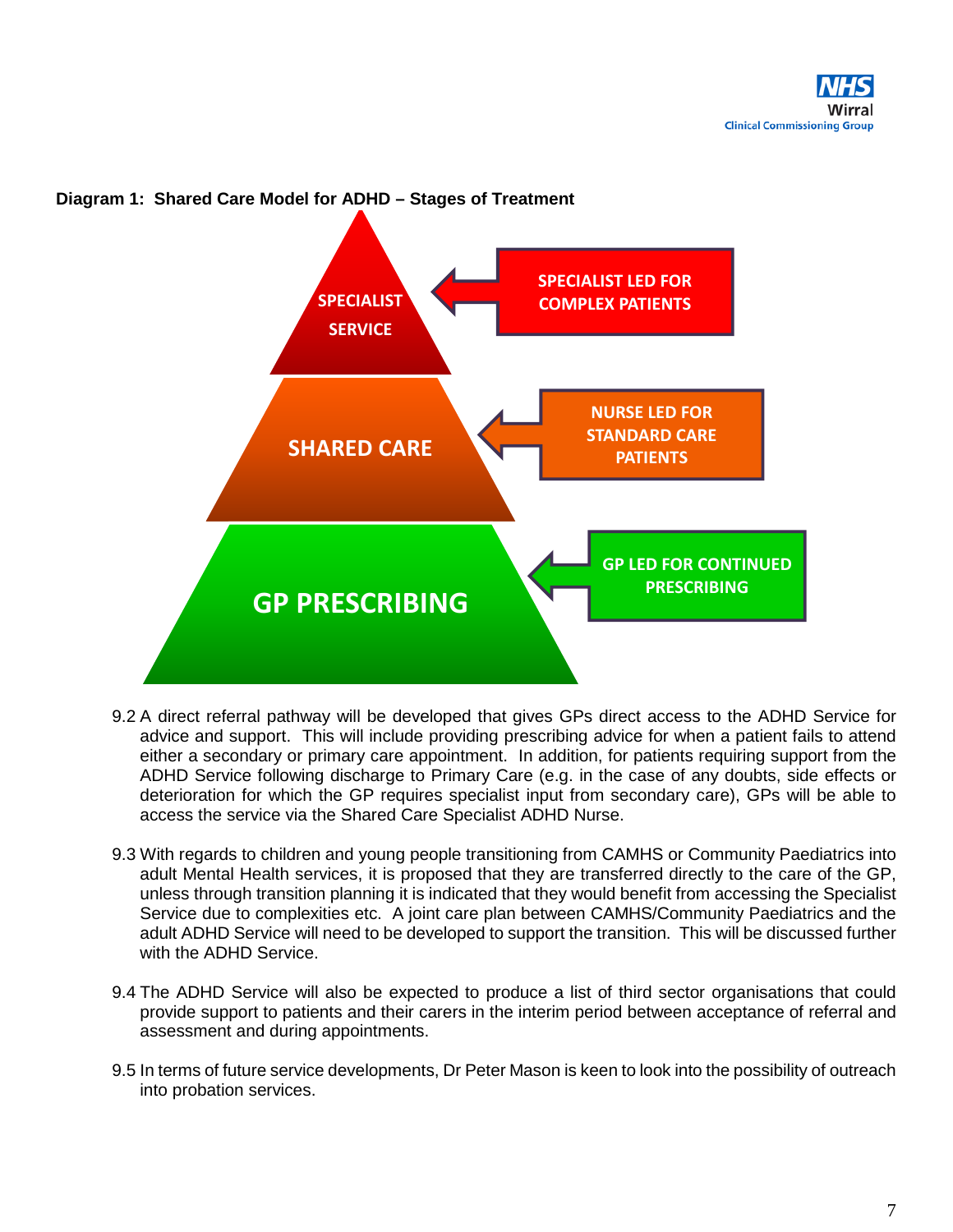**Diagram 1: Shared Care Model for ADHD – Stages of Treatment**

SPECIALIST SERVICE ← SPECIALIST LED FOR COMPLEX PATIENTS

SHARED CARE ← NURSE LED FOR STANDARD CARE PATIENTS

GP PRESCRIBING ← GP LED FOR CONTINUED PRESCRIBING

9.2 A direct referral pathway will be developed that gives GPs direct access to the ADHD Service for advice and support. This will include providing prescribing advice for when a patient fails to attend either a secondary or primary care appointment. In addition, for patients requiring support from the ADHD Service following discharge to Primary Care (e.g. in the case of any doubts, side effects or deterioration for which the GP requires specialist input from secondary care), GPs will be able to access the service via the Shared Care Specialist ADHD Nurse.

9.3 With regards to children and young people transitioning from CAMHS or Community Paediatrics into adult Mental Health services, it is proposed that they are transferred directly to the care of the GP, unless through transition planning it is indicated that they would benefit from accessing the Specialist Service due to complexities etc. A joint care plan between CAMHS/Community Paediatrics and the adult ADHD Service will need to be developed to support the transition. This will be discussed further with the ADHD Service.

9.4 The ADHD Service will also be expected to produce a list of third sector organisations that could provide support to patients and their carers in the interim period between acceptance of referral and assessment and during appointments.

9.5 In terms of future service developments, Dr Peter Mason is keen to look into the possibility of outreach into probation services.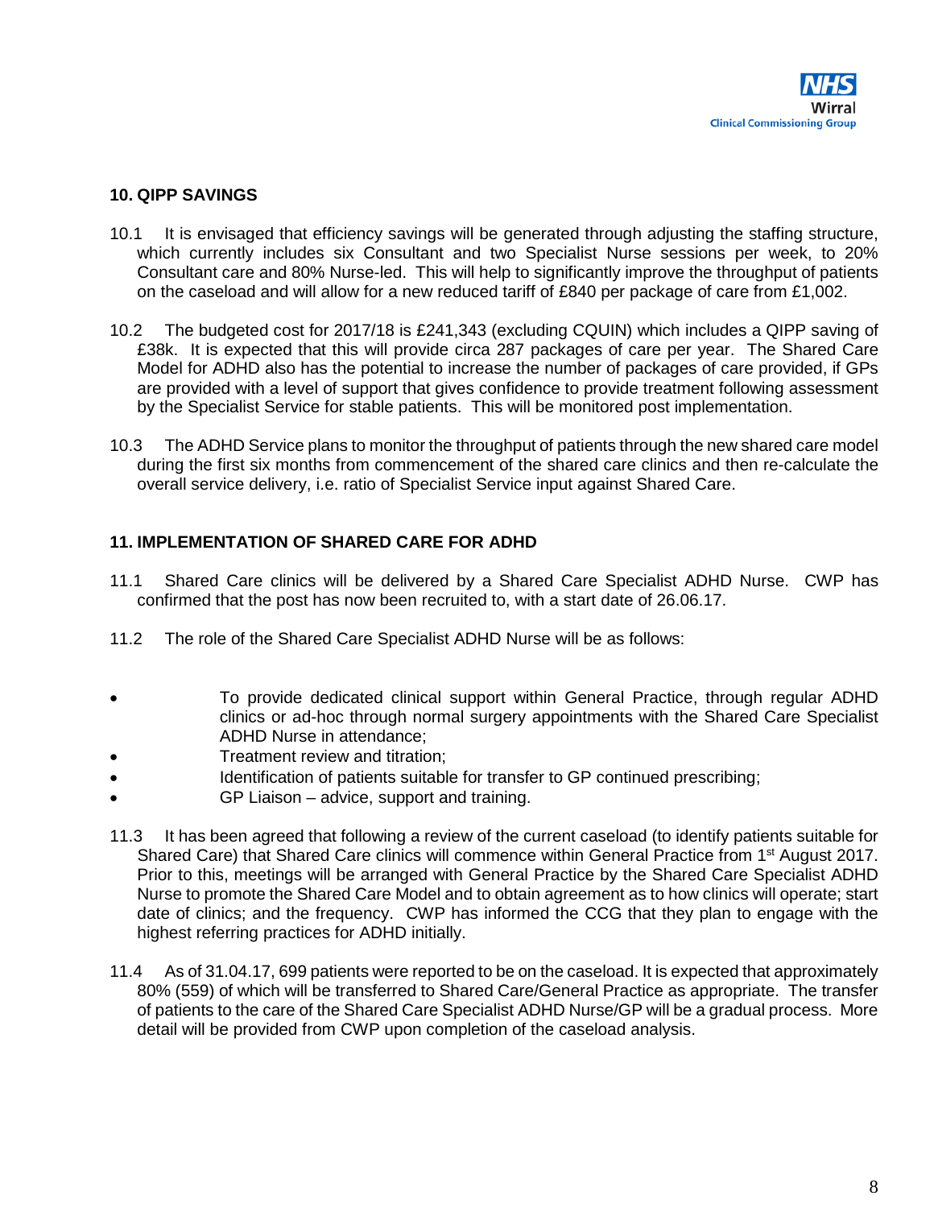## 10. QIPP SAVINGS

10.1 It is envisaged that efficiency savings will be generated through adjusting the staffing structure, which currently includes six Consultant and two Specialist Nurse sessions per week, to 20% Consultant care and 80% Nurse-led. This will help to significantly improve the throughput of patients on the caseload and will allow for a new reduced tariff of £840 per package of care from £1,002.

10.2 The budgeted cost for 2017/18 is £241,343 (excluding CQUIN) which includes a QIPP saving of £38k. It is expected that this will provide circa 287 packages of care per year. The Shared Care Model for ADHD also has the potential to increase the number of packages of care provided, if GPs are provided with a level of support that gives confidence to provide treatment following assessment by the Specialist Service for stable patients. This will be monitored post implementation.

10.3 The ADHD Service plans to monitor the throughput of patients through the new shared care model during the first six months from commencement of the shared care clinics and then re-calculate the overall service delivery, i.e. ratio of Specialist Service input against Shared Care.

## 11. IMPLEMENTATION OF SHARED CARE FOR ADHD

11.1 Shared Care clinics will be delivered by a Shared Care Specialist ADHD Nurse. CWP has confirmed that the post has now been recruited to, with a start date of 26.06.17.

11.2 The role of the Shared Care Specialist ADHD Nurse will be as follows:

- To provide dedicated clinical support within General Practice, through regular ADHD clinics or ad-hoc through normal surgery appointments with the Shared Care Specialist ADHD Nurse in attendance;
- Treatment review and titration;
- Identification of patients suitable for transfer to GP continued prescribing;
- GP Liaison – advice, support and training.

11.3 It has been agreed that following a review of the current caseload (to identify patients suitable for Shared Care) that Shared Care clinics will commence within General Practice from 1st August 2017. Prior to this, meetings will be arranged with General Practice by the Shared Care Specialist ADHD Nurse to promote the Shared Care Model and to obtain agreement as to how clinics will operate; start date of clinics; and the frequency. CWP has informed the CCG that they plan to engage with the highest referring practices for ADHD initially.

11.4 As of 31.04.17, 699 patients were reported to be on the caseload. It is expected that approximately 80% (559) of which will be transferred to Shared Care/General Practice as appropriate. The transfer of patients to the care of the Shared Care Specialist ADHD Nurse/GP will be a gradual process. More detail will be provided from CWP upon completion of the caseload analysis.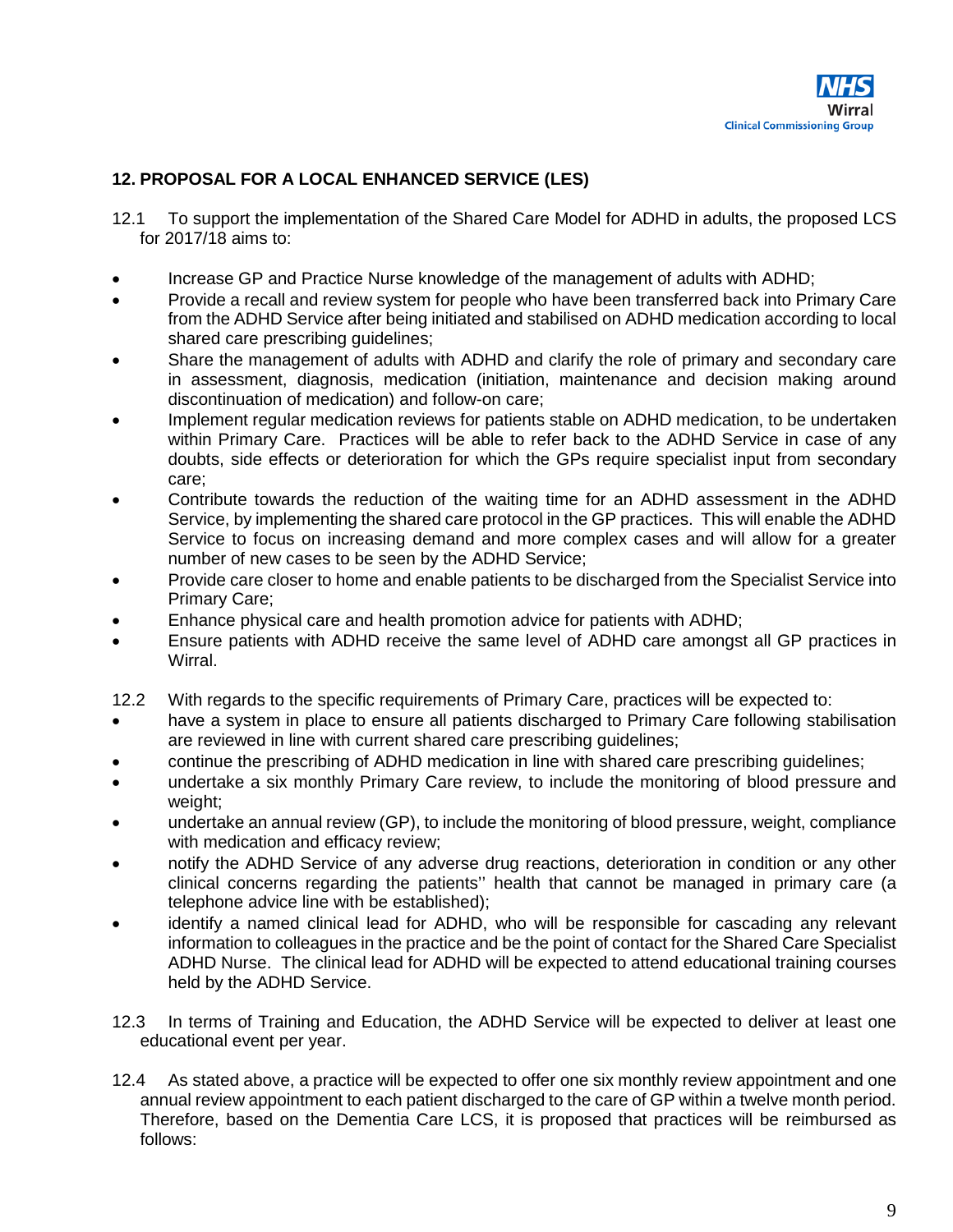## 12. PROPOSAL FOR A LOCAL ENHANCED SERVICE (LES)

12.1 To support the implementation of the Shared Care Model for ADHD in adults, the proposed LCS for 2017/18 aims to:

- Increase GP and Practice Nurse knowledge of the management of adults with ADHD;
- Provide a recall and review system for people who have been transferred back into Primary Care from the ADHD Service after being initiated and stabilised on ADHD medication according to local shared care prescribing guidelines;
- Share the management of adults with ADHD and clarify the role of primary and secondary care in assessment, diagnosis, medication (initiation, maintenance and decision making around discontinuation of medication) and follow-on care;
- Implement regular medication reviews for patients stable on ADHD medication, to be undertaken within Primary Care. Practices will be able to refer back to the ADHD Service in case of any doubts, side effects or deterioration for which the GPs require specialist input from secondary care;
- Contribute towards the reduction of the waiting time for an ADHD assessment in the ADHD Service, by implementing the shared care protocol in the GP practices. This will enable the ADHD Service to focus on increasing demand and more complex cases and will allow for a greater number of new cases to be seen by the ADHD Service;
- Provide care closer to home and enable patients to be discharged from the Specialist Service into Primary Care;
- Enhance physical care and health promotion advice for patients with ADHD;
- Ensure patients with ADHD receive the same level of ADHD care amongst all GP practices in Wirral.

12.2 With regards to the specific requirements of Primary Care, practices will be expected to:

- have a system in place to ensure all patients discharged to Primary Care following stabilisation are reviewed in line with current shared care prescribing guidelines;
- continue the prescribing of ADHD medication in line with shared care prescribing guidelines;
- undertake a six monthly Primary Care review, to include the monitoring of blood pressure and weight;
- undertake an annual review (GP), to include the monitoring of blood pressure, weight, compliance with medication and efficacy review;
- notify the ADHD Service of any adverse drug reactions, deterioration in condition or any other clinical concerns regarding the patients'' health that cannot be managed in primary care (a telephone advice line with be established);
- identify a named clinical lead for ADHD, who will be responsible for cascading any relevant information to colleagues in the practice and be the point of contact for the Shared Care Specialist ADHD Nurse. The clinical lead for ADHD will be expected to attend educational training courses held by the ADHD Service.

12.3 In terms of Training and Education, the ADHD Service will be expected to deliver at least one educational event per year.

12.4 As stated above, a practice will be expected to offer one six monthly review appointment and one annual review appointment to each patient discharged to the care of GP within a twelve month period. Therefore, based on the Dementia Care LCS, it is proposed that practices will be reimbursed as follows: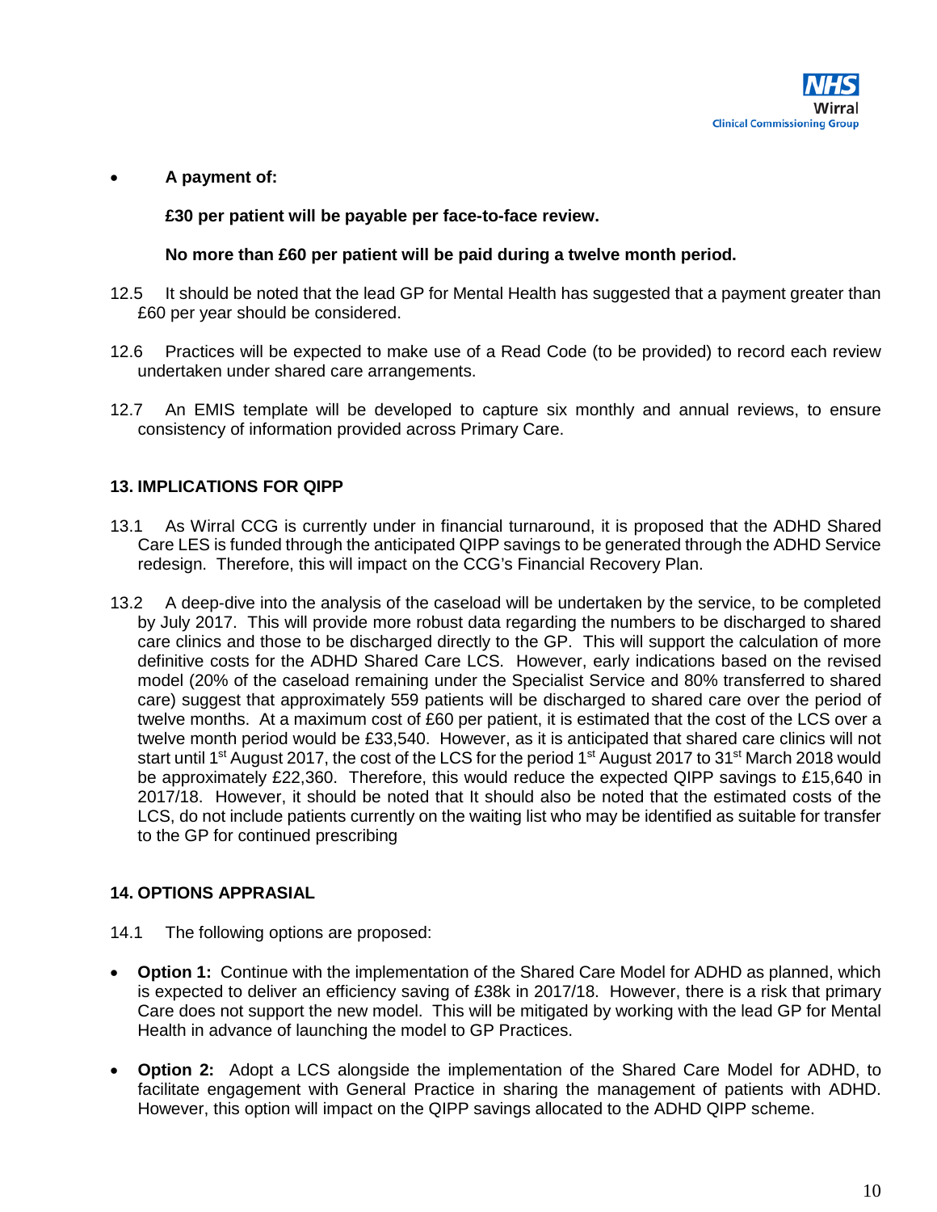- **A payment of:**

  **£30 per patient will be payable per face-to-face review.**

  **No more than £60 per patient will be paid during a twelve month period.**

12.5 It should be noted that the lead GP for Mental Health has suggested that a payment greater than £60 per year should be considered.

12.6 Practices will be expected to make use of a Read Code (to be provided) to record each review undertaken under shared care arrangements.

12.7 An EMIS template will be developed to capture six monthly and annual reviews, to ensure consistency of information provided across Primary Care.

## 13. IMPLICATIONS FOR QIPP

13.1 As Wirral CCG is currently under in financial turnaround, it is proposed that the ADHD Shared Care LES is funded through the anticipated QIPP savings to be generated through the ADHD Service redesign. Therefore, this will impact on the CCG's Financial Recovery Plan.

13.2 A deep-dive into the analysis of the caseload will be undertaken by the service, to be completed by July 2017. This will provide more robust data regarding the numbers to be discharged to shared care clinics and those to be discharged directly to the GP. This will support the calculation of more definitive costs for the ADHD Shared Care LCS. However, early indications based on the revised model (20% of the caseload remaining under the Specialist Service and 80% transferred to shared care) suggest that approximately 559 patients will be discharged to shared care over the period of twelve months. At a maximum cost of £60 per patient, it is estimated that the cost of the LCS over a twelve month period would be £33,540. However, as it is anticipated that shared care clinics will not start until 1st August 2017, the cost of the LCS for the period 1st August 2017 to 31st March 2018 would be approximately £22,360. Therefore, this would reduce the expected QIPP savings to £15,640 in 2017/18. However, it should be noted that It should also be noted that the estimated costs of the LCS, do not include patients currently on the waiting list who may be identified as suitable for transfer to the GP for continued prescribing

## 14. OPTIONS APPRASIAL

14.1 The following options are proposed:

- **Option 1:** Continue with the implementation of the Shared Care Model for ADHD as planned, which is expected to deliver an efficiency saving of £38k in 2017/18. However, there is a risk that primary Care does not support the new model. This will be mitigated by working with the lead GP for Mental Health in advance of launching the model to GP Practices.

- **Option 2:** Adopt a LCS alongside the implementation of the Shared Care Model for ADHD, to facilitate engagement with General Practice in sharing the management of patients with ADHD. However, this option will impact on the QIPP savings allocated to the ADHD QIPP scheme.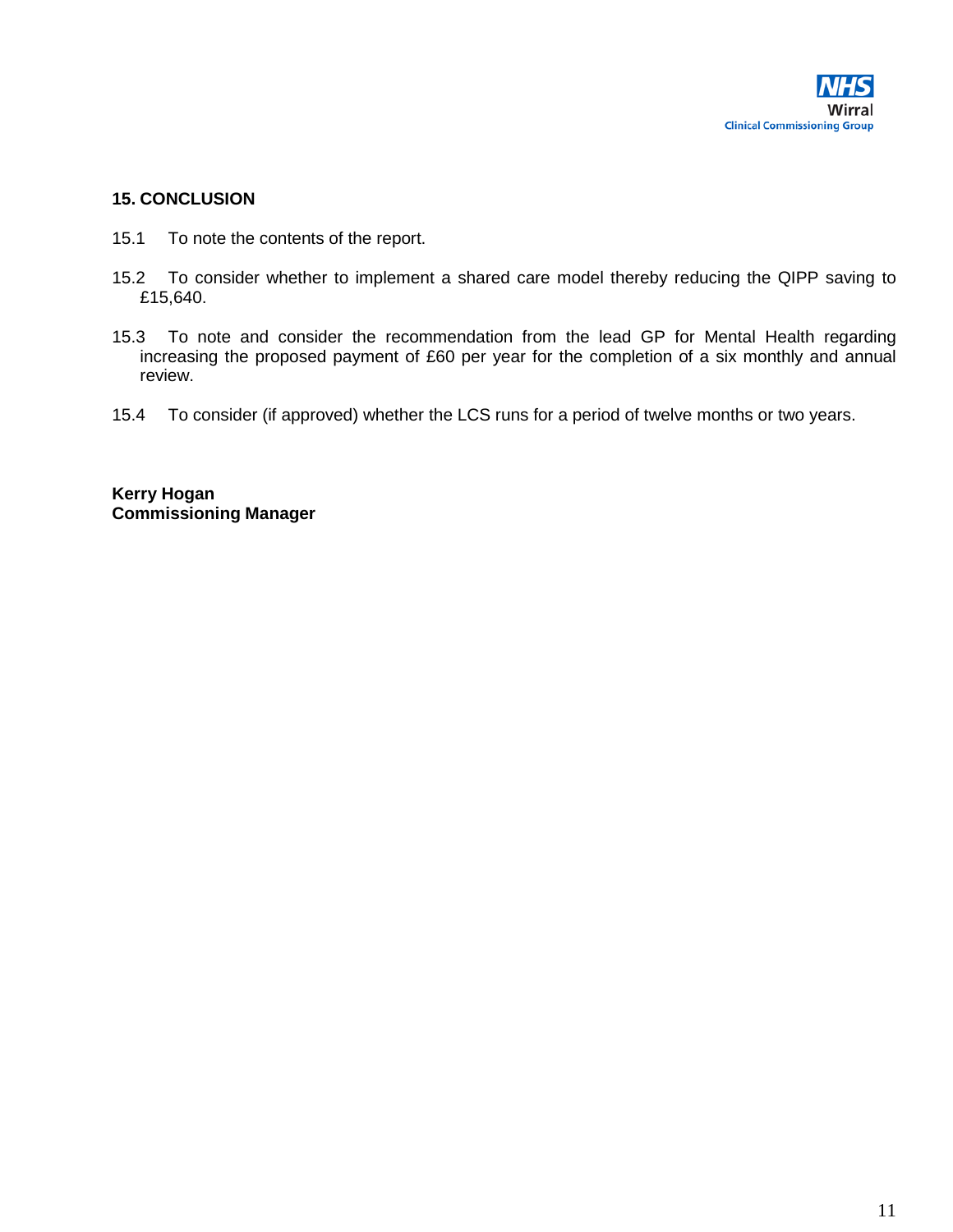## 15. CONCLUSION

15.1 To note the contents of the report.

15.2 To consider whether to implement a shared care model thereby reducing the QIPP saving to £15,640.

15.3 To note and consider the recommendation from the lead GP for Mental Health regarding increasing the proposed payment of £60 per year for the completion of a six monthly and annual review.

15.4 To consider (if approved) whether the LCS runs for a period of twelve months or two years.

**Kerry Hogan**
**Commissioning Manager**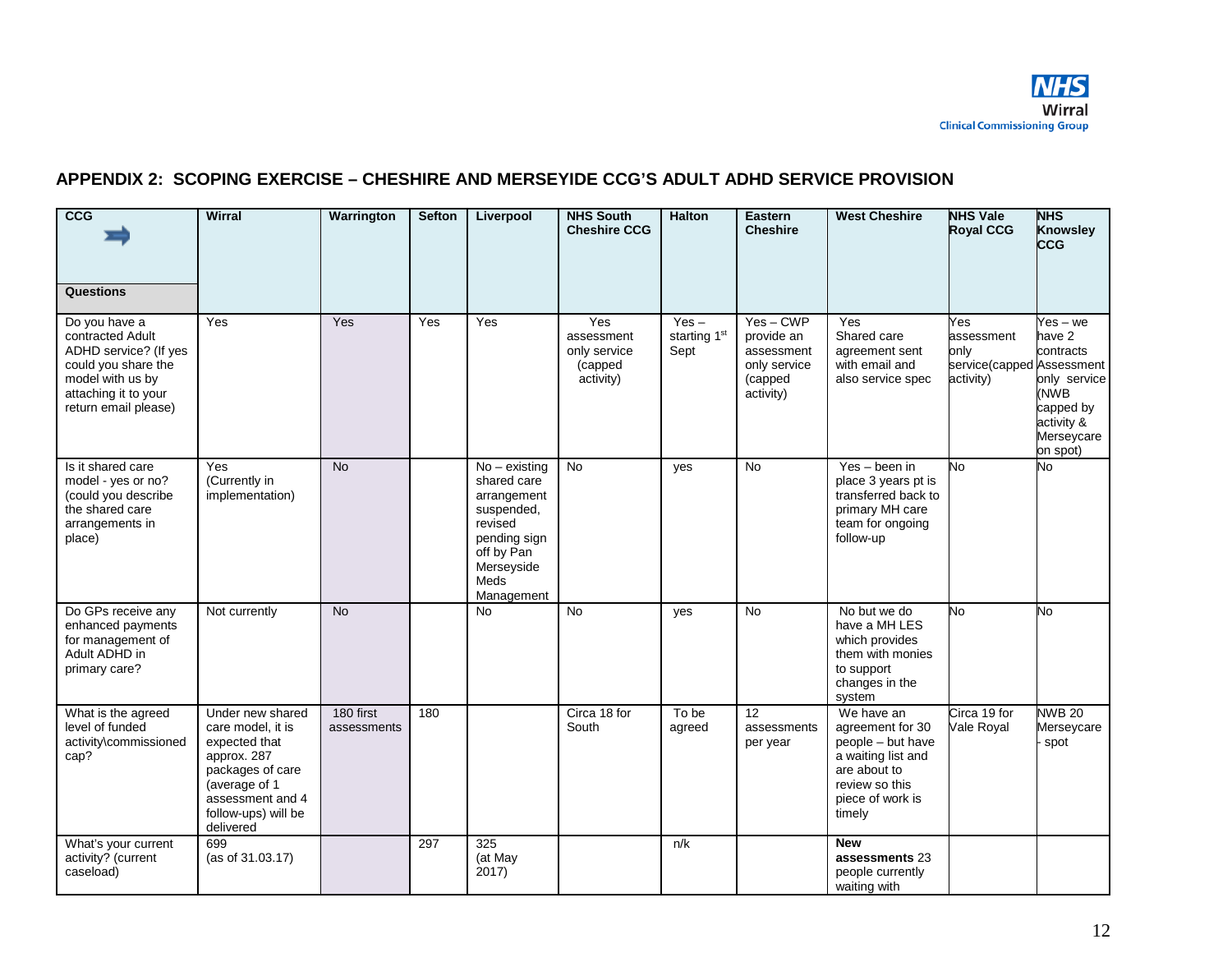APPENDIX 2: SCOPING EXERCISE – CHESHIRE AND MERSEYIDE CCG'S ADULT ADHD SERVICE PROVISION

| CCG ➡ Questions | Wirral | Warrington | Sefton | Liverpool | NHS South Cheshire CCG | Halton | Eastern Cheshire | West Cheshire | NHS Vale Royal CCG | NHS Knowsley CCG |
|---|---|---|---|---|---|---|---|---|---|---|
| Do you have a contracted Adult ADHD service? (If yes could you share the model with us by attaching it to your return email please) | Yes | Yes | Yes | Yes | Yes assessment only service (capped activity) | Yes – starting 1st Sept | Yes – CWP provide an assessment only service (capped activity) | Yes Shared care agreement sent with email and also service spec | Yes assessment only service(capped activity) | Yes – we have 2 contracts Assessment only service (NWB capped by activity & Merseycare on spot) |
| Is it shared care model - yes or no? (could you describe the shared care arrangements in place) | Yes (Currently in implementation) | No | | No – existing shared care arrangement suspended, revised pending sign off by Pan Merseyside Meds Management | No | yes | No | Yes – been in place 3 years pt is transferred back to primary MH care team for ongoing follow-up | No | No |
| Do GPs receive any enhanced payments for management of Adult ADHD in primary care? | Not currently | No | | No | No | yes | No | No but we do have a MH LES which provides them with monies to support changes in the system | No | No |
| What is the agreed level of funded activity\commissioned cap? | Under new shared care model, it is expected that approx. 287 packages of care (average of 1 assessment and 4 follow-ups) will be delivered | 180 first assessments | 180 | | Circa 18 for South | To be agreed | 12 assessments per year | We have an agreement for 30 people – but have a waiting list and are about to review so this piece of work is timely | Circa 19 for Vale Royal | NWB 20 Merseycare - spot |
| What's your current activity? (current caseload) | 699 (as of 31.03.17) | | 297 | 325 (at May 2017) | | n/k | | **New assessments** 23 people currently waiting with | | |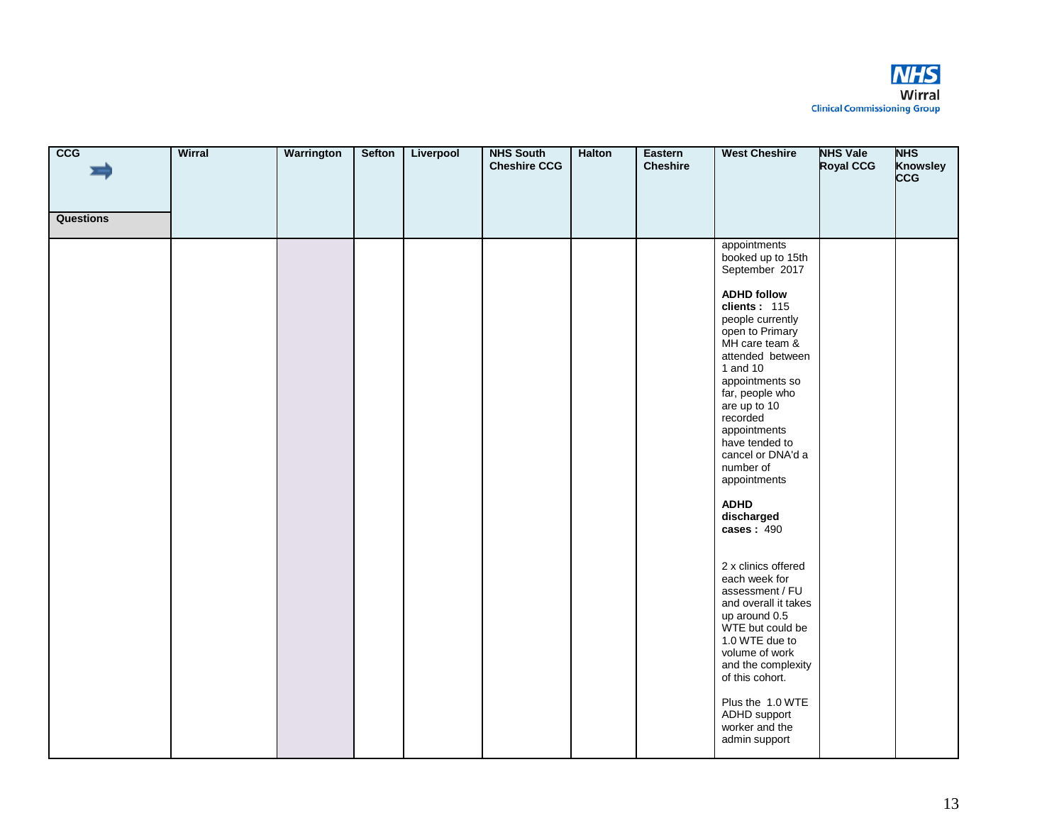| CCG ➡ Questions | Wirral | Warrington | Sefton | Liverpool | NHS South Cheshire CCG | Halton | Eastern Cheshire | West Cheshire | NHS Vale Royal CCG | NHS Knowsley CCG |
|---|---|---|---|---|---|---|---|---|---|---|
| | | | | | | | | appointments booked up to 15th September 2017<br><br>**ADHD follow clients :** 115 people currently open to Primary MH care team & attended between 1 and 10 appointments so far, people who are up to 10 recorded appointments have tended to cancel or DNA'd a number of appointments<br><br>**ADHD discharged cases :** 490<br><br>2 x clinics offered each week for assessment / FU and overall it takes up around 0.5 WTE but could be 1.0 WTE due to volume of work and the complexity of this cohort.<br><br>Plus the 1.0 WTE ADHD support worker and the admin support | | |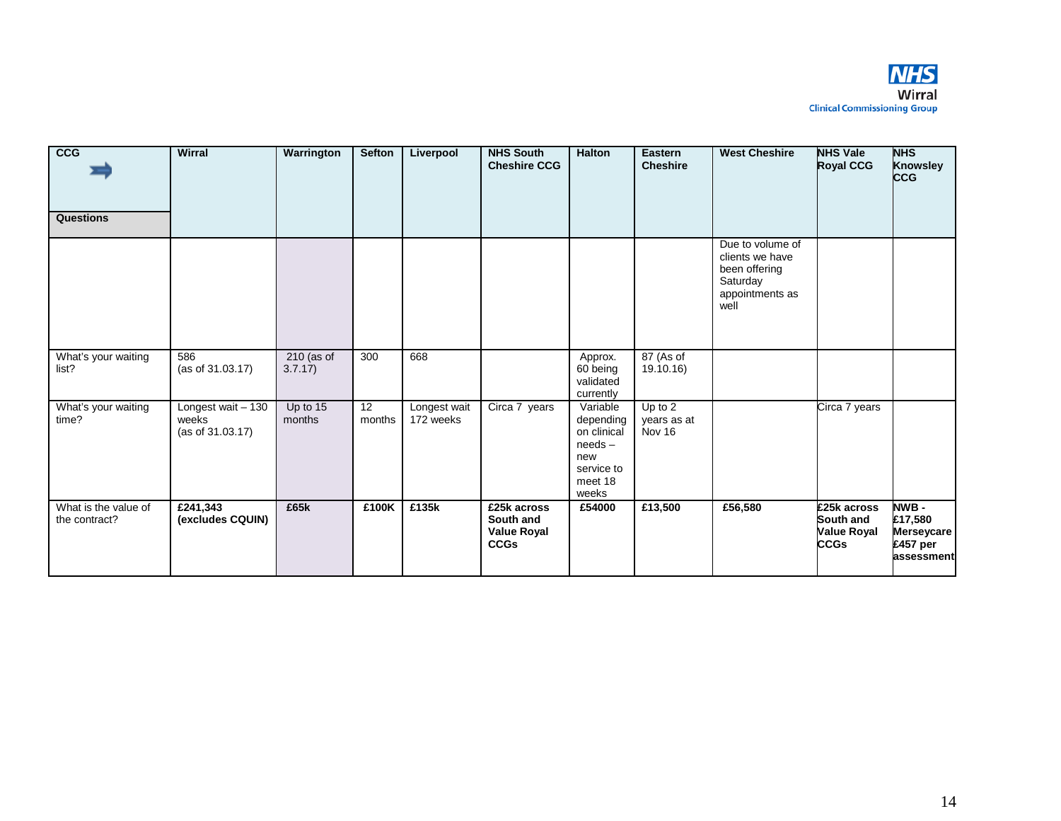| CCG ➡ Questions | Wirral | Warrington | Sefton | Liverpool | NHS South Cheshire CCG | Halton | Eastern Cheshire | West Cheshire | NHS Vale Royal CCG | NHS Knowsley CCG |
|---|---|---|---|---|---|---|---|---|---|---|
| | | | | | | | | Due to volume of clients we have been offering Saturday appointments as well | | |
| What's your waiting list? | 586 (as of 31.03.17) | 210 (as of 3.7.17) | 300 | 668 | | Approx. 60 being validated currently | 87 (As of 19.10.16) | | | |
| What's your waiting time? | Longest wait – 130 weeks (as of 31.03.17) | Up to 15 months | 12 months | Longest wait 172 weeks | Circa 7 years | Variable depending on clinical needs – new service to meet 18 weeks | Up to 2 years as at Nov 16 | | Circa 7 years | |
| What is the value of the contract? | **£241,343 (excludes CQUIN)** | **£65k** | **£100K** | **£135k** | **£25k across South and Value Royal CCGs** | **£54000** | **£13,500** | **£56,580** | **£25k across South and Value Royal CCGs** | **NWB - £17,580 Merseycare £457 per assessment** |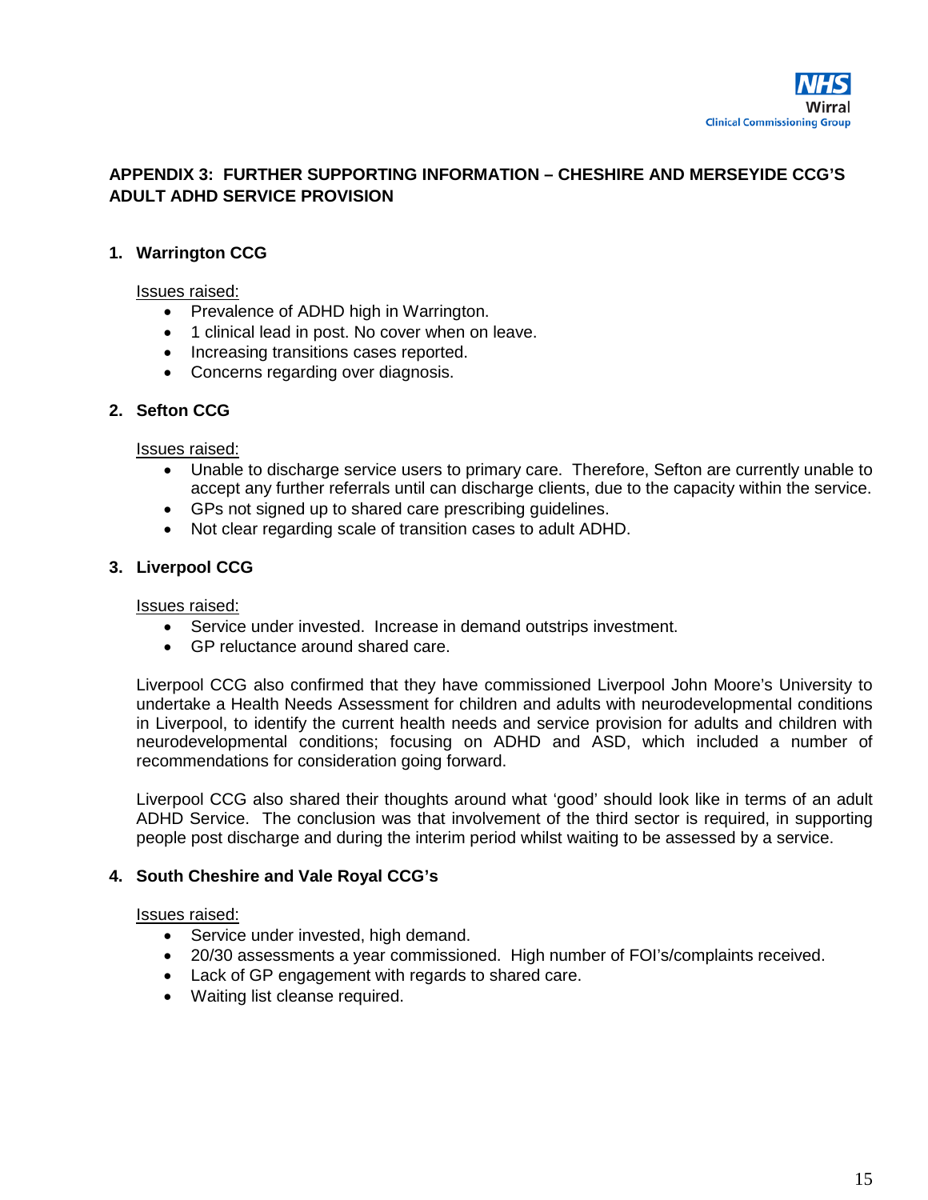## APPENDIX 3: FURTHER SUPPORTING INFORMATION – CHESHIRE AND MERSEYIDE CCG'S ADULT ADHD SERVICE PROVISION

### 1. Warrington CCG

Issues raised:

- Prevalence of ADHD high in Warrington.
- 1 clinical lead in post. No cover when on leave.
- Increasing transitions cases reported.
- Concerns regarding over diagnosis.

### 2. Sefton CCG

Issues raised:

- Unable to discharge service users to primary care. Therefore, Sefton are currently unable to accept any further referrals until can discharge clients, due to the capacity within the service.
- GPs not signed up to shared care prescribing guidelines.
- Not clear regarding scale of transition cases to adult ADHD.

### 3. Liverpool CCG

Issues raised:

- Service under invested. Increase in demand outstrips investment.
- GP reluctance around shared care.

Liverpool CCG also confirmed that they have commissioned Liverpool John Moore's University to undertake a Health Needs Assessment for children and adults with neurodevelopmental conditions in Liverpool, to identify the current health needs and service provision for adults and children with neurodevelopmental conditions; focusing on ADHD and ASD, which included a number of recommendations for consideration going forward.

Liverpool CCG also shared their thoughts around what 'good' should look like in terms of an adult ADHD Service. The conclusion was that involvement of the third sector is required, in supporting people post discharge and during the interim period whilst waiting to be assessed by a service.

### 4. South Cheshire and Vale Royal CCG's

Issues raised:

- Service under invested, high demand.
- 20/30 assessments a year commissioned. High number of FOI's/complaints received.
- Lack of GP engagement with regards to shared care.
- Waiting list cleanse required.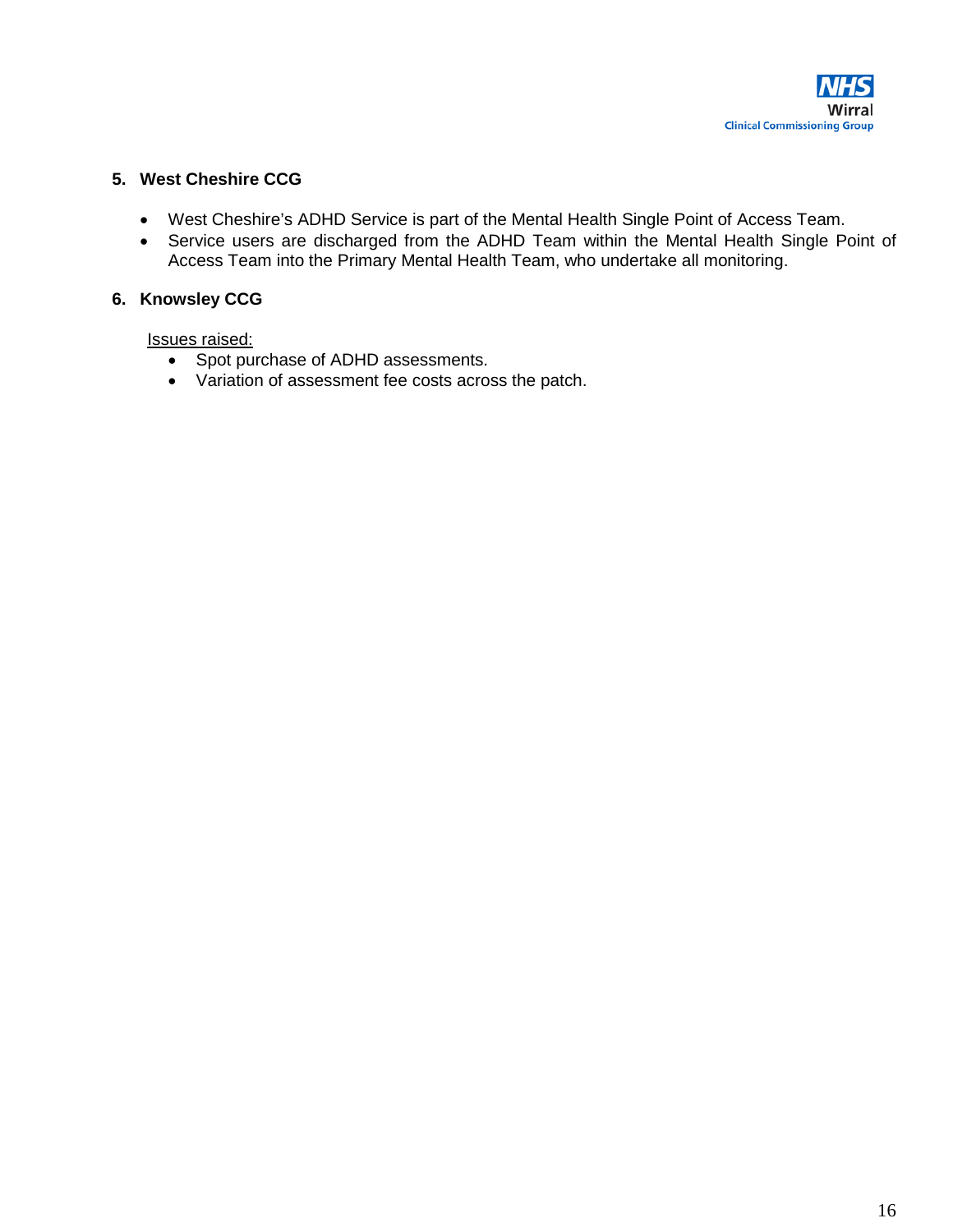**5. West Cheshire CCG**

- West Cheshire's ADHD Service is part of the Mental Health Single Point of Access Team.
- Service users are discharged from the ADHD Team within the Mental Health Single Point of Access Team into the Primary Mental Health Team, who undertake all monitoring.

**6. Knowsley CCG**

Issues raised:

- Spot purchase of ADHD assessments.
- Variation of assessment fee costs across the patch.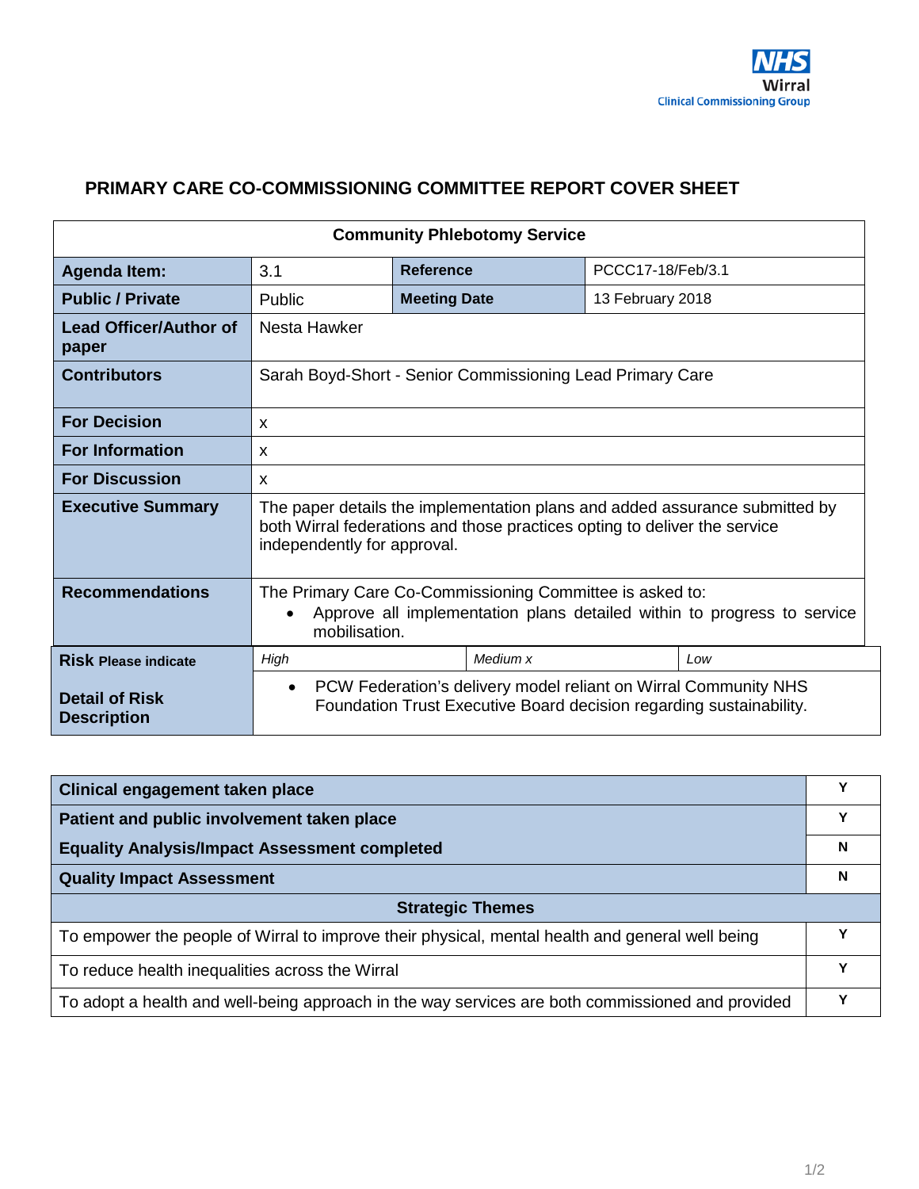NHS Wirral Clinical Commissioning Group

## PRIMARY CARE CO-COMMISSIONING COMMITTEE REPORT COVER SHEET

| Community Phlebotomy Service | | | |
|---|---|---|---|
| **Agenda Item:** | 3.1 | **Reference** | PCCC17-18/Feb/3.1 |
| **Public / Private** | Public | **Meeting Date** | 13 February 2018 |
| **Lead Officer/Author of paper** | Nesta Hawker | | |
| **Contributors** | Sarah Boyd-Short - Senior Commissioning Lead Primary Care | | |
| **For Decision** | x | | |
| **For Information** | x | | |
| **For Discussion** | x | | |
| **Executive Summary** | The paper details the implementation plans and added assurance submitted by both Wirral federations and those practices opting to deliver the service independently for approval. | | |
| **Recommendations** | The Primary Care Co-Commissioning Committee is asked to:<br>• Approve all implementation plans detailed within to progress to service mobilisation. | | |
| **Risk** Please indicate | *High* | *Medium x* | *Low* |
| **Detail of Risk Description** | • PCW Federation's delivery model reliant on Wirral Community NHS Foundation Trust Executive Board decision regarding sustainability. | | |

| **Clinical engagement taken place** | Y |
|---|---|
| **Patient and public involvement taken place** | Y |
| **Equality Analysis/Impact Assessment completed** | N |
| **Quality Impact Assessment** | N |
| **Strategic Themes** | |
| To empower the people of Wirral to improve their physical, mental health and general well being | Y |
| To reduce health inequalities across the Wirral | Y |
| To adopt a health and well-being approach in the way services are both commissioned and provided | Y |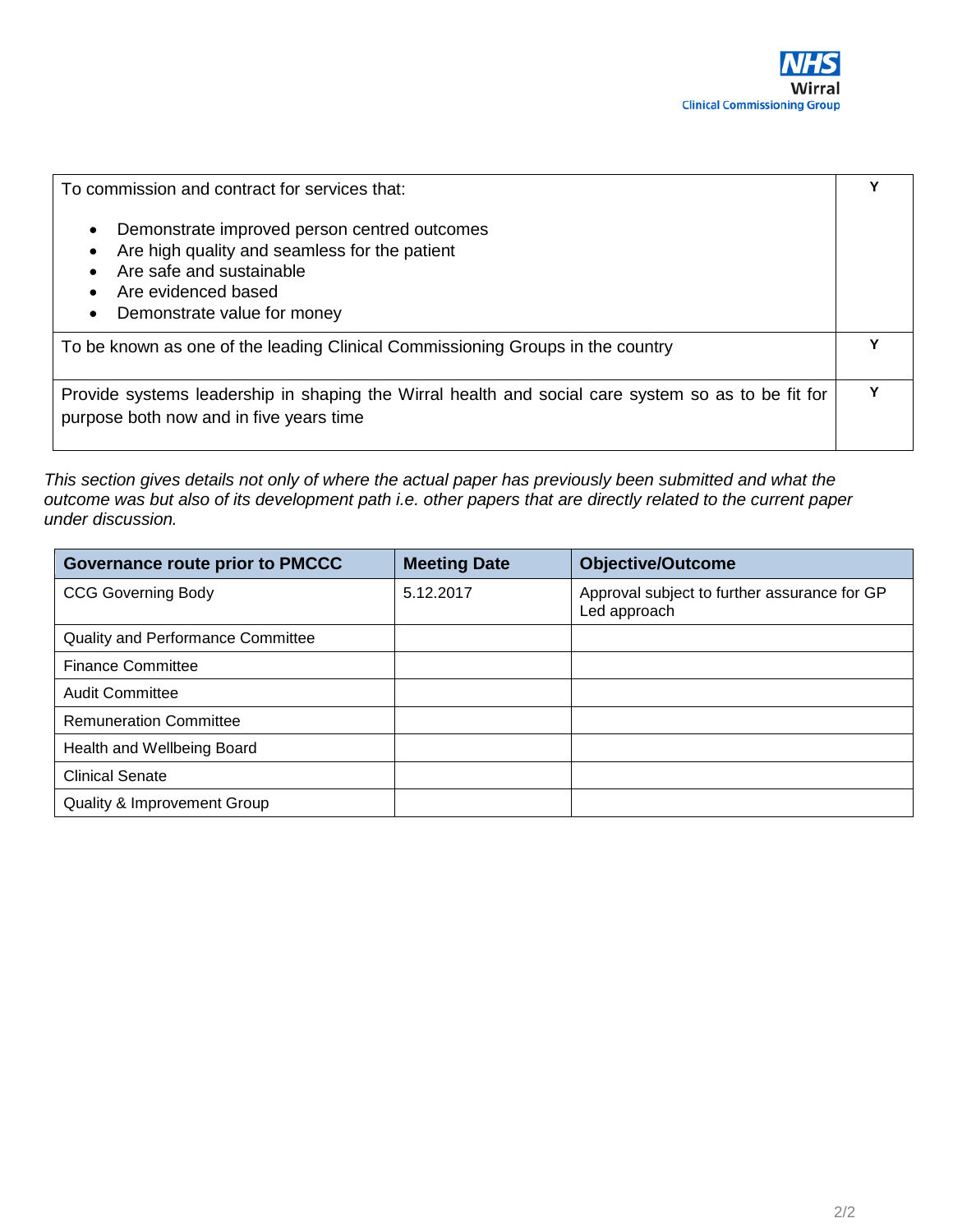| To commission and contract for services that: <br><br> • Demonstrate improved person centred outcomes <br> • Are high quality and seamless for the patient <br> • Are safe and sustainable <br> • Are evidenced based <br> • Demonstrate value for money | Y |
|---|---|
| To be known as one of the leading Clinical Commissioning Groups in the country | Y |
| Provide systems leadership in shaping the Wirral health and social care system so as to be fit for purpose both now and in five years time | Y |

*This section gives details not only of where the actual paper has previously been submitted and what the outcome was but also of its development path i.e. other papers that are directly related to the current paper under discussion.*

| Governance route prior to PMCCC | Meeting Date | Objective/Outcome |
|---|---|---|
| CCG Governing Body | 5.12.2017 | Approval subject to further assurance for GP Led approach |
| Quality and Performance Committee | | |
| Finance Committee | | |
| Audit Committee | | |
| Remuneration Committee | | |
| Health and Wellbeing Board | | |
| Clinical Senate | | |
| Quality & Improvement Group | | |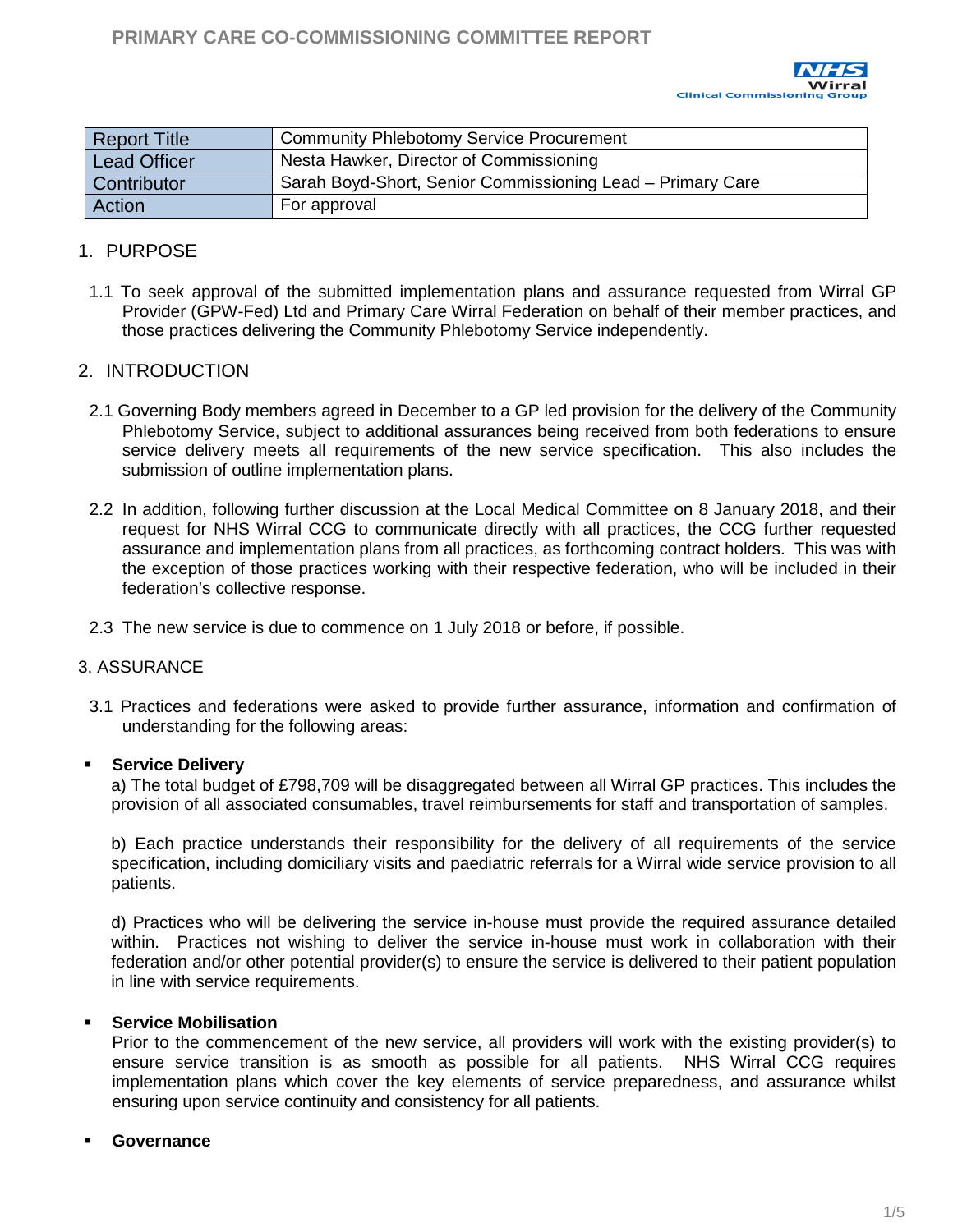# PRIMARY CARE CO-COMMISSIONING COMMITTEE REPORT

| Report Title | Community Phlebotomy Service Procurement |
|---|---|
| Lead Officer | Nesta Hawker, Director of Commissioning |
| Contributor | Sarah Boyd-Short, Senior Commissioning Lead – Primary Care |
| Action | For approval |

## 1. PURPOSE

1.1 To seek approval of the submitted implementation plans and assurance requested from Wirral GP Provider (GPW-Fed) Ltd and Primary Care Wirral Federation on behalf of their member practices, and those practices delivering the Community Phlebotomy Service independently.

## 2. INTRODUCTION

2.1 Governing Body members agreed in December to a GP led provision for the delivery of the Community Phlebotomy Service, subject to additional assurances being received from both federations to ensure service delivery meets all requirements of the new service specification. This also includes the submission of outline implementation plans.

2.2 In addition, following further discussion at the Local Medical Committee on 8 January 2018, and their request for NHS Wirral CCG to communicate directly with all practices, the CCG further requested assurance and implementation plans from all practices, as forthcoming contract holders. This was with the exception of those practices working with their respective federation, who will be included in their federation's collective response.

2.3 The new service is due to commence on 1 July 2018 or before, if possible.

## 3. ASSURANCE

3.1 Practices and federations were asked to provide further assurance, information and confirmation of understanding for the following areas:

- **Service Delivery**

  a) The total budget of £798,709 will be disaggregated between all Wirral GP practices. This includes the provision of all associated consumables, travel reimbursements for staff and transportation of samples.

  b) Each practice understands their responsibility for the delivery of all requirements of the service specification, including domiciliary visits and paediatric referrals for a Wirral wide service provision to all patients.

  d) Practices who will be delivering the service in-house must provide the required assurance detailed within. Practices not wishing to deliver the service in-house must work in collaboration with their federation and/or other potential provider(s) to ensure the service is delivered to their patient population in line with service requirements.

- **Service Mobilisation**

  Prior to the commencement of the new service, all providers will work with the existing provider(s) to ensure service transition is as smooth as possible for all patients. NHS Wirral CCG requires implementation plans which cover the key elements of service preparedness, and assurance whilst ensuring upon service continuity and consistency for all patients.

- **Governance**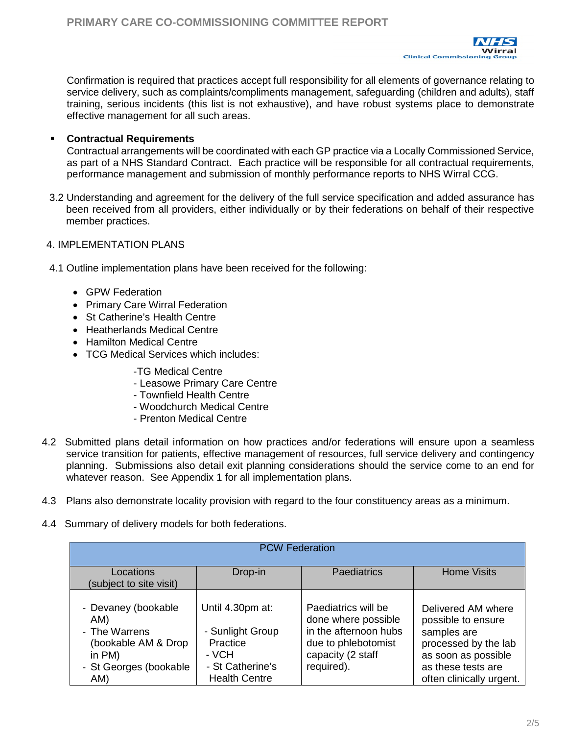Confirmation is required that practices accept full responsibility for all elements of governance relating to service delivery, such as complaints/compliments management, safeguarding (children and adults), staff training, serious incidents (this list is not exhaustive), and have robust systems place to demonstrate effective management for all such areas.

- **Contractual Requirements**
  Contractual arrangements will be coordinated with each GP practice via a Locally Commissioned Service, as part of a NHS Standard Contract. Each practice will be responsible for all contractual requirements, performance management and submission of monthly performance reports to NHS Wirral CCG.

3.2 Understanding and agreement for the delivery of the full service specification and added assurance has been received from all providers, either individually or by their federations on behalf of their respective member practices.

4. IMPLEMENTATION PLANS

4.1 Outline implementation plans have been received for the following:

- GPW Federation
- Primary Care Wirral Federation
- St Catherine's Health Centre
- Heatherlands Medical Centre
- Hamilton Medical Centre
- TCG Medical Services which includes:
  - TG Medical Centre
  - Leasowe Primary Care Centre
  - Townfield Health Centre
  - Woodchurch Medical Centre
  - Prenton Medical Centre

4.2 Submitted plans detail information on how practices and/or federations will ensure upon a seamless service transition for patients, effective management of resources, full service delivery and contingency planning. Submissions also detail exit planning considerations should the service come to an end for whatever reason. See Appendix 1 for all implementation plans.

4.3 Plans also demonstrate locality provision with regard to the four constituency areas as a minimum.

4.4 Summary of delivery models for both federations.

| PCW Federation | | | |
|---|---|---|---|
| Locations (subject to site visit) | Drop-in | Paediatrics | Home Visits |
| - Devaney (bookable AM)<br>- The Warrens (bookable AM & Drop in PM)<br>- St Georges (bookable AM) | Until 4.30pm at:<br>- Sunlight Group Practice<br>- VCH<br>- St Catherine's Health Centre | Paediatrics will be done where possible in the afternoon hubs due to phlebotomist capacity (2 staff required). | Delivered AM where possible to ensure samples are processed by the lab as soon as possible as these tests are often clinically urgent. |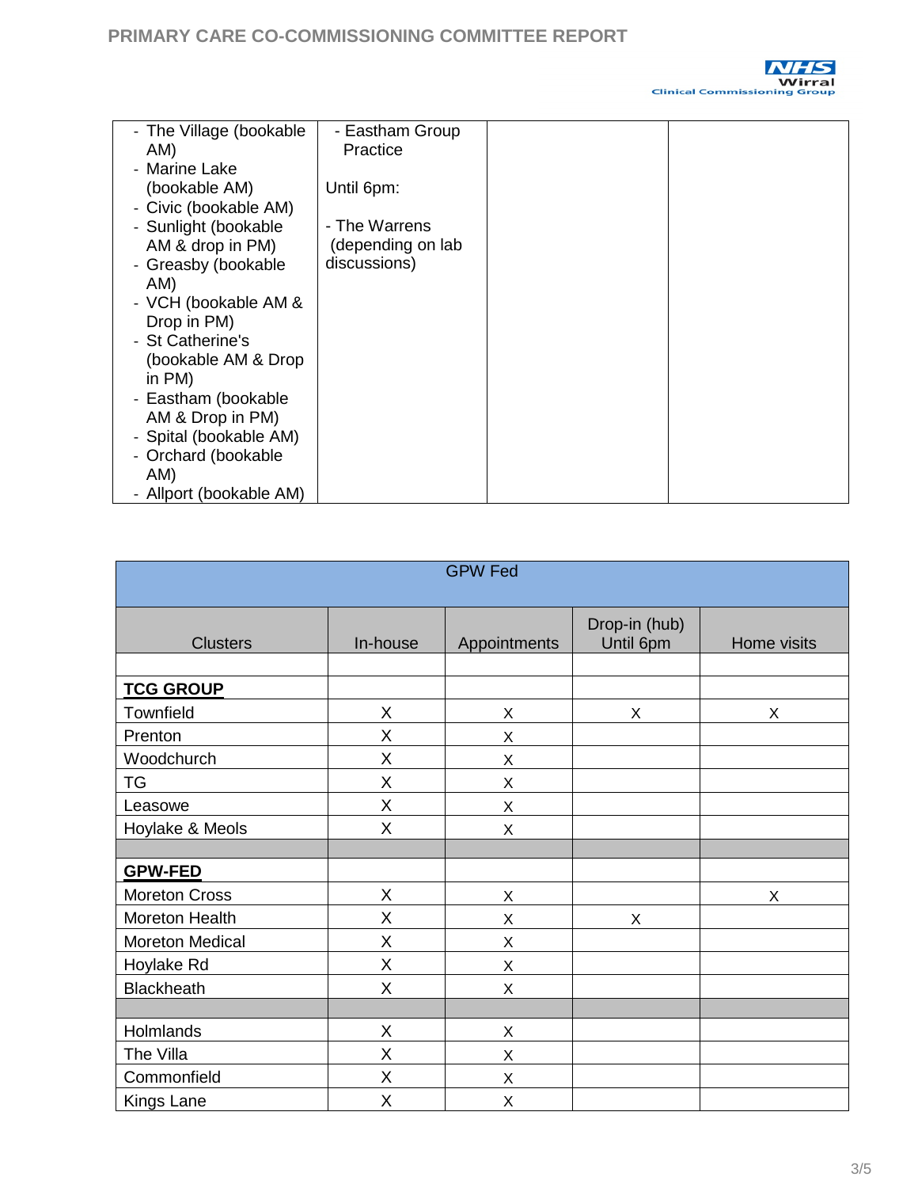| | | | |
|---|---|---|---|
| - The Village (bookable AM)<br>- Marine Lake (bookable AM)<br>- Civic (bookable AM)<br>- Sunlight (bookable AM & drop in PM)<br>- Greasby (bookable AM)<br>- VCH (bookable AM & Drop in PM)<br>- St Catherine's (bookable AM & Drop in PM)<br>- Eastham (bookable AM & Drop in PM)<br>- Spital (bookable AM)<br>- Orchard (bookable AM)<br>- Allport (bookable AM) | - Eastham Group Practice<br><br>Until 6pm:<br><br>- The Warrens (depending on lab discussions) | | |

| GPW Fed | | | | |
|---|---|---|---|---|
| Clusters | In-house | Appointments | Drop-in (hub) Until 6pm | Home visits |
| | | | | |
| **TCG GROUP** | | | | |
| Townfield | X | x | x | x |
| Prenton | X | x | | |
| Woodchurch | X | x | | |
| TG | X | x | | |
| Leasowe | X | x | | |
| Hoylake & Meols | X | x | | |
| | | | | |
| **GPW-FED** | | | | |
| Moreton Cross | X | x | | x |
| Moreton Health | X | x | x | |
| Moreton Medical | X | x | | |
| Hoylake Rd | X | x | | |
| Blackheath | X | x | | |
| | | | | |
| Holmlands | X | x | | |
| The Villa | X | x | | |
| Commonfield | X | x | | |
| Kings Lane | X | x | | |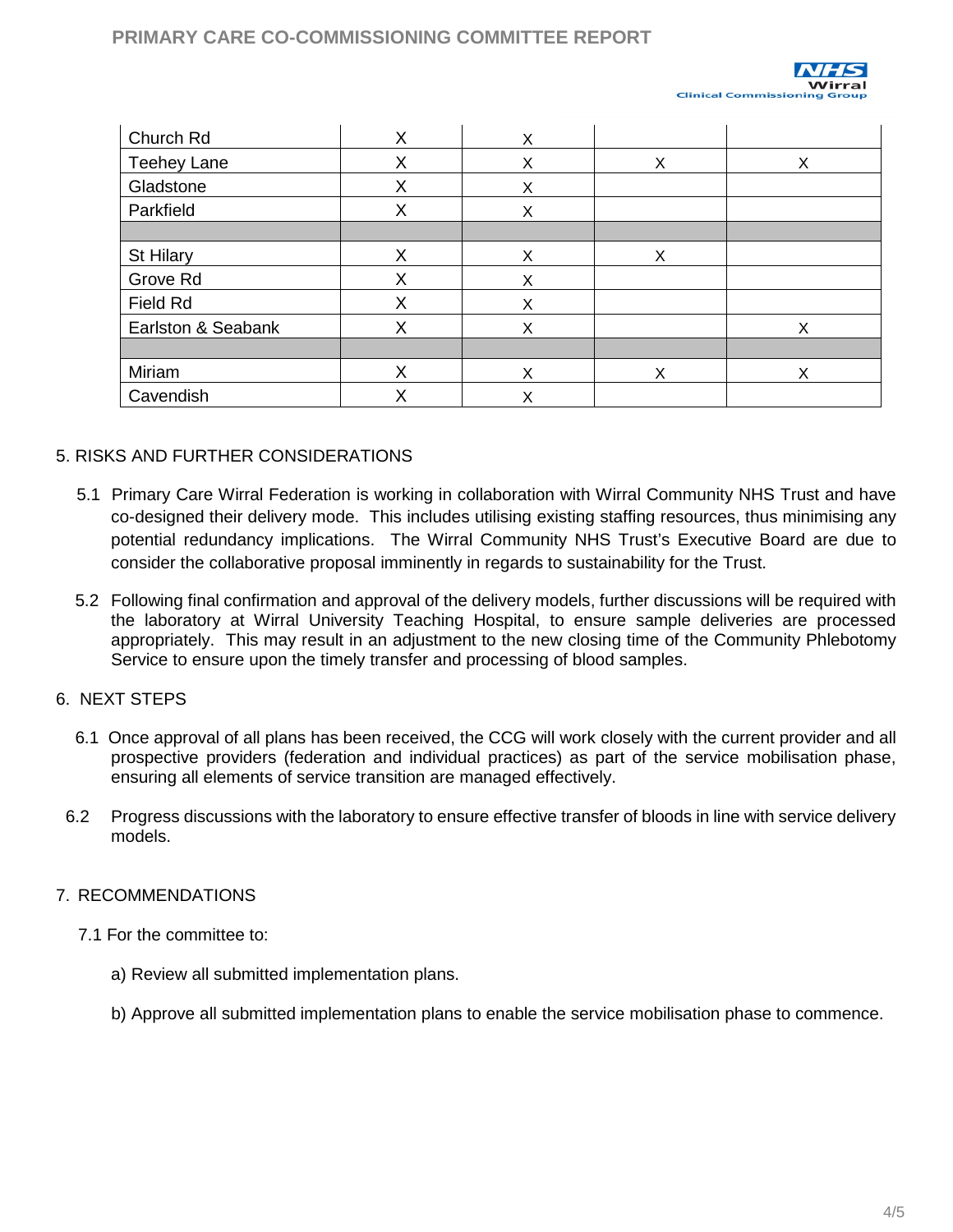| | | | | |
|---|---|---|---|---|
| Church Rd | X | x | | |
| Teehey Lane | X | x | x | x |
| Gladstone | X | x | | |
| Parkfield | X | x | | |
| | | | | |
| St Hilary | X | x | x | |
| Grove Rd | X | x | | |
| Field Rd | X | x | | |
| Earlston & Seabank | X | x | | x |
| | | | | |
| Miriam | X | x | x | x |
| Cavendish | X | x | | |

## 5. RISKS AND FURTHER CONSIDERATIONS

5.1 Primary Care Wirral Federation is working in collaboration with Wirral Community NHS Trust and have co-designed their delivery mode. This includes utilising existing staffing resources, thus minimising any potential redundancy implications. The Wirral Community NHS Trust's Executive Board are due to consider the collaborative proposal imminently in regards to sustainability for the Trust.

5.2 Following final confirmation and approval of the delivery models, further discussions will be required with the laboratory at Wirral University Teaching Hospital, to ensure sample deliveries are processed appropriately. This may result in an adjustment to the new closing time of the Community Phlebotomy Service to ensure upon the timely transfer and processing of blood samples.

## 6. NEXT STEPS

6.1 Once approval of all plans has been received, the CCG will work closely with the current provider and all prospective providers (federation and individual practices) as part of the service mobilisation phase, ensuring all elements of service transition are managed effectively.

6.2 Progress discussions with the laboratory to ensure effective transfer of bloods in line with service delivery models.

## 7. RECOMMENDATIONS

7.1 For the committee to:

a) Review all submitted implementation plans.

b) Approve all submitted implementation plans to enable the service mobilisation phase to commence.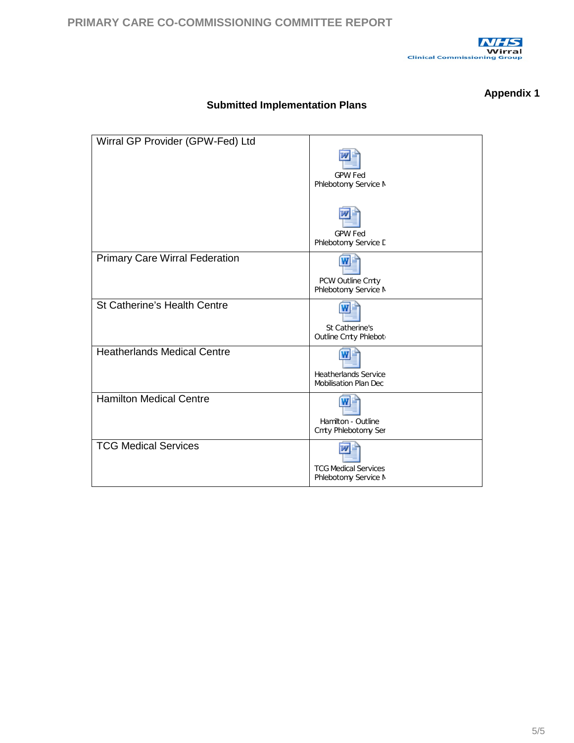**Appendix 1**

**Submitted Implementation Plans**

| | |
|---|---|
| Wirral GP Provider (GPW-Fed) Ltd | GPW Fed Phlebotomy Service M<br><br>GPW Fed Phlebotomy Service D |
| Primary Care Wirral Federation | PCW Outline Cmty Phlebotomy Service M |
| St Catherine's Health Centre | St Catherine's Outline Cmty Phlebot |
| Heatherlands Medical Centre | Heatherlands Service Mobilisation Plan Dec |
| Hamilton Medical Centre | Hamilton - Outline Cmty Phlebotomy Ser |
| TCG Medical Services | TCG Medical Services Phlebotomy Service M |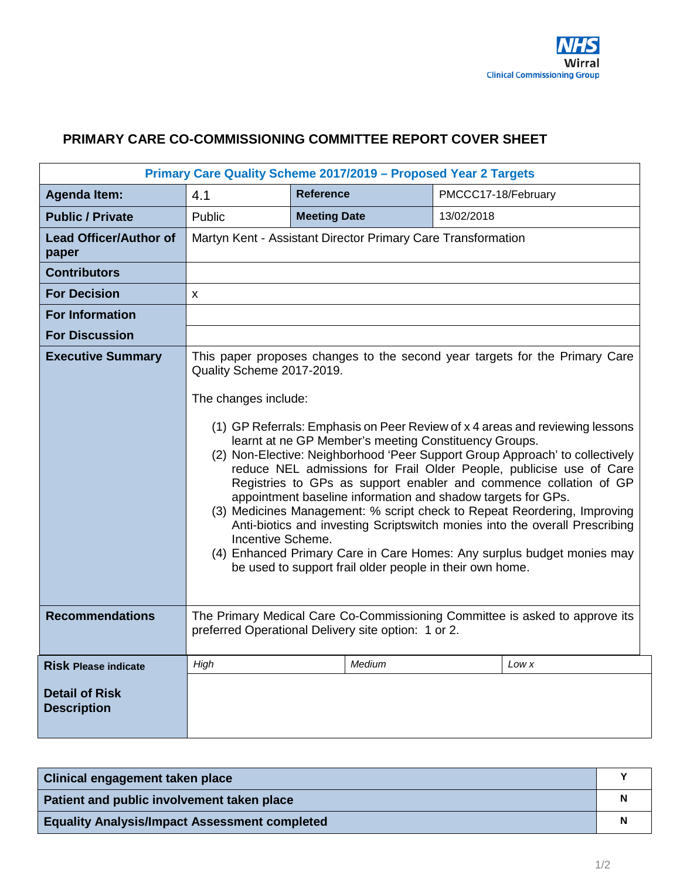NHS Wirral Clinical Commissioning Group

## PRIMARY CARE CO-COMMISSIONING COMMITTEE REPORT COVER SHEET

| Primary Care Quality Scheme 2017/2019 – Proposed Year 2 Targets | | | |
|---|---|---|---|
| **Agenda Item:** | 4.1 | **Reference** | PMCCC17-18/February |
| **Public / Private** | Public | **Meeting Date** | 13/02/2018 |
| **Lead Officer/Author of paper** | Martyn Kent - Assistant Director Primary Care Transformation | | |
| **Contributors** | | | |
| **For Decision** | x | | |
| **For Information** | | | |
| **For Discussion** | | | |
| **Executive Summary** | This paper proposes changes to the second year targets for the Primary Care Quality Scheme 2017-2019.<br><br>The changes include:<br><br>(1) GP Referrals: Emphasis on Peer Review of x 4 areas and reviewing lessons learnt at ne GP Member's meeting Constituency Groups.<br>(2) Non-Elective: Neighborhood 'Peer Support Group Approach' to collectively reduce NEL admissions for Frail Older People, publicise use of Care Registries to GPs as support enabler and commence collation of GP appointment baseline information and shadow targets for GPs.<br>(3) Medicines Management: % script check to Repeat Reordering, Improving Anti-biotics and investing Scriptswitch monies into the overall Prescribing Incentive Scheme.<br>(4) Enhanced Primary Care in Care Homes: Any surplus budget monies may be used to support frail older people in their own home. | | |
| **Recommendations** | The Primary Medical Care Co-Commissioning Committee is asked to approve its preferred Operational Delivery site option: 1 or 2. | | |
| **Risk** Please indicate | *High* | *Medium* | *Low x* |
| **Detail of Risk Description** | | | |

| | |
|---|---|
| **Clinical engagement taken place** | **Y** |
| **Patient and public involvement taken place** | **N** |
| **Equality Analysis/Impact Assessment completed** | **N** |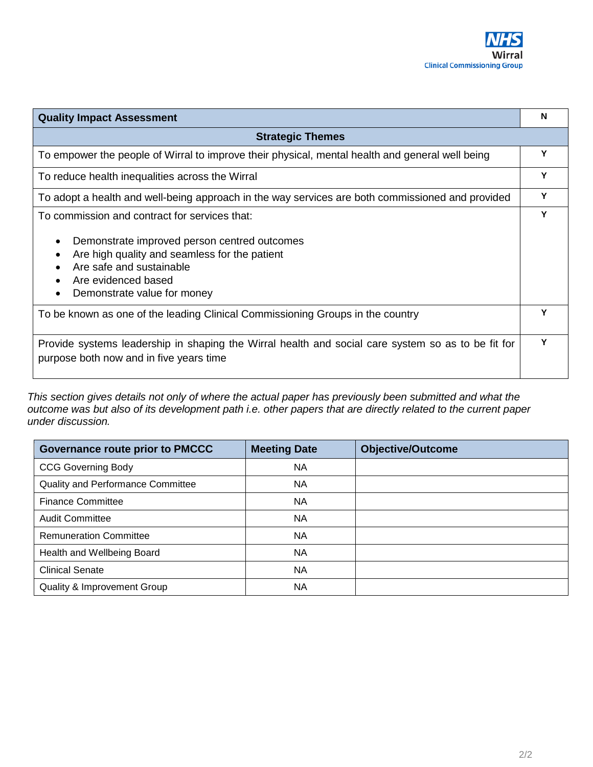| Quality Impact Assessment | N |
|---|---|
| **Strategic Themes** | |
| To empower the people of Wirral to improve their physical, mental health and general well being | Y |
| To reduce health inequalities across the Wirral | Y |
| To adopt a health and well-being approach in the way services are both commissioned and provided | Y |
| To commission and contract for services that:<br>• Demonstrate improved person centred outcomes<br>• Are high quality and seamless for the patient<br>• Are safe and sustainable<br>• Are evidenced based<br>• Demonstrate value for money | Y |
| To be known as one of the leading Clinical Commissioning Groups in the country | Y |
| Provide systems leadership in shaping the Wirral health and social care system so as to be fit for purpose both now and in five years time | Y |

*This section gives details not only of where the actual paper has previously been submitted and what the outcome was but also of its development path i.e. other papers that are directly related to the current paper under discussion.*

| Governance route prior to PMCCC | Meeting Date | Objective/Outcome |
|---|---|---|
| CCG Governing Body | NA | |
| Quality and Performance Committee | NA | |
| Finance Committee | NA | |
| Audit Committee | NA | |
| Remuneration Committee | NA | |
| Health and Wellbeing Board | NA | |
| Clinical Senate | NA | |
| Quality & Improvement Group | NA | |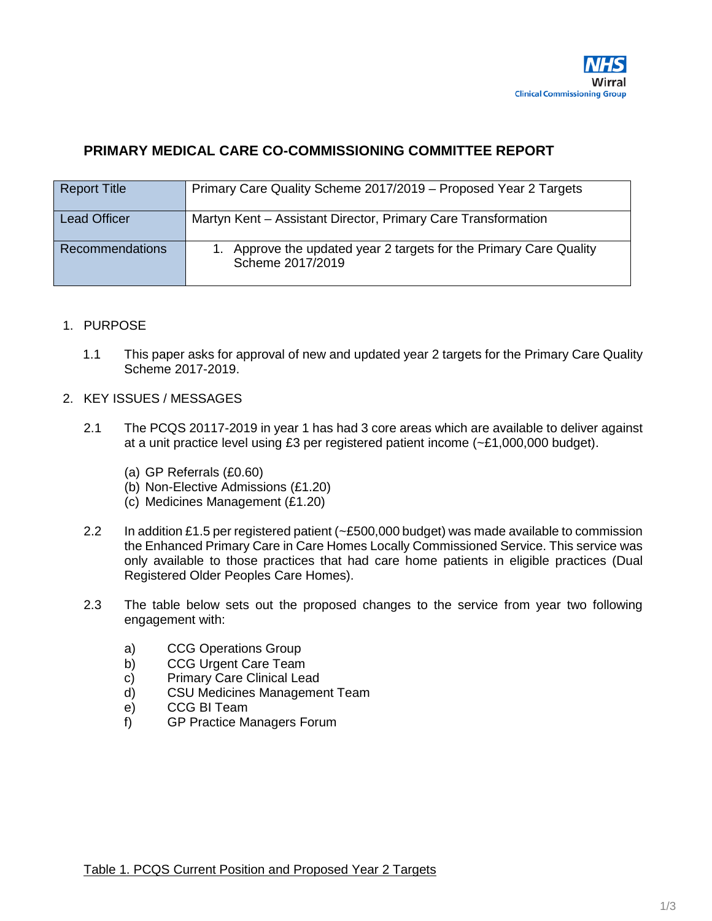**PRIMARY MEDICAL CARE CO-COMMISSIONING COMMITTEE REPORT**

| Report Title | Primary Care Quality Scheme 2017/2019 – Proposed Year 2 Targets |
|---|---|
| Lead Officer | Martyn Kent – Assistant Director, Primary Care Transformation |
| Recommendations | 1. Approve the updated year 2 targets for the Primary Care Quality Scheme 2017/2019 |

1. PURPOSE

   1.1 This paper asks for approval of new and updated year 2 targets for the Primary Care Quality Scheme 2017-2019.

2. KEY ISSUES / MESSAGES

   2.1 The PCQS 20117-2019 in year 1 has had 3 core areas which are available to deliver against at a unit practice level using £3 per registered patient income (~£1,000,000 budget).

   (a) GP Referrals (£0.60)
   (b) Non-Elective Admissions (£1.20)
   (c) Medicines Management (£1.20)

   2.2 In addition £1.5 per registered patient (~£500,000 budget) was made available to commission the Enhanced Primary Care in Care Homes Locally Commissioned Service. This service was only available to those practices that had care home patients in eligible practices (Dual Registered Older Peoples Care Homes).

   2.3 The table below sets out the proposed changes to the service from year two following engagement with:

   a) CCG Operations Group
   b) CCG Urgent Care Team
   c) Primary Care Clinical Lead
   d) CSU Medicines Management Team
   e) CCG BI Team
   f) GP Practice Managers Forum

Table 1. PCQS Current Position and Proposed Year 2 Targets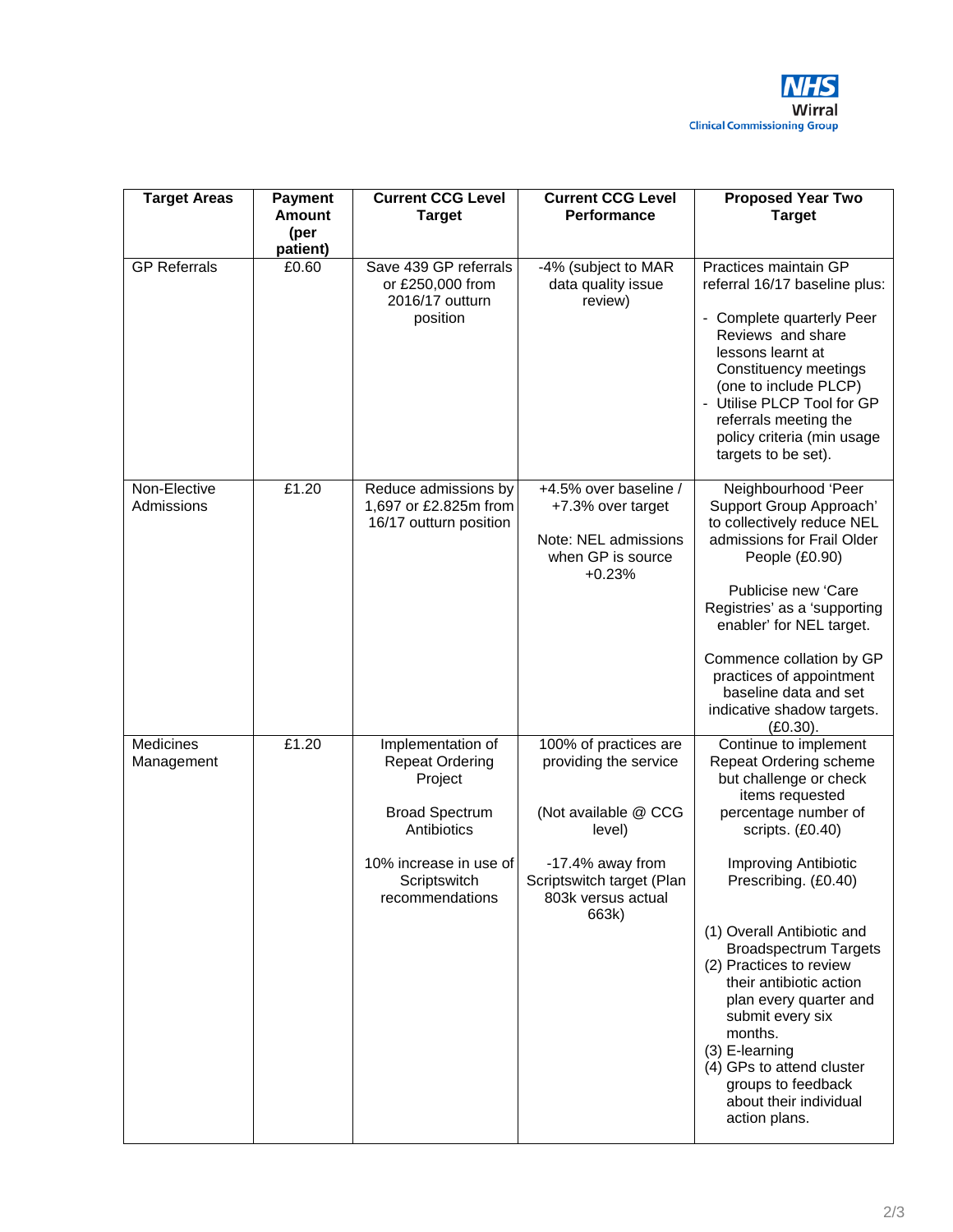| Target Areas | Payment Amount (per patient) | Current CCG Level Target | Current CCG Level Performance | Proposed Year Two Target |
|---|---|---|---|---|
| GP Referrals | £0.60 | Save 439 GP referrals or £250,000 from 2016/17 outturn position | -4% (subject to MAR data quality issue review) | Practices maintain GP referral 16/17 baseline plus:<br>- Complete quarterly Peer Reviews and share lessons learnt at Constituency meetings (one to include PLCP)<br>- Utilise PLCP Tool for GP referrals meeting the policy criteria (min usage targets to be set). |
| Non-Elective Admissions | £1.20 | Reduce admissions by 1,697 or £2.825m from 16/17 outturn position | +4.5% over baseline / +7.3% over target<br><br>Note: NEL admissions when GP is source +0.23% | Neighbourhood 'Peer Support Group Approach' to collectively reduce NEL admissions for Frail Older People (£0.90)<br><br>Publicise new 'Care Registries' as a 'supporting enabler' for NEL target.<br><br>Commence collation by GP practices of appointment baseline data and set indicative shadow targets. (£0.30). |
| Medicines Management | £1.20 | Implementation of Repeat Ordering Project<br><br>Broad Spectrum Antibiotics<br><br>10% increase in use of Scriptswitch recommendations | 100% of practices are providing the service<br><br>(Not available @ CCG level)<br><br>-17.4% away from Scriptswitch target (Plan 803k versus actual 663k) | Continue to implement Repeat Ordering scheme but challenge or check items requested percentage number of scripts. (£0.40)<br><br>Improving Antibiotic Prescribing. (£0.40)<br><br>(1) Overall Antibiotic and Broadspectrum Targets<br>(2) Practices to review their antibiotic action plan every quarter and submit every six months.<br>(3) E-learning<br>(4) GPs to attend cluster groups to feedback about their individual action plans. |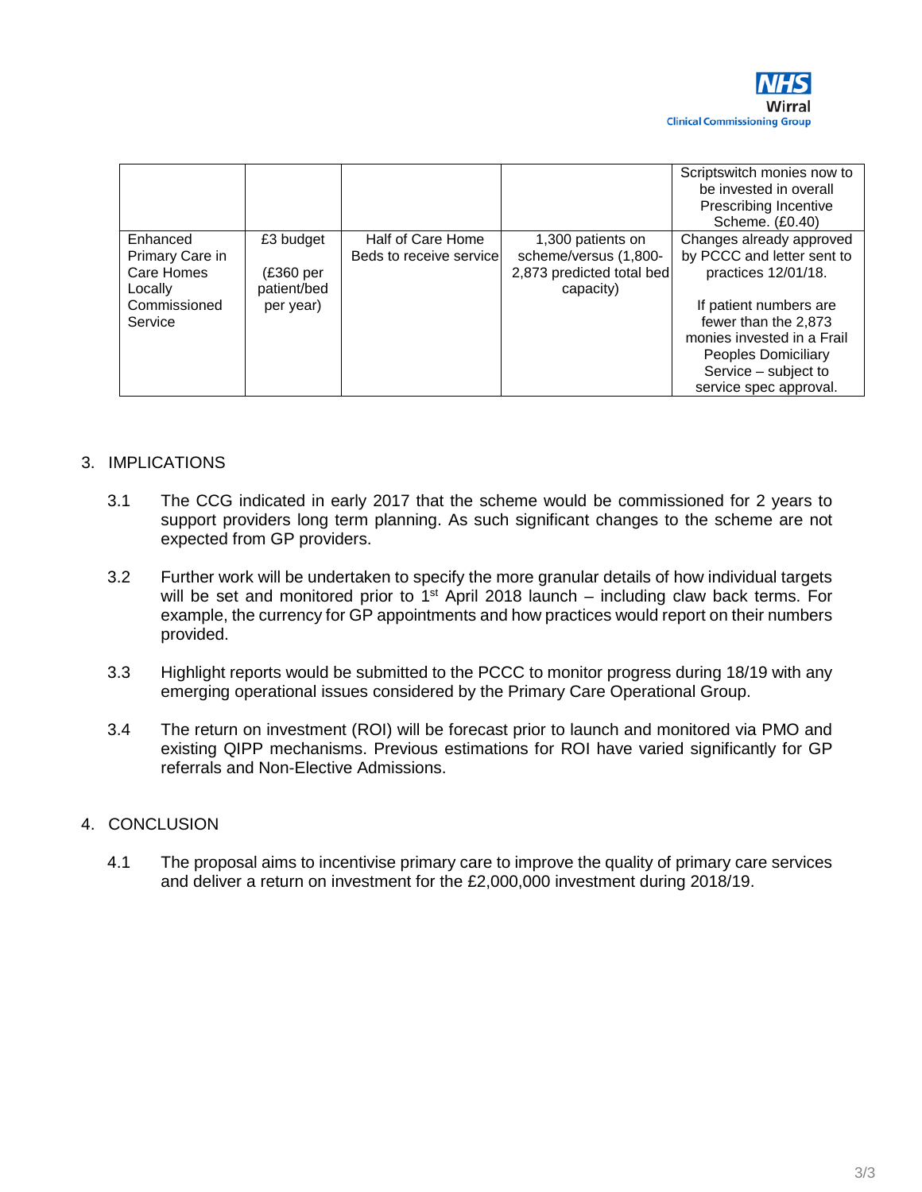|  |  |  |  |  |
| --- | --- | --- | --- | --- |
|  |  |  |  | Scriptswitch monies now to be invested in overall Prescribing Incentive Scheme. (£0.40) |
| Enhanced Primary Care in Care Homes Locally Commissioned Service | £3 budget<br><br>(£360 per patient/bed per year) | Half of Care Home Beds to receive service | 1,300 patients on scheme/versus (1,800-2,873 predicted total bed capacity) | Changes already approved by PCCC and letter sent to practices 12/01/18.<br><br>If patient numbers are fewer than the 2,873 monies invested in a Frail Peoples Domiciliary Service – subject to service spec approval. |

3. IMPLICATIONS

3.1 The CCG indicated in early 2017 that the scheme would be commissioned for 2 years to support providers long term planning. As such significant changes to the scheme are not expected from GP providers.

3.2 Further work will be undertaken to specify the more granular details of how individual targets will be set and monitored prior to 1st April 2018 launch – including claw back terms. For example, the currency for GP appointments and how practices would report on their numbers provided.

3.3 Highlight reports would be submitted to the PCCC to monitor progress during 18/19 with any emerging operational issues considered by the Primary Care Operational Group.

3.4 The return on investment (ROI) will be forecast prior to launch and monitored via PMO and existing QIPP mechanisms. Previous estimations for ROI have varied significantly for GP referrals and Non-Elective Admissions.

4. CONCLUSION

4.1 The proposal aims to incentivise primary care to improve the quality of primary care services and deliver a return on investment for the £2,000,000 investment during 2018/19.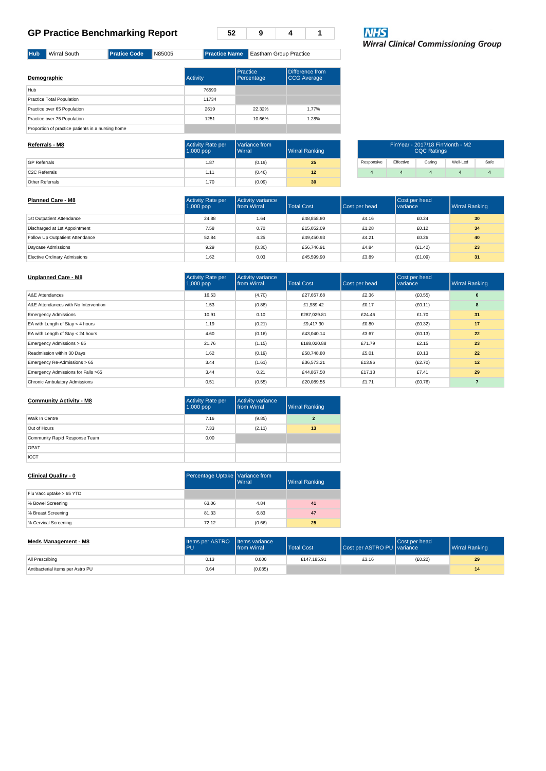## GP Practice Benchmarking Report

| 52 | 9 | 4 | 1 |
|---|---|---|---|

**NHS**
**Wirral Clinical Commissioning Group**

| Hub | Wirral South | Pratice Code | N85005 | Practice Name | Eastham Group Practice |
|---|---|---|---|---|---|

| **Demographic** | Activity | Practice Percentage | Difference from CCG Average |
|---|---|---|---|
| Hub | 76590 | | |
| Practice Total Population | 11734 | | |
| Practice over 65 Population | 2619 | 22.32% | 1.77% |
| Practice over 75 Population | 1251 | 10.66% | 1.28% |
| Proportion of practice patients in a nursing home | | | |

| **Referrals - M8** | Activity Rate per 1,000 pop | Variance from Wirral | Wirral Ranking |
|---|---|---|---|
| GP Referrals | 1.87 | (0.19) | 25 |
| C2C Referrals | 1.11 | (0.46) | 12 |
| Other Referrals | 1.70 | (0.09) | 30 |

| FinYear - 2017/18 FinMonth - M2 CQC Ratings | | | | |
|---|---|---|---|---|
| Responsive | Effective | Caring | Well-Led | Safe |
| 4 | 4 | 4 | 4 | 4 |

| **Planned Care - M8** | Activity Rate per 1,000 pop | Activity variance from Wirral | Total Cost | Cost per head | Cost per head variance | Wirral Ranking |
|---|---|---|---|---|---|---|
| 1st Outpatient Attendance | 24.88 | 1.64 | £48,858.80 | £4.16 | £0.24 | 30 |
| Discharged at 1st Appointment | 7.58 | 0.70 | £15,052.09 | £1.28 | £0.12 | 34 |
| Follow Up Outpatient Attendance | 52.84 | 4.25 | £49,450.93 | £4.21 | £0.26 | 40 |
| Daycase Admissions | 9.29 | (0.30) | £56,746.91 | £4.84 | (£1.42) | 23 |
| Elective Ordinary Admissions | 1.62 | 0.03 | £45,599.90 | £3.89 | (£1.09) | 31 |

| **Unplanned Care - M8** | Activity Rate per 1,000 pop | Activity variance from Wirral | Total Cost | Cost per head | Cost per head variance | Wirral Ranking |
|---|---|---|---|---|---|---|
| A&E Attendances | 16.53 | (4.70) | £27,657.68 | £2.36 | (£0.55) | 6 |
| A&E Attendances with No Intervention | 1.53 | (0.88) | £1,989.42 | £0.17 | (£0.11) | 8 |
| Emergency Admissions | 10.91 | 0.10 | £287,029.81 | £24.46 | £1.70 | 31 |
| EA with Length of Stay < 4 hours | 1.19 | (0.21) | £9,417.30 | £0.80 | (£0.32) | 17 |
| EA with Length of Stay < 24 hours | 4.60 | (0.16) | £43,040.14 | £3.67 | (£0.13) | 22 |
| Emergency Admissions > 65 | 21.76 | (1.15) | £188,020.88 | £71.79 | £2.15 | 23 |
| Readmission within 30 Days | 1.62 | (0.19) | £58,748.80 | £5.01 | £0.13 | 22 |
| Emergency Re-Admissions > 65 | 3.44 | (1.61) | £36,573.21 | £13.96 | (£2.70) | 12 |
| Emergency Admissions for Falls >65 | 3.44 | 0.21 | £44,867.50 | £17.13 | £7.41 | 29 |
| Chronic Ambulatory Admissions | 0.51 | (0.55) | £20,089.55 | £1.71 | (£0.76) | 7 |

| **Community Activity - M8** | Activity Rate per 1,000 pop | Activity variance from Wirral | Wirral Ranking |
|---|---|---|---|
| Walk In Centre | 7.16 | (9.85) | 2 |
| Out of Hours | 7.33 | (2.11) | 13 |
| Community Rapid Response Team | 0.00 | | |
| OPAT | | | |
| ICCT | | | |

| **Clinical Quality - 0** | Percentage Uptake | Variance from Wirral | Wirral Ranking |
|---|---|---|---|
| Flu Vacc uptake > 65 YTD | | | |
| % Bowel Screening | 63.06 | 4.84 | 41 |
| % Breast Screening | 81.33 | 6.83 | 47 |
| % Cervical Screening | 72.12 | (0.66) | 25 |

| **Meds Management - M8** | Items per ASTRO PU | Items variance from Wirral | Total Cost | Cost per ASTRO PU | Cost per head variance | Wirral Ranking |
|---|---|---|---|---|---|---|
| All Prescribing | 0.13 | 0.000 | £147,185.91 | £3.16 | (£0.22) | 29 |
| Antibacterial items per Astro PU | 0.64 | (0.085) | | | | 14 |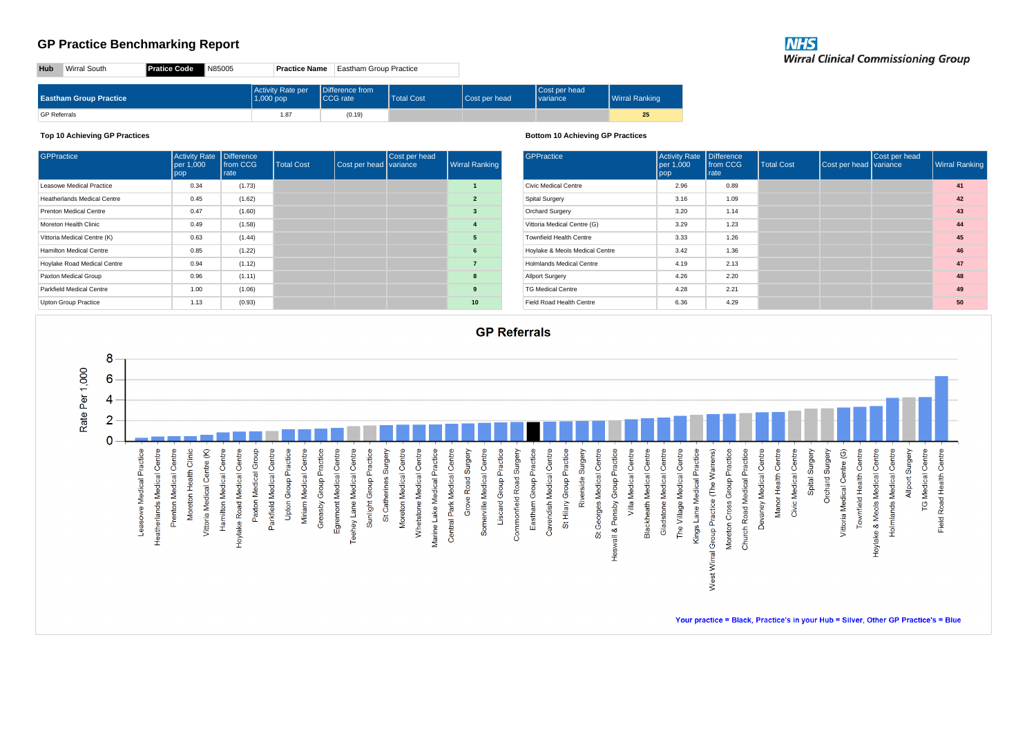# GP Practice Benchmarking Report

**NHS**
*Wirral Clinical Commissioning Group*

| Hub | Wirral South | Pratice Code | N85005 | Practice Name | Eastham Group Practice |
|---|---|---|---|---|---|

| Eastham Group Practice | Activity Rate per 1,000 pop | Difference from CCG rate | Total Cost | Cost per head | Cost per head variance | Wirral Ranking |
|---|---|---|---|---|---|---|
| GP Referrals | 1.87 | (0.19) | | | | 25 |

**Top 10 Achieving GP Practices**

| GPPractice | Activity Rate per 1,000 pop | Difference from CCG rate | Total Cost | Cost per head | Cost per head variance | Wirral Ranking |
|---|---|---|---|---|---|---|
| Leasowe Medical Practice | 0.34 | (1.73) | | | | 1 |
| Heatherlands Medical Centre | 0.45 | (1.62) | | | | 2 |
| Prenton Medical Centre | 0.47 | (1.60) | | | | 3 |
| Moreton Health Clinic | 0.49 | (1.58) | | | | 4 |
| Vittoria Medical Centre (K) | 0.63 | (1.44) | | | | 5 |
| Hamilton Medical Centre | 0.85 | (1.22) | | | | 6 |
| Hoylake Road Medical Centre | 0.94 | (1.12) | | | | 7 |
| Paxton Medical Group | 0.96 | (1.11) | | | | 8 |
| Parkfield Medical Centre | 1.00 | (1.06) | | | | 9 |
| Upton Group Practice | 1.13 | (0.93) | | | | 10 |

**Bottom 10 Achieving GP Practices**

| GPPractice | Activity Rate per 1,000 pop | Difference from CCG rate | Total Cost | Cost per head | Cost per head variance | Wirral Ranking |
|---|---|---|---|---|---|---|
| Civic Medical Centre | 2.96 | 0.89 | | | | 41 |
| Spital Surgery | 3.16 | 1.09 | | | | 42 |
| Orchard Surgery | 3.20 | 1.14 | | | | 43 |
| Vittoria Medical Centre (G) | 3.29 | 1.23 | | | | 44 |
| Townfield Health Centre | 3.33 | 1.26 | | | | 45 |
| Hoylake & Meols Medical Centre | 3.42 | 1.36 | | | | 46 |
| Holmlands Medical Centre | 4.19 | 2.13 | | | | 47 |
| Allport Surgery | 4.26 | 2.20 | | | | 48 |
| TG Medical Centre | 4.28 | 2.21 | | | | 49 |
| Field Road Health Centre | 6.36 | 4.29 | | | | 50 |

**GP Referrals**

Your practice = Black, Practice's in your Hub = Silver, Other GP Practice's = Blue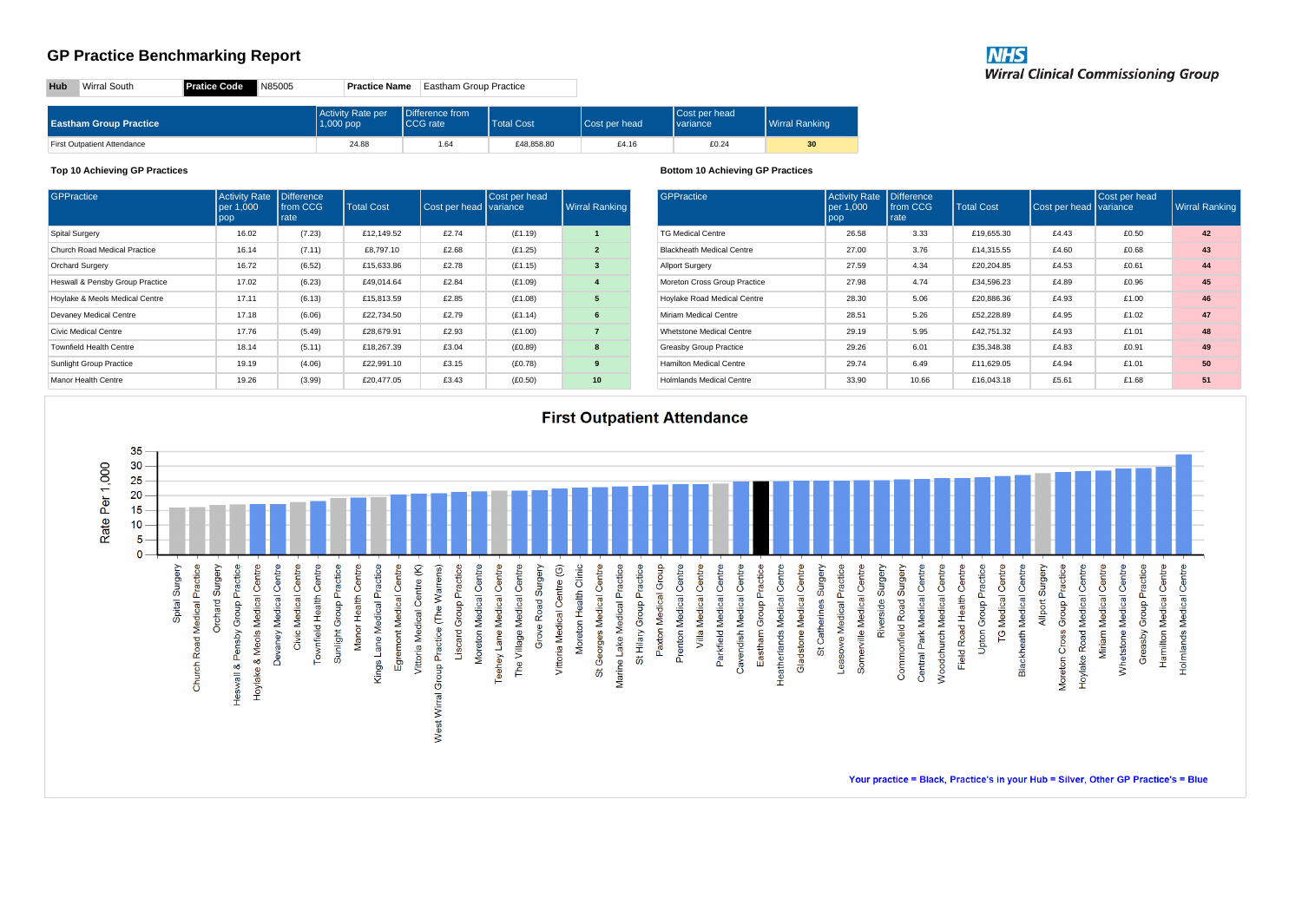# GP Practice Benchmarking Report

**NHS**
*Wirral Clinical Commissioning Group*

| Hub | Wirral South | Pratice Code | N85005 | Practice Name | Eastham Group Practice |
|---|---|---|---|---|---|

| Eastham Group Practice | Activity Rate per 1,000 pop | Difference from CCG rate | Total Cost | Cost per head | Cost per head variance | Wirral Ranking |
|---|---|---|---|---|---|---|
| First Outpatient Attendance | 24.88 | 1.64 | £48,858.80 | £4.16 | £0.24 | 30 |

### Top 10 Achieving GP Practices

| GPPractice | Activity Rate per 1,000 pop | Difference from CCG rate | Total Cost | Cost per head | Cost per head variance | Wirral Ranking |
|---|---|---|---|---|---|---|
| Spital Surgery | 16.02 | (7.23) | £12,149.52 | £2.74 | (£1.19) | 1 |
| Church Road Medical Practice | 16.14 | (7.11) | £8,797.10 | £2.68 | (£1.25) | 2 |
| Orchard Surgery | 16.72 | (6.52) | £15,633.86 | £2.78 | (£1.15) | 3 |
| Heswall & Pensby Group Practice | 17.02 | (6.23) | £49,014.64 | £2.84 | (£1.09) | 4 |
| Hoylake & Meols Medical Centre | 17.11 | (6.13) | £15,813.59 | £2.85 | (£1.08) | 5 |
| Devaney Medical Centre | 17.18 | (6.06) | £22,734.50 | £2.79 | (£1.14) | 6 |
| Civic Medical Centre | 17.76 | (5.49) | £28,679.91 | £2.93 | (£1.00) | 7 |
| Townfield Health Centre | 18.14 | (5.11) | £18,267.39 | £3.04 | (£0.89) | 8 |
| Sunlight Group Practice | 19.19 | (4.06) | £22,991.10 | £3.15 | (£0.78) | 9 |
| Manor Health Centre | 19.26 | (3.99) | £20,477.05 | £3.43 | (£0.50) | 10 |

### Bottom 10 Achieving GP Practices

| GPPractice | Activity Rate per 1,000 pop | Difference from CCG rate | Total Cost | Cost per head | Cost per head variance | Wirral Ranking |
|---|---|---|---|---|---|---|
| TG Medical Centre | 26.58 | 3.33 | £19,655.30 | £4.43 | £0.50 | 42 |
| Blackheath Medical Centre | 27.00 | 3.76 | £14,315.55 | £4.60 | £0.68 | 43 |
| Allport Surgery | 27.59 | 4.34 | £20,204.85 | £4.53 | £0.61 | 44 |
| Moreton Cross Group Practice | 27.98 | 4.74 | £34,596.23 | £4.89 | £0.96 | 45 |
| Hoylake Road Medical Centre | 28.30 | 5.06 | £20,886.36 | £4.93 | £1.00 | 46 |
| Miriam Medical Centre | 28.51 | 5.26 | £52,228.89 | £4.95 | £1.02 | 47 |
| Whetstone Medical Centre | 29.19 | 5.95 | £42,751.32 | £4.93 | £1.01 | 48 |
| Greasby Group Practice | 29.26 | 6.01 | £35,348.38 | £4.83 | £0.91 | 49 |
| Hamilton Medical Centre | 29.74 | 6.49 | £11,629.05 | £4.94 | £1.01 | 50 |
| Holmlands Medical Centre | 33.90 | 10.66 | £16,043.18 | £5.61 | £1.68 | 51 |

## First Outpatient Attendance

Rate Per 1,000

Your practice = Black, Practice's in your Hub = Silver, Other GP Practice's = Blue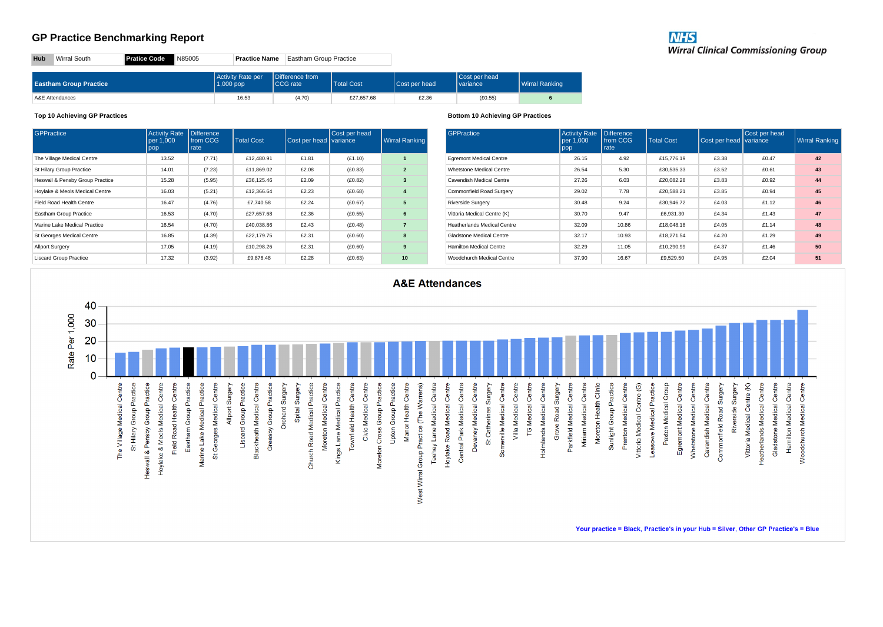# GP Practice Benchmarking Report

**NHS**
*Wirral Clinical Commissioning Group*

| Hub | Wirral South | Pratice Code | N85005 | Practice Name | Eastham Group Practice |
|---|---|---|---|---|---|

| Eastham Group Practice | Activity Rate per 1,000 pop | Difference from CCG rate | Total Cost | Cost per head | Cost per head variance | Wirral Ranking |
|---|---|---|---|---|---|---|
| A&E Attendances | 16.53 | (4.70) | £27,657.68 | £2.36 | (£0.55) | 6 |

### Top 10 Achieving GP Practices

| GPPractice | Activity Rate per 1,000 pop | Difference from CCG rate | Total Cost | Cost per head | Cost per head variance | Wirral Ranking |
|---|---|---|---|---|---|---|
| The Village Medical Centre | 13.52 | (7.71) | £12,480.91 | £1.81 | (£1.10) | 1 |
| St Hilary Group Practice | 14.01 | (7.23) | £11,869.02 | £2.08 | (£0.83) | 2 |
| Heswall & Pensby Group Practice | 15.28 | (5.95) | £36,125.46 | £2.09 | (£0.82) | 3 |
| Hoylake & Meols Medical Centre | 16.03 | (5.21) | £12,366.64 | £2.23 | (£0.68) | 4 |
| Field Road Health Centre | 16.47 | (4.76) | £7,740.58 | £2.24 | (£0.67) | 5 |
| Eastham Group Practice | 16.53 | (4.70) | £27,657.68 | £2.36 | (£0.55) | 6 |
| Marine Lake Medical Practice | 16.54 | (4.70) | £40,038.86 | £2.43 | (£0.48) | 7 |
| St Georges Medical Centre | 16.85 | (4.39) | £22,179.75 | £2.31 | (£0.60) | 8 |
| Allport Surgery | 17.05 | (4.19) | £10,298.26 | £2.31 | (£0.60) | 9 |
| Liscard Group Practice | 17.32 | (3.92) | £9,876.48 | £2.28 | (£0.63) | 10 |

### Bottom 10 Achieving GP Practices

| GPPractice | Activity Rate per 1,000 pop | Difference from CCG rate | Total Cost | Cost per head | Cost per head variance | Wirral Ranking |
|---|---|---|---|---|---|---|
| Egremont Medical Centre | 26.15 | 4.92 | £15,776.19 | £3.38 | £0.47 | 42 |
| Whetstone Medical Centre | 26.54 | 5.30 | £30,535.33 | £3.52 | £0.61 | 43 |
| Cavendish Medical Centre | 27.26 | 6.03 | £20,082.28 | £3.83 | £0.92 | 44 |
| Commonfield Road Surgery | 29.02 | 7.78 | £20,588.21 | £3.85 | £0.94 | 45 |
| Riverside Surgery | 30.48 | 9.24 | £30,946.72 | £4.03 | £1.12 | 46 |
| Vittoria Medical Centre (K) | 30.70 | 9.47 | £6,931.30 | £4.34 | £1.43 | 47 |
| Heatherlands Medical Centre | 32.09 | 10.86 | £18,048.18 | £4.05 | £1.14 | 48 |
| Gladstone Medical Centre | 32.17 | 10.93 | £18,271.54 | £4.20 | £1.29 | 49 |
| Hamilton Medical Centre | 32.29 | 11.05 | £10,290.99 | £4.37 | £1.46 | 50 |
| Woodchurch Medical Centre | 37.90 | 16.67 | £9,529.50 | £4.95 | £2.04 | 51 |

## A&E Attendances

Your practice = Black, Practice's in your Hub = Silver, Other GP Practice's = Blue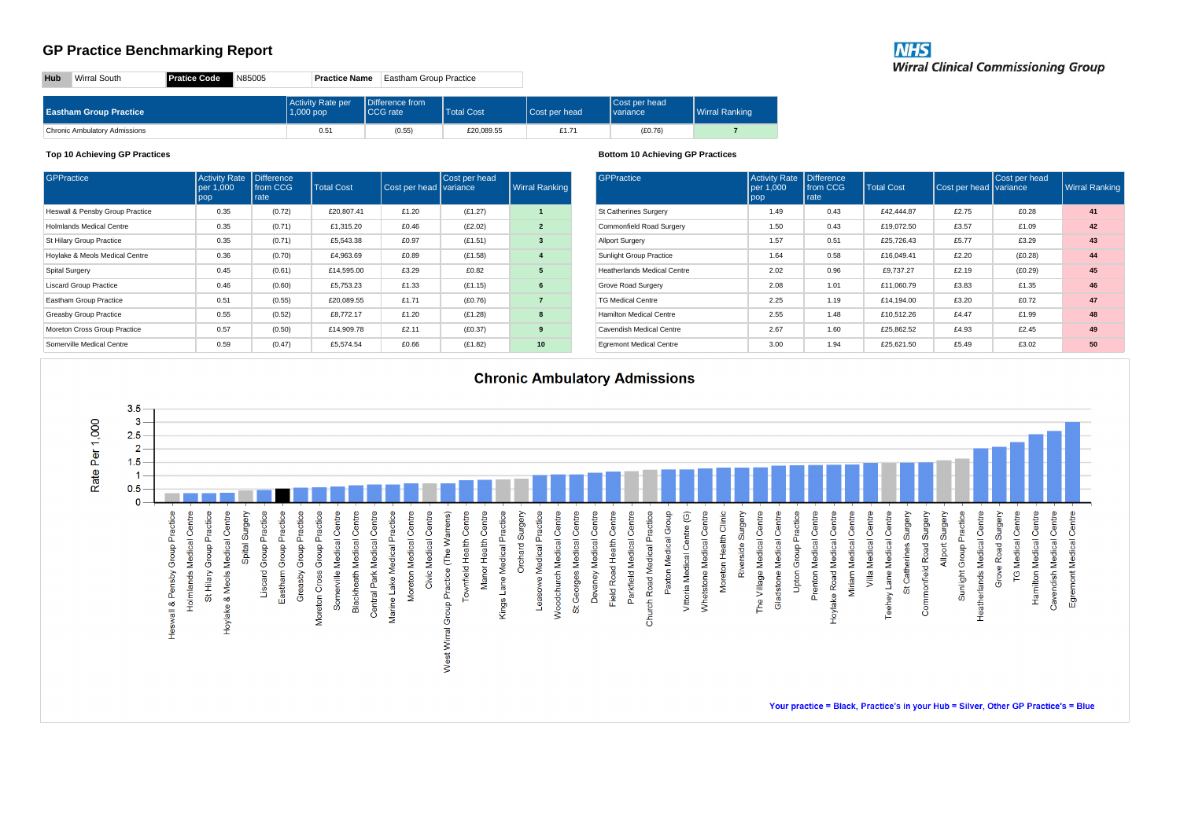# GP Practice Benchmarking Report

NHS
Wirral Clinical Commissioning Group

| Hub | Wirral South | Pratice Code | N85005 | Practice Name | Eastham Group Practice |
|---|---|---|---|---|---|

| Eastham Group Practice | Activity Rate per 1,000 pop | Difference from CCG rate | Total Cost | Cost per head | Cost per head variance | Wirral Ranking |
|---|---|---|---|---|---|---|
| Chronic Ambulatory Admissions | 0.51 | (0.55) | £20,089.55 | £1.71 | (£0.76) | 7 |

### Top 10 Achieving GP Practices

| GPPractice | Activity Rate per 1,000 pop | Difference from CCG rate | Total Cost | Cost per head | Cost per head variance | Wirral Ranking |
|---|---|---|---|---|---|---|
| Heswall & Pensby Group Practice | 0.35 | (0.72) | £20,807.41 | £1.20 | (£1.27) | 1 |
| Holmlands Medical Centre | 0.35 | (0.71) | £1,315.20 | £0.46 | (£2.02) | 2 |
| St Hilary Group Practice | 0.35 | (0.71) | £5,543.38 | £0.97 | (£1.51) | 3 |
| Hoylake & Meols Medical Centre | 0.36 | (0.70) | £4,963.69 | £0.89 | (£1.58) | 4 |
| Spital Surgery | 0.45 | (0.61) | £14,595.00 | £3.29 | £0.82 | 5 |
| Liscard Group Practice | 0.46 | (0.60) | £5,753.23 | £1.33 | (£1.15) | 6 |
| Eastham Group Practice | 0.51 | (0.55) | £20,089.55 | £1.71 | (£0.76) | 7 |
| Greasby Group Practice | 0.55 | (0.52) | £8,772.17 | £1.20 | (£1.28) | 8 |
| Moreton Cross Group Practice | 0.57 | (0.50) | £14,909.78 | £2.11 | (£0.37) | 9 |
| Somerville Medical Centre | 0.59 | (0.47) | £5,574.54 | £0.66 | (£1.82) | 10 |

### Bottom 10 Achieving GP Practices

| GPPractice | Activity Rate per 1,000 pop | Difference from CCG rate | Total Cost | Cost per head | Cost per head variance | Wirral Ranking |
|---|---|---|---|---|---|---|
| St Catherines Surgery | 1.49 | 0.43 | £42,444.87 | £2.75 | £0.28 | 41 |
| Commonfield Road Surgery | 1.50 | 0.43 | £19,072.50 | £3.57 | £1.09 | 42 |
| Allport Surgery | 1.57 | 0.51 | £25,726.43 | £5.77 | £3.29 | 43 |
| Sunlight Group Practice | 1.64 | 0.58 | £16,049.41 | £2.20 | (£0.28) | 44 |
| Heatherlands Medical Centre | 2.02 | 0.96 | £9,737.27 | £2.19 | (£0.29) | 45 |
| Grove Road Surgery | 2.08 | 1.01 | £11,060.79 | £3.83 | £1.35 | 46 |
| TG Medical Centre | 2.25 | 1.19 | £14,194.00 | £3.20 | £0.72 | 47 |
| Hamilton Medical Centre | 2.55 | 1.48 | £10,512.26 | £4.47 | £1.99 | 48 |
| Cavendish Medical Centre | 2.67 | 1.60 | £25,862.52 | £4.93 | £2.45 | 49 |
| Egremont Medical Centre | 3.00 | 1.94 | £25,621.50 | £5.49 | £3.02 | 50 |

## Chronic Ambulatory Admissions

Rate Per 1,000

0, 0.5, 1, 1.5, 2, 2.5, 3, 3.5

Heswall & Pensby Group Practice, Holmlands Medical Centre, St Hilary Group Practice, Hoylake & Meols Medical Centre, Spital Surgery, Liscard Group Practice, Eastham Group Practice, Greasby Group Practice, Moreton Cross Group Practice, Somerville Medical Centre, Blackheath Medical Centre, Central Park Medical Centre, Marine Lake Medical Practice, Moreton Medical Centre, Civic Medical Centre, West Wirral Group Practice (The Warrens), Townfield Health Centre, Manor Health Centre, Kings Lane Medical Practice, Orchard Surgery, Leasowe Medical Practice, Woodchurch Medical Centre, St Georges Medical Centre, Devaney Medical Centre, Field Road Health Centre, Parkfield Medical Centre, Church Road Medical Practice, Paxton Medical Group, Vittoria Medical Centre (G), Whetstone Medical Centre, Moreton Health Clinic, Riverside Surgery, The Village Medical Centre, Gladstone Medical Centre, Upton Group Practice, Prenton Medical Centre, Hoylake Road Medical Centre, Miriam Medical Centre, Villa Medical Centre, Teehey Lane Medical Centre, St Catherines Surgery, Commonfield Road Surgery, Allport Surgery, Sunlight Group Practice, Heatherlands Medical Centre, Grove Road Surgery, TG Medical Centre, Hamilton Medical Centre, Cavendish Medical Centre, Egremont Medical Centre

**Your practice = Black, Practice's in your Hub = Silver, Other GP Practice's = Blue**